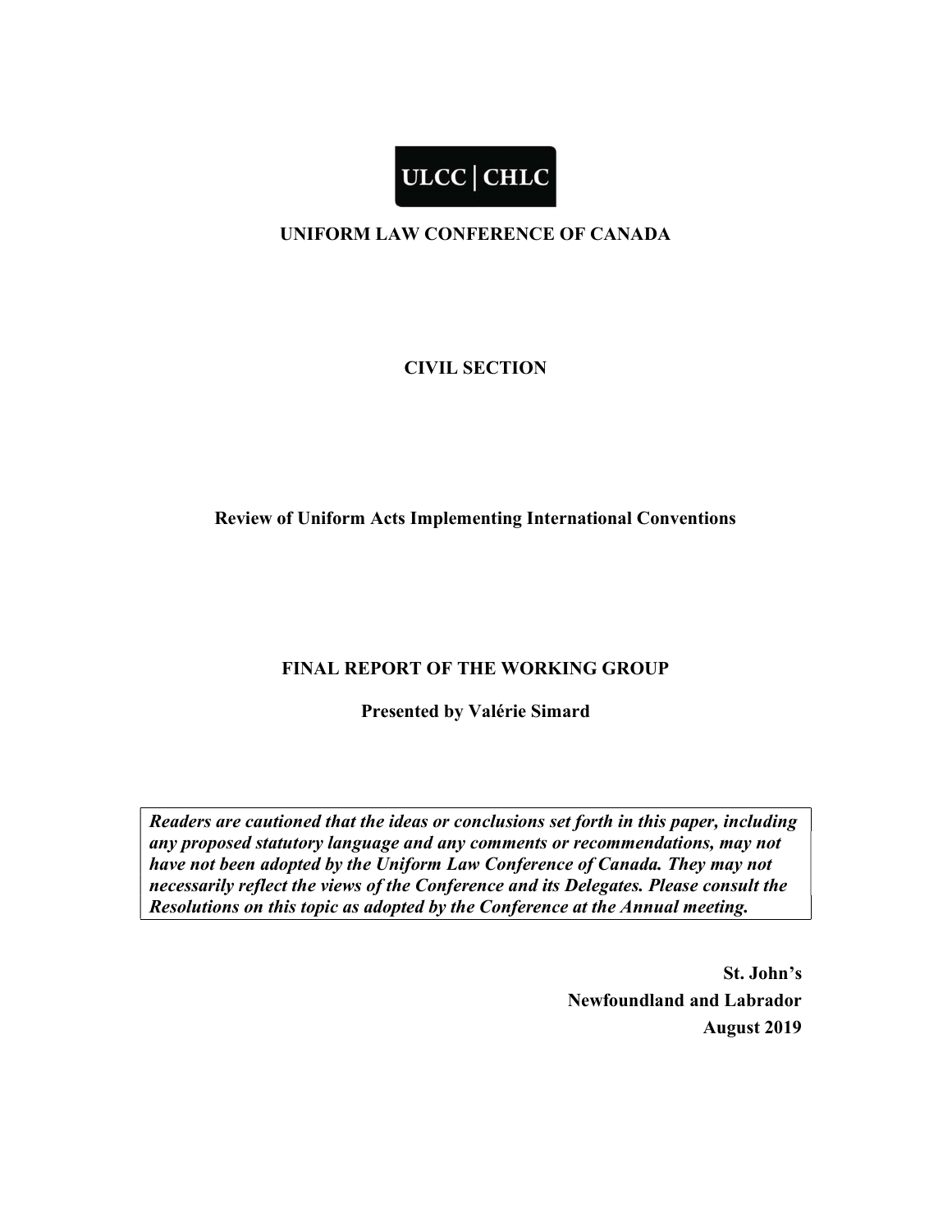ULCC | CHLC

# UNIFORM LAW CONFERENCE OF CANADA

## CIVIL SECTION

## Review of Uniform Acts Implementing International Conventions

## FINAL REPORT OF THE WORKING GROUP

**Presented by Valérie Simard**

***Readers are cautioned that the ideas or conclusions set forth in this paper, including any proposed statutory language and any comments or recommendations, may not have not been adopted by the Uniform Law Conference of Canada. They may not necessarily reflect the views of the Conference and its Delegates. Please consult the Resolutions on this topic as adopted by the Conference at the Annual meeting.***

**St. John's**
**Newfoundland and Labrador**
**August 2019**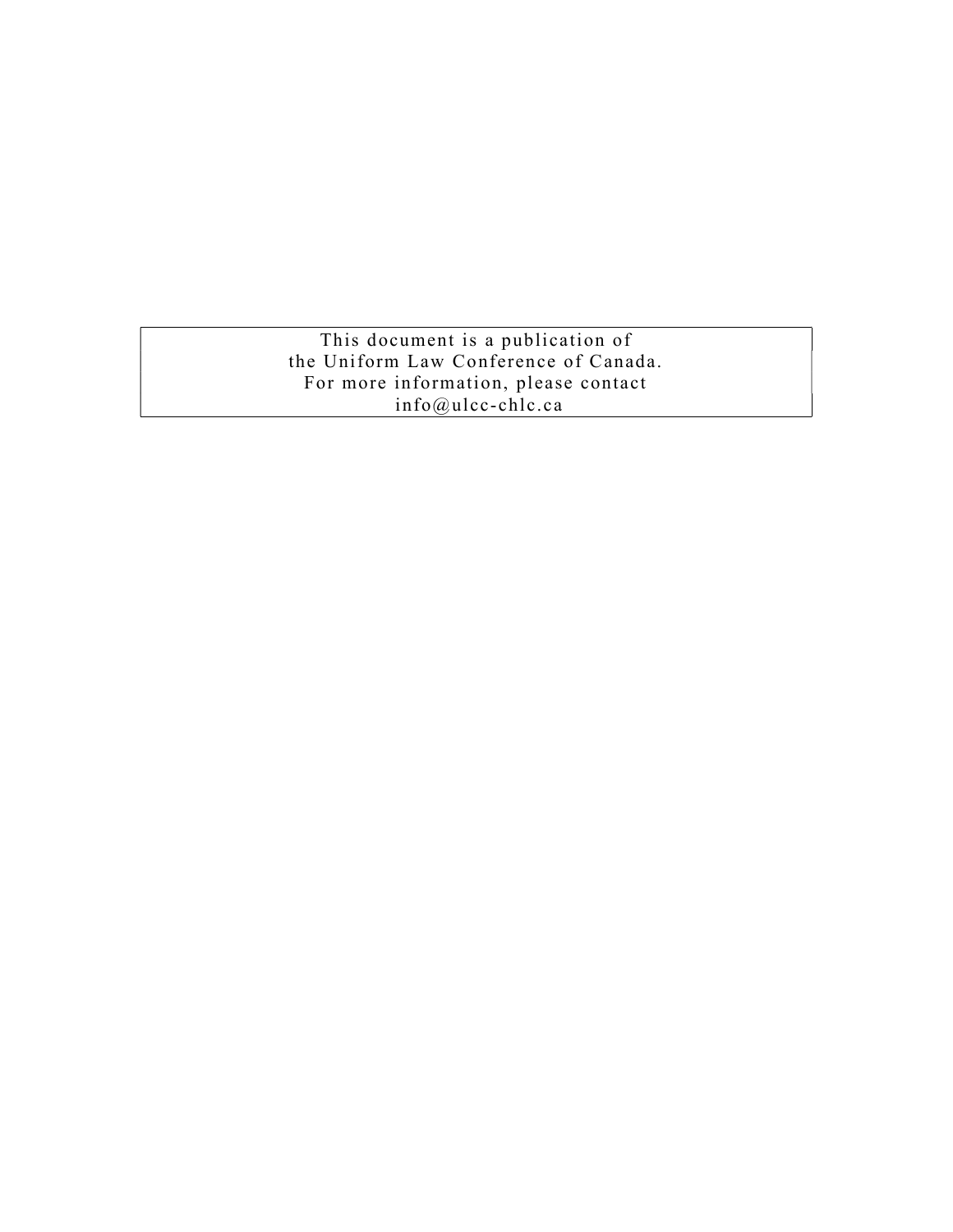This document is a publication of
the Uniform Law Conference of Canada.
For more information, please contact
info@ulcc-chlc.ca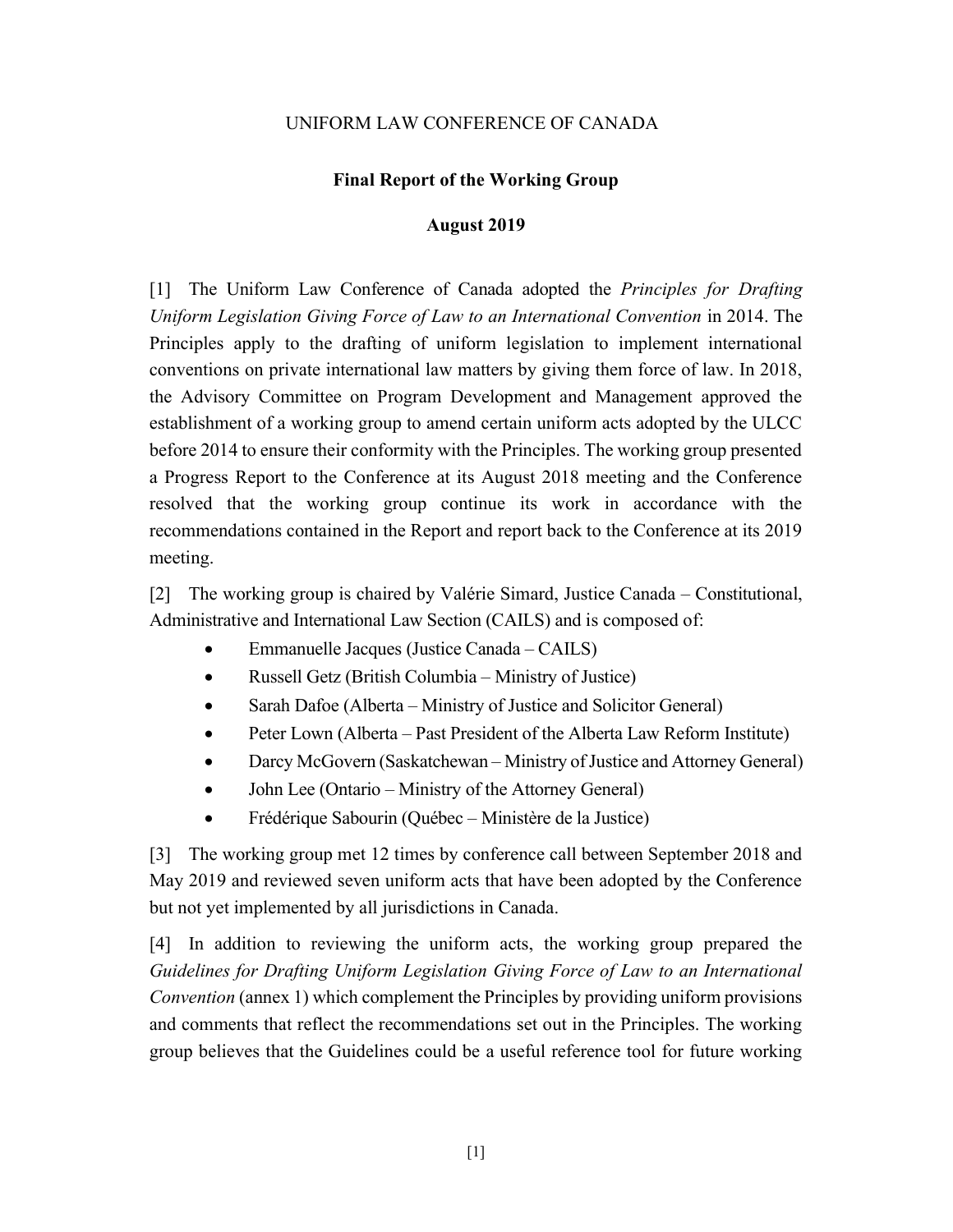UNIFORM LAW CONFERENCE OF CANADA

**Final Report of the Working Group**

**August 2019**

[1] The Uniform Law Conference of Canada adopted the *Principles for Drafting Uniform Legislation Giving Force of Law to an International Convention* in 2014. The Principles apply to the drafting of uniform legislation to implement international conventions on private international law matters by giving them force of law. In 2018, the Advisory Committee on Program Development and Management approved the establishment of a working group to amend certain uniform acts adopted by the ULCC before 2014 to ensure their conformity with the Principles. The working group presented a Progress Report to the Conference at its August 2018 meeting and the Conference resolved that the working group continue its work in accordance with the recommendations contained in the Report and report back to the Conference at its 2019 meeting.

[2] The working group is chaired by Valérie Simard, Justice Canada – Constitutional, Administrative and International Law Section (CAILS) and is composed of:

- Emmanuelle Jacques (Justice Canada – CAILS)
- Russell Getz (British Columbia – Ministry of Justice)
- Sarah Dafoe (Alberta – Ministry of Justice and Solicitor General)
- Peter Lown (Alberta – Past President of the Alberta Law Reform Institute)
- Darcy McGovern (Saskatchewan – Ministry of Justice and Attorney General)
- John Lee (Ontario – Ministry of the Attorney General)
- Frédérique Sabourin (Québec – Ministère de la Justice)

[3] The working group met 12 times by conference call between September 2018 and May 2019 and reviewed seven uniform acts that have been adopted by the Conference but not yet implemented by all jurisdictions in Canada.

[4] In addition to reviewing the uniform acts, the working group prepared the *Guidelines for Drafting Uniform Legislation Giving Force of Law to an International Convention* (annex 1) which complement the Principles by providing uniform provisions and comments that reflect the recommendations set out in the Principles. The working group believes that the Guidelines could be a useful reference tool for future working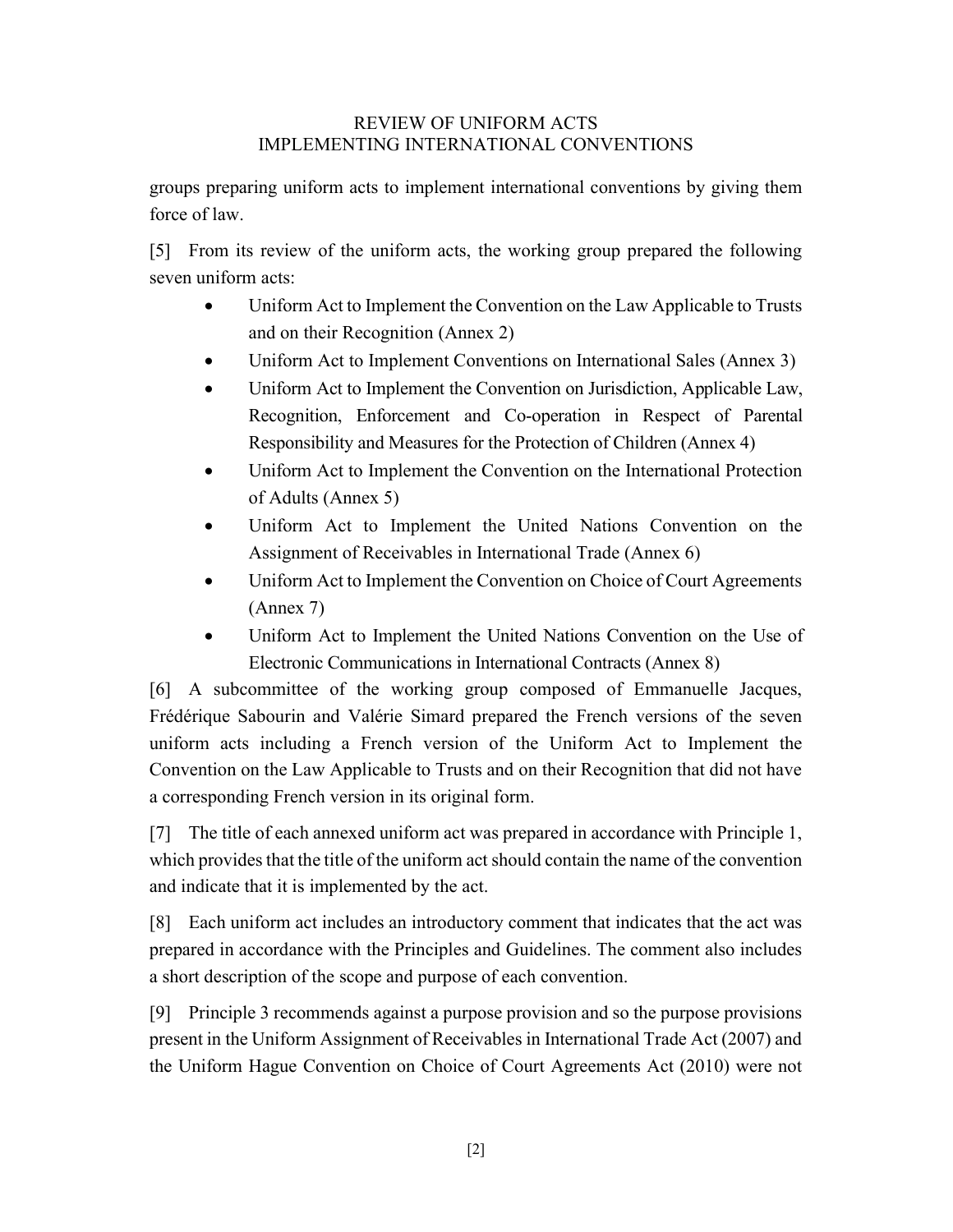groups preparing uniform acts to implement international conventions by giving them force of law.

[5] From its review of the uniform acts, the working group prepared the following seven uniform acts:

- Uniform Act to Implement the Convention on the Law Applicable to Trusts and on their Recognition (Annex 2)
- Uniform Act to Implement Conventions on International Sales (Annex 3)
- Uniform Act to Implement the Convention on Jurisdiction, Applicable Law, Recognition, Enforcement and Co-operation in Respect of Parental Responsibility and Measures for the Protection of Children (Annex 4)
- Uniform Act to Implement the Convention on the International Protection of Adults (Annex 5)
- Uniform Act to Implement the United Nations Convention on the Assignment of Receivables in International Trade (Annex 6)
- Uniform Act to Implement the Convention on Choice of Court Agreements (Annex 7)
- Uniform Act to Implement the United Nations Convention on the Use of Electronic Communications in International Contracts (Annex 8)

[6] A subcommittee of the working group composed of Emmanuelle Jacques, Frédérique Sabourin and Valérie Simard prepared the French versions of the seven uniform acts including a French version of the Uniform Act to Implement the Convention on the Law Applicable to Trusts and on their Recognition that did not have a corresponding French version in its original form.

[7] The title of each annexed uniform act was prepared in accordance with Principle 1, which provides that the title of the uniform act should contain the name of the convention and indicate that it is implemented by the act.

[8] Each uniform act includes an introductory comment that indicates that the act was prepared in accordance with the Principles and Guidelines. The comment also includes a short description of the scope and purpose of each convention.

[9] Principle 3 recommends against a purpose provision and so the purpose provisions present in the Uniform Assignment of Receivables in International Trade Act (2007) and the Uniform Hague Convention on Choice of Court Agreements Act (2010) were not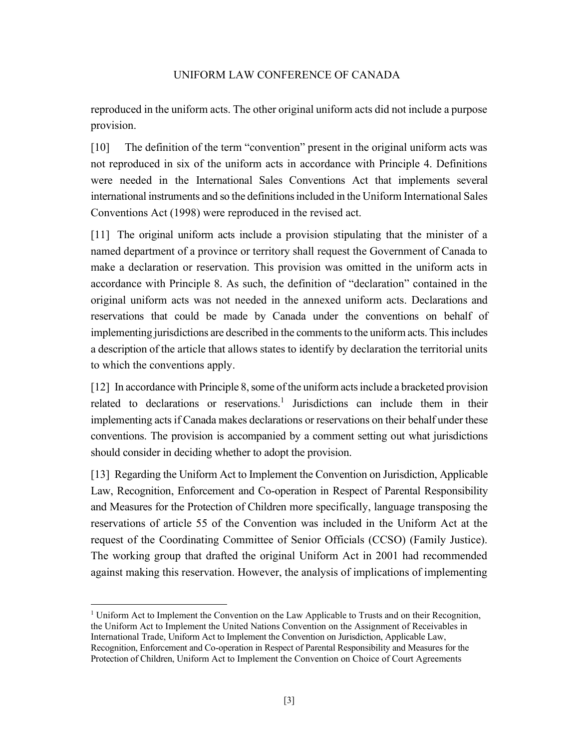reproduced in the uniform acts. The other original uniform acts did not include a purpose provision.

[10] The definition of the term "convention" present in the original uniform acts was not reproduced in six of the uniform acts in accordance with Principle 4. Definitions were needed in the International Sales Conventions Act that implements several international instruments and so the definitions included in the Uniform International Sales Conventions Act (1998) were reproduced in the revised act.

[11] The original uniform acts include a provision stipulating that the minister of a named department of a province or territory shall request the Government of Canada to make a declaration or reservation. This provision was omitted in the uniform acts in accordance with Principle 8. As such, the definition of "declaration" contained in the original uniform acts was not needed in the annexed uniform acts. Declarations and reservations that could be made by Canada under the conventions on behalf of implementing jurisdictions are described in the comments to the uniform acts. This includes a description of the article that allows states to identify by declaration the territorial units to which the conventions apply.

[12] In accordance with Principle 8, some of the uniform acts include a bracketed provision related to declarations or reservations.[1] Jurisdictions can include them in their implementing acts if Canada makes declarations or reservations on their behalf under these conventions. The provision is accompanied by a comment setting out what jurisdictions should consider in deciding whether to adopt the provision.

[13] Regarding the Uniform Act to Implement the Convention on Jurisdiction, Applicable Law, Recognition, Enforcement and Co-operation in Respect of Parental Responsibility and Measures for the Protection of Children more specifically, language transposing the reservations of article 55 of the Convention was included in the Uniform Act at the request of the Coordinating Committee of Senior Officials (CCSO) (Family Justice). The working group that drafted the original Uniform Act in 2001 had recommended against making this reservation. However, the analysis of implications of implementing

---

[1] Uniform Act to Implement the Convention on the Law Applicable to Trusts and on their Recognition, the Uniform Act to Implement the United Nations Convention on the Assignment of Receivables in International Trade, Uniform Act to Implement the Convention on Jurisdiction, Applicable Law, Recognition, Enforcement and Co-operation in Respect of Parental Responsibility and Measures for the Protection of Children, Uniform Act to Implement the Convention on Choice of Court Agreements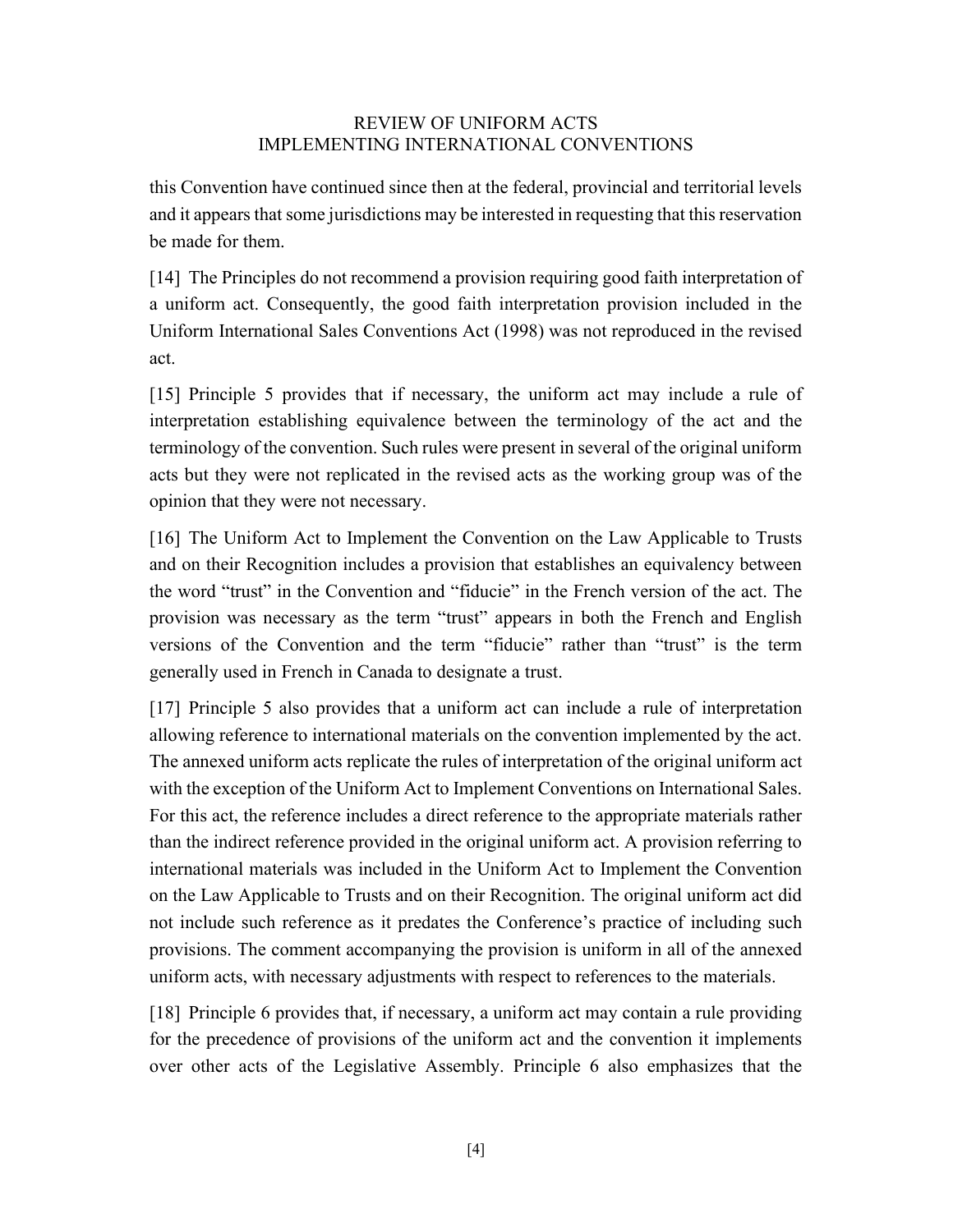this Convention have continued since then at the federal, provincial and territorial levels and it appears that some jurisdictions may be interested in requesting that this reservation be made for them.

[14] The Principles do not recommend a provision requiring good faith interpretation of a uniform act. Consequently, the good faith interpretation provision included in the Uniform International Sales Conventions Act (1998) was not reproduced in the revised act.

[15] Principle 5 provides that if necessary, the uniform act may include a rule of interpretation establishing equivalence between the terminology of the act and the terminology of the convention. Such rules were present in several of the original uniform acts but they were not replicated in the revised acts as the working group was of the opinion that they were not necessary.

[16] The Uniform Act to Implement the Convention on the Law Applicable to Trusts and on their Recognition includes a provision that establishes an equivalency between the word "trust" in the Convention and "fiducie" in the French version of the act. The provision was necessary as the term "trust" appears in both the French and English versions of the Convention and the term "fiducie" rather than "trust" is the term generally used in French in Canada to designate a trust.

[17] Principle 5 also provides that a uniform act can include a rule of interpretation allowing reference to international materials on the convention implemented by the act. The annexed uniform acts replicate the rules of interpretation of the original uniform act with the exception of the Uniform Act to Implement Conventions on International Sales. For this act, the reference includes a direct reference to the appropriate materials rather than the indirect reference provided in the original uniform act. A provision referring to international materials was included in the Uniform Act to Implement the Convention on the Law Applicable to Trusts and on their Recognition. The original uniform act did not include such reference as it predates the Conference's practice of including such provisions. The comment accompanying the provision is uniform in all of the annexed uniform acts, with necessary adjustments with respect to references to the materials.

[18] Principle 6 provides that, if necessary, a uniform act may contain a rule providing for the precedence of provisions of the uniform act and the convention it implements over other acts of the Legislative Assembly. Principle 6 also emphasizes that the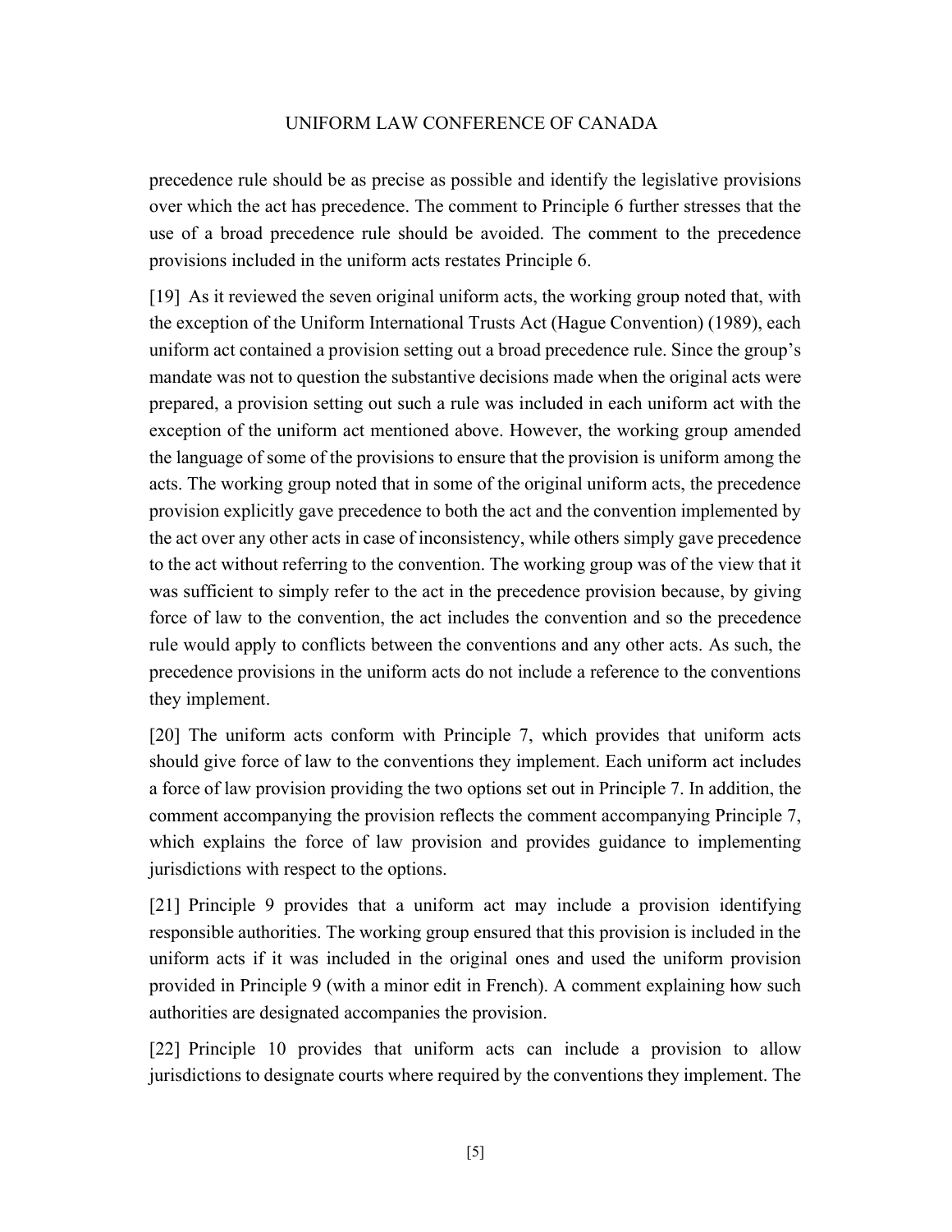precedence rule should be as precise as possible and identify the legislative provisions over which the act has precedence. The comment to Principle 6 further stresses that the use of a broad precedence rule should be avoided. The comment to the precedence provisions included in the uniform acts restates Principle 6.

[19] As it reviewed the seven original uniform acts, the working group noted that, with the exception of the Uniform International Trusts Act (Hague Convention) (1989), each uniform act contained a provision setting out a broad precedence rule. Since the group's mandate was not to question the substantive decisions made when the original acts were prepared, a provision setting out such a rule was included in each uniform act with the exception of the uniform act mentioned above. However, the working group amended the language of some of the provisions to ensure that the provision is uniform among the acts. The working group noted that in some of the original uniform acts, the precedence provision explicitly gave precedence to both the act and the convention implemented by the act over any other acts in case of inconsistency, while others simply gave precedence to the act without referring to the convention. The working group was of the view that it was sufficient to simply refer to the act in the precedence provision because, by giving force of law to the convention, the act includes the convention and so the precedence rule would apply to conflicts between the conventions and any other acts. As such, the precedence provisions in the uniform acts do not include a reference to the conventions they implement.

[20] The uniform acts conform with Principle 7, which provides that uniform acts should give force of law to the conventions they implement. Each uniform act includes a force of law provision providing the two options set out in Principle 7. In addition, the comment accompanying the provision reflects the comment accompanying Principle 7, which explains the force of law provision and provides guidance to implementing jurisdictions with respect to the options.

[21] Principle 9 provides that a uniform act may include a provision identifying responsible authorities. The working group ensured that this provision is included in the uniform acts if it was included in the original ones and used the uniform provision provided in Principle 9 (with a minor edit in French). A comment explaining how such authorities are designated accompanies the provision.

[22] Principle 10 provides that uniform acts can include a provision to allow jurisdictions to designate courts where required by the conventions they implement. The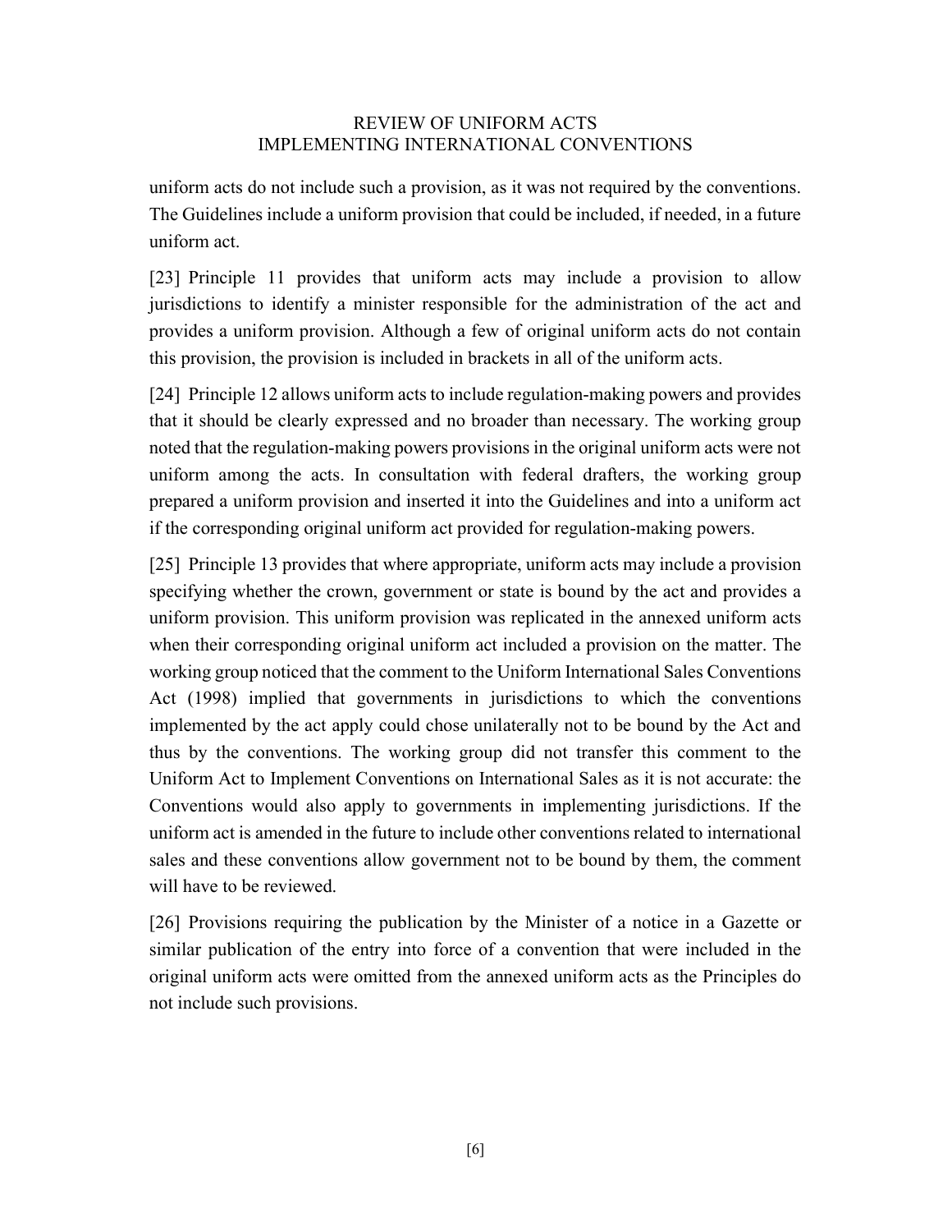uniform acts do not include such a provision, as it was not required by the conventions. The Guidelines include a uniform provision that could be included, if needed, in a future uniform act.

[23] Principle 11 provides that uniform acts may include a provision to allow jurisdictions to identify a minister responsible for the administration of the act and provides a uniform provision. Although a few of original uniform acts do not contain this provision, the provision is included in brackets in all of the uniform acts.

[24] Principle 12 allows uniform acts to include regulation-making powers and provides that it should be clearly expressed and no broader than necessary. The working group noted that the regulation-making powers provisions in the original uniform acts were not uniform among the acts. In consultation with federal drafters, the working group prepared a uniform provision and inserted it into the Guidelines and into a uniform act if the corresponding original uniform act provided for regulation-making powers.

[25] Principle 13 provides that where appropriate, uniform acts may include a provision specifying whether the crown, government or state is bound by the act and provides a uniform provision. This uniform provision was replicated in the annexed uniform acts when their corresponding original uniform act included a provision on the matter. The working group noticed that the comment to the Uniform International Sales Conventions Act (1998) implied that governments in jurisdictions to which the conventions implemented by the act apply could chose unilaterally not to be bound by the Act and thus by the conventions. The working group did not transfer this comment to the Uniform Act to Implement Conventions on International Sales as it is not accurate: the Conventions would also apply to governments in implementing jurisdictions. If the uniform act is amended in the future to include other conventions related to international sales and these conventions allow government not to be bound by them, the comment will have to be reviewed.

[26] Provisions requiring the publication by the Minister of a notice in a Gazette or similar publication of the entry into force of a convention that were included in the original uniform acts were omitted from the annexed uniform acts as the Principles do not include such provisions.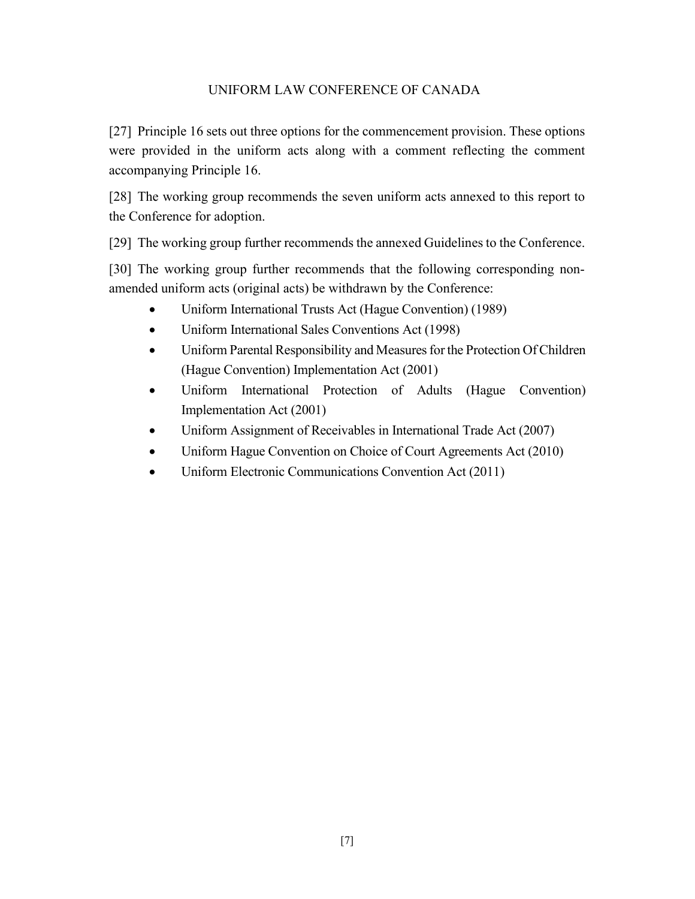[27] Principle 16 sets out three options for the commencement provision. These options were provided in the uniform acts along with a comment reflecting the comment accompanying Principle 16.

[28] The working group recommends the seven uniform acts annexed to this report to the Conference for adoption.

[29] The working group further recommends the annexed Guidelines to the Conference.

[30] The working group further recommends that the following corresponding non-amended uniform acts (original acts) be withdrawn by the Conference:

- Uniform International Trusts Act (Hague Convention) (1989)
- Uniform International Sales Conventions Act (1998)
- Uniform Parental Responsibility and Measures for the Protection Of Children (Hague Convention) Implementation Act (2001)
- Uniform International Protection of Adults (Hague Convention) Implementation Act (2001)
- Uniform Assignment of Receivables in International Trade Act (2007)
- Uniform Hague Convention on Choice of Court Agreements Act (2010)
- Uniform Electronic Communications Convention Act (2011)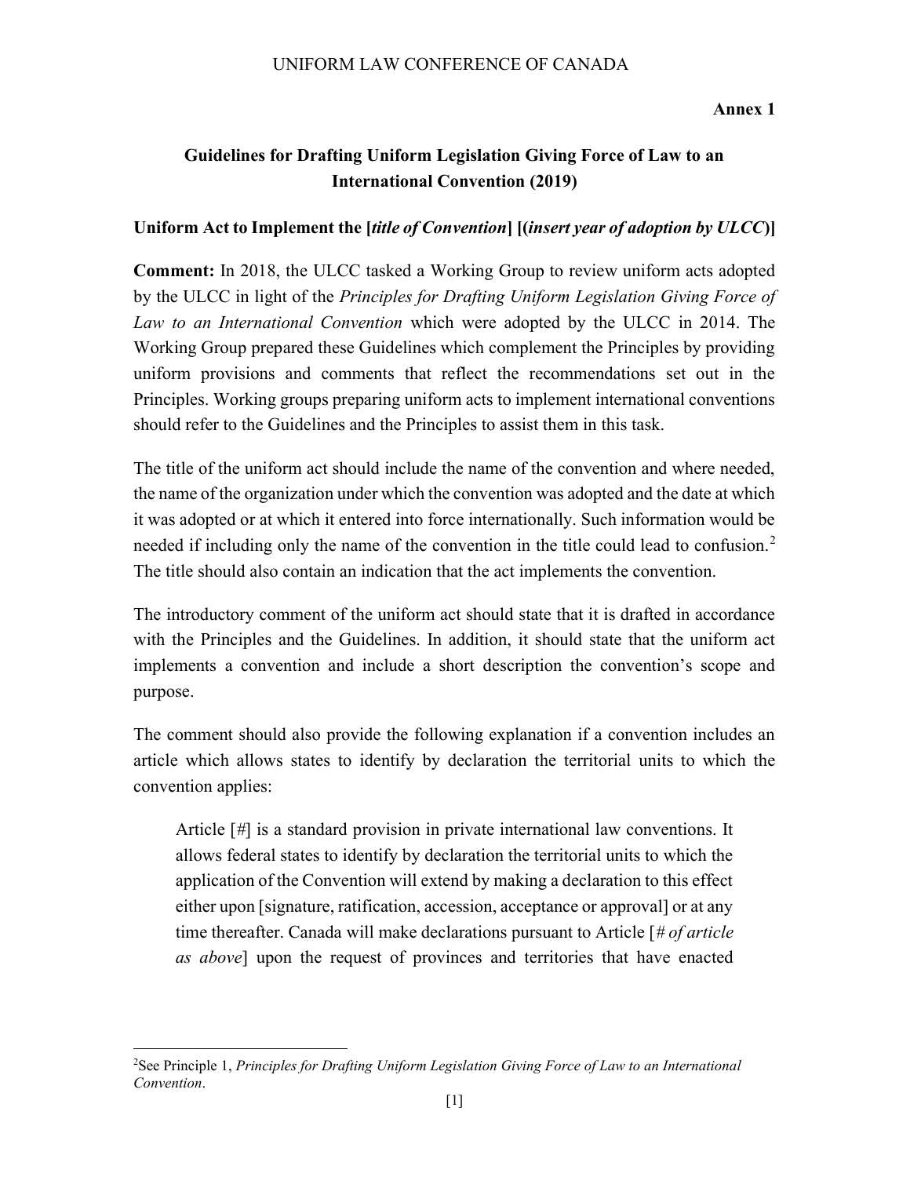**Annex 1**

## Guidelines for Drafting Uniform Legislation Giving Force of Law to an International Convention (2019)

### Uniform Act to Implement the [*title of Convention*] [(*insert year of adoption by ULCC*)]

**Comment:** In 2018, the ULCC tasked a Working Group to review uniform acts adopted by the ULCC in light of the *Principles for Drafting Uniform Legislation Giving Force of Law to an International Convention* which were adopted by the ULCC in 2014. The Working Group prepared these Guidelines which complement the Principles by providing uniform provisions and comments that reflect the recommendations set out in the Principles. Working groups preparing uniform acts to implement international conventions should refer to the Guidelines and the Principles to assist them in this task.

The title of the uniform act should include the name of the convention and where needed, the name of the organization under which the convention was adopted and the date at which it was adopted or at which it entered into force internationally. Such information would be needed if including only the name of the convention in the title could lead to confusion.[2] The title should also contain an indication that the act implements the convention.

The introductory comment of the uniform act should state that it is drafted in accordance with the Principles and the Guidelines. In addition, it should state that the uniform act implements a convention and include a short description the convention's scope and purpose.

The comment should also provide the following explanation if a convention includes an article which allows states to identify by declaration the territorial units to which the convention applies:

> Article [#] is a standard provision in private international law conventions. It allows federal states to identify by declaration the territorial units to which the application of the Convention will extend by making a declaration to this effect either upon [signature, ratification, accession, acceptance or approval] or at any time thereafter. Canada will make declarations pursuant to Article [*# of article as above*] upon the request of provinces and territories that have enacted

---

[2] See Principle 1, *Principles for Drafting Uniform Legislation Giving Force of Law to an International Convention*.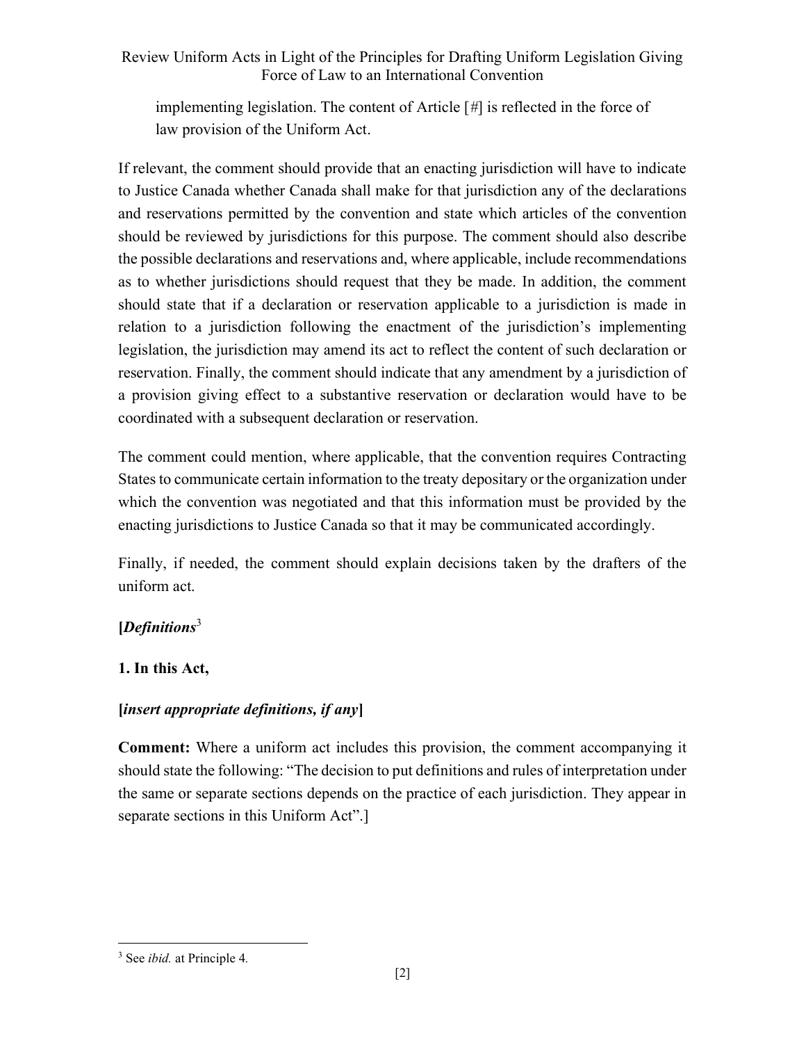implementing legislation. The content of Article [#] is reflected in the force of law provision of the Uniform Act.

If relevant, the comment should provide that an enacting jurisdiction will have to indicate to Justice Canada whether Canada shall make for that jurisdiction any of the declarations and reservations permitted by the convention and state which articles of the convention should be reviewed by jurisdictions for this purpose. The comment should also describe the possible declarations and reservations and, where applicable, include recommendations as to whether jurisdictions should request that they be made. In addition, the comment should state that if a declaration or reservation applicable to a jurisdiction is made in relation to a jurisdiction following the enactment of the jurisdiction's implementing legislation, the jurisdiction may amend its act to reflect the content of such declaration or reservation. Finally, the comment should indicate that any amendment by a jurisdiction of a provision giving effect to a substantive reservation or declaration would have to be coordinated with a subsequent declaration or reservation.

The comment could mention, where applicable, that the convention requires Contracting States to communicate certain information to the treaty depositary or the organization under which the convention was negotiated and that this information must be provided by the enacting jurisdictions to Justice Canada so that it may be communicated accordingly.

Finally, if needed, the comment should explain decisions taken by the drafters of the uniform act.

**[*Definitions*[3]**

**1. In this Act,**

**[*insert appropriate definitions, if any*]**

**Comment:** Where a uniform act includes this provision, the comment accompanying it should state the following: "The decision to put definitions and rules of interpretation under the same or separate sections depends on the practice of each jurisdiction. They appear in separate sections in this Uniform Act".]

[3] See *ibid.* at Principle 4.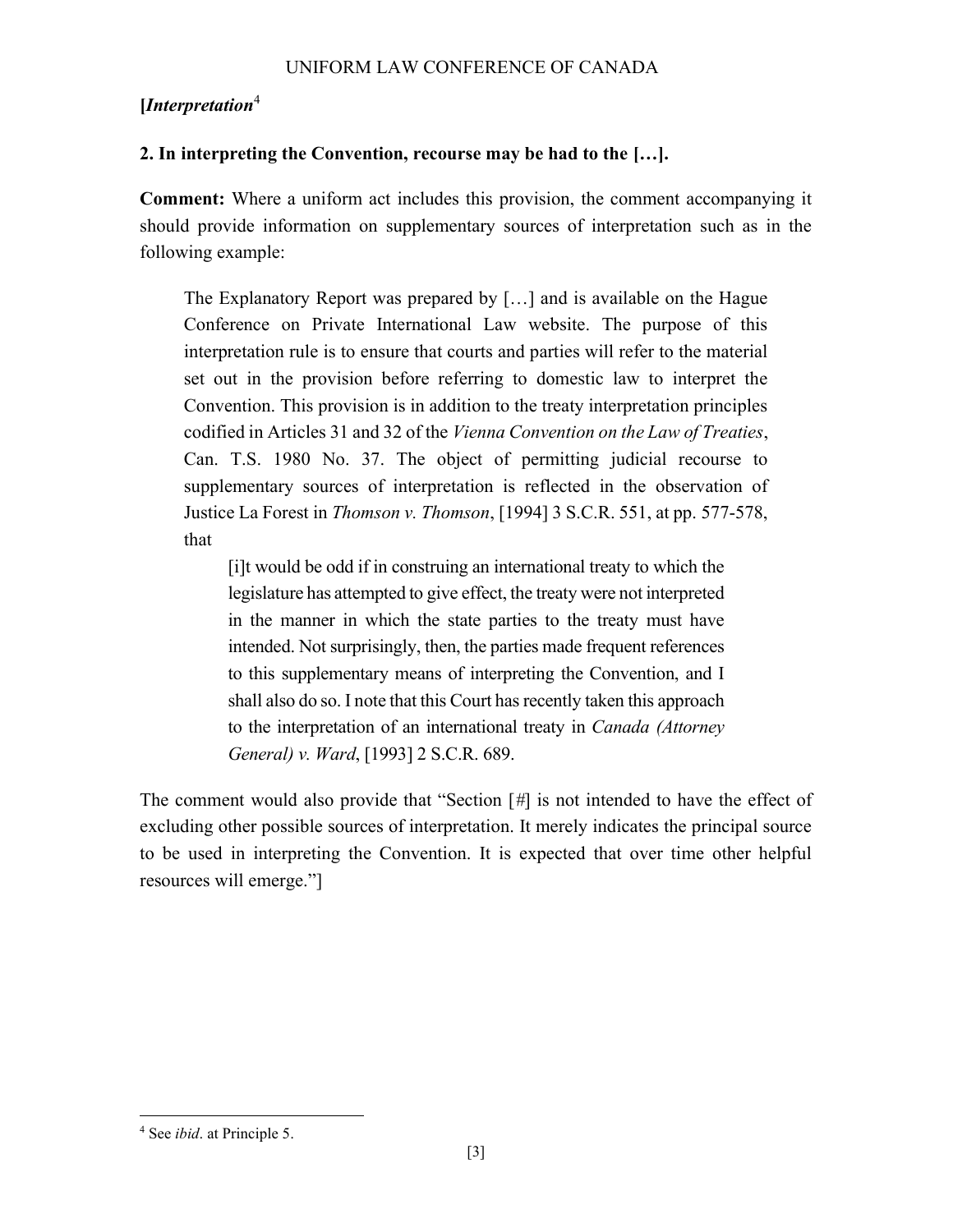**[*Interpretation*[4]**

**2. In interpreting the Convention, recourse may be had to the […].**

**Comment:** Where a uniform act includes this provision, the comment accompanying it should provide information on supplementary sources of interpretation such as in the following example:

> The Explanatory Report was prepared by […] and is available on the Hague Conference on Private International Law website. The purpose of this interpretation rule is to ensure that courts and parties will refer to the material set out in the provision before referring to domestic law to interpret the Convention. This provision is in addition to the treaty interpretation principles codified in Articles 31 and 32 of the *Vienna Convention on the Law of Treaties*, Can. T.S. 1980 No. 37. The object of permitting judicial recourse to supplementary sources of interpretation is reflected in the observation of Justice La Forest in *Thomson v. Thomson*, [1994] 3 S.C.R. 551, at pp. 577-578, that
>
> > [i]t would be odd if in construing an international treaty to which the legislature has attempted to give effect, the treaty were not interpreted in the manner in which the state parties to the treaty must have intended. Not surprisingly, then, the parties made frequent references to this supplementary means of interpreting the Convention, and I shall also do so. I note that this Court has recently taken this approach to the interpretation of an international treaty in *Canada (Attorney General) v. Ward*, [1993] 2 S.C.R. 689.

The comment would also provide that "Section [#] is not intended to have the effect of excluding other possible sources of interpretation. It merely indicates the principal source to be used in interpreting the Convention. It is expected that over time other helpful resources will emerge."]

---

[4] See *ibid*. at Principle 5.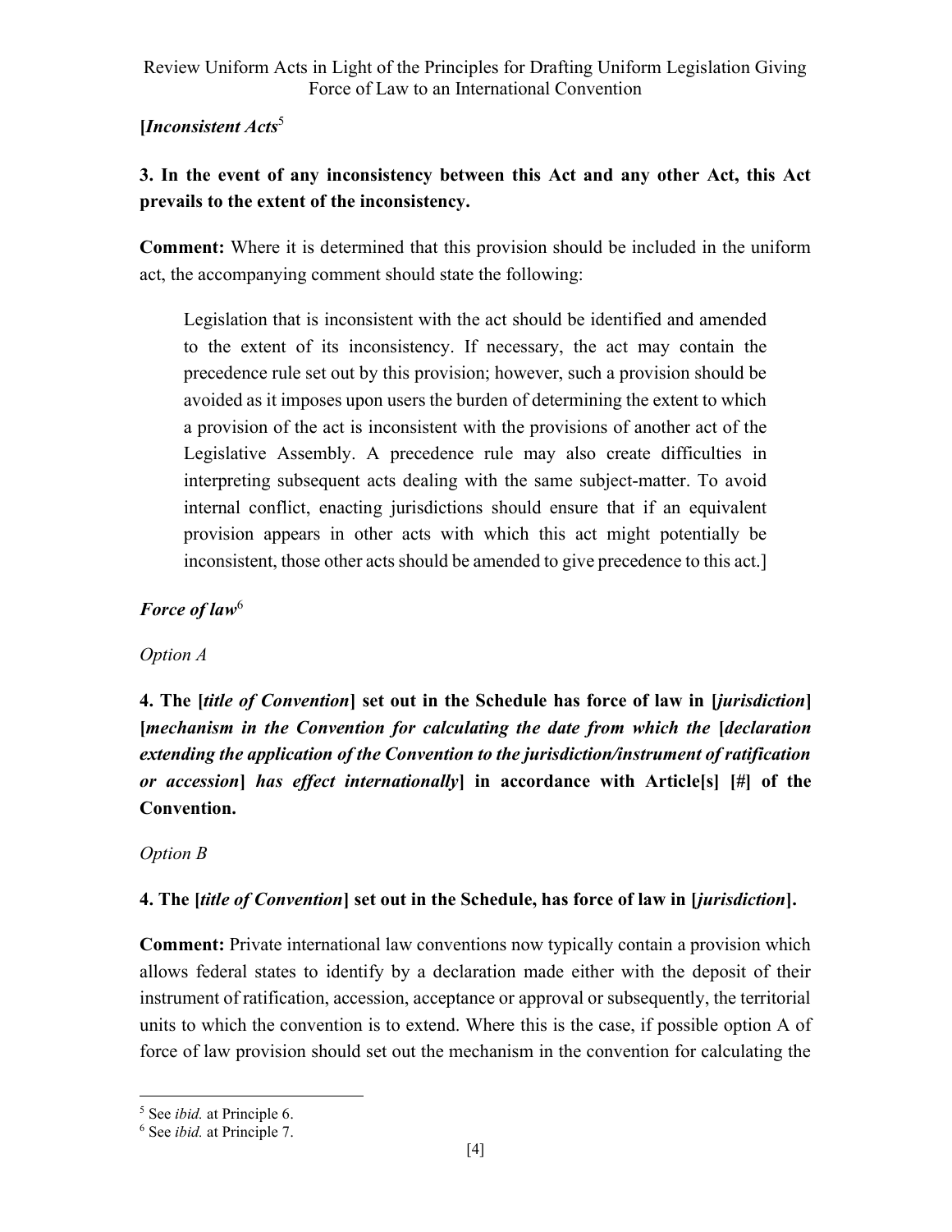**[*Inconsistent Acts*[5]**

**3. In the event of any inconsistency between this Act and any other Act, this Act prevails to the extent of the inconsistency.**

**Comment:** Where it is determined that this provision should be included in the uniform act, the accompanying comment should state the following:

> Legislation that is inconsistent with the act should be identified and amended to the extent of its inconsistency. If necessary, the act may contain the precedence rule set out by this provision; however, such a provision should be avoided as it imposes upon users the burden of determining the extent to which a provision of the act is inconsistent with the provisions of another act of the Legislative Assembly. A precedence rule may also create difficulties in interpreting subsequent acts dealing with the same subject-matter. To avoid internal conflict, enacting jurisdictions should ensure that if an equivalent provision appears in other acts with which this act might potentially be inconsistent, those other acts should be amended to give precedence to this act.]

***Force of law*[6]**

*Option A*

**4. The [*title of Convention*] set out in the Schedule has force of law in [*jurisdiction*] [*mechanism in the Convention for calculating the date from which the* [*declaration extending the application of the Convention to the jurisdiction/instrument of ratification or accession*] *has effect internationally*] in accordance with Article[s] [#] of the Convention.**

*Option B*

**4. The [*title of Convention*] set out in the Schedule, has force of law in [*jurisdiction*].**

**Comment:** Private international law conventions now typically contain a provision which allows federal states to identify by a declaration made either with the deposit of their instrument of ratification, accession, acceptance or approval or subsequently, the territorial units to which the convention is to extend. Where this is the case, if possible option A of force of law provision should set out the mechanism in the convention for calculating the

---

[5] See *ibid.* at Principle 6.

[6] See *ibid.* at Principle 7.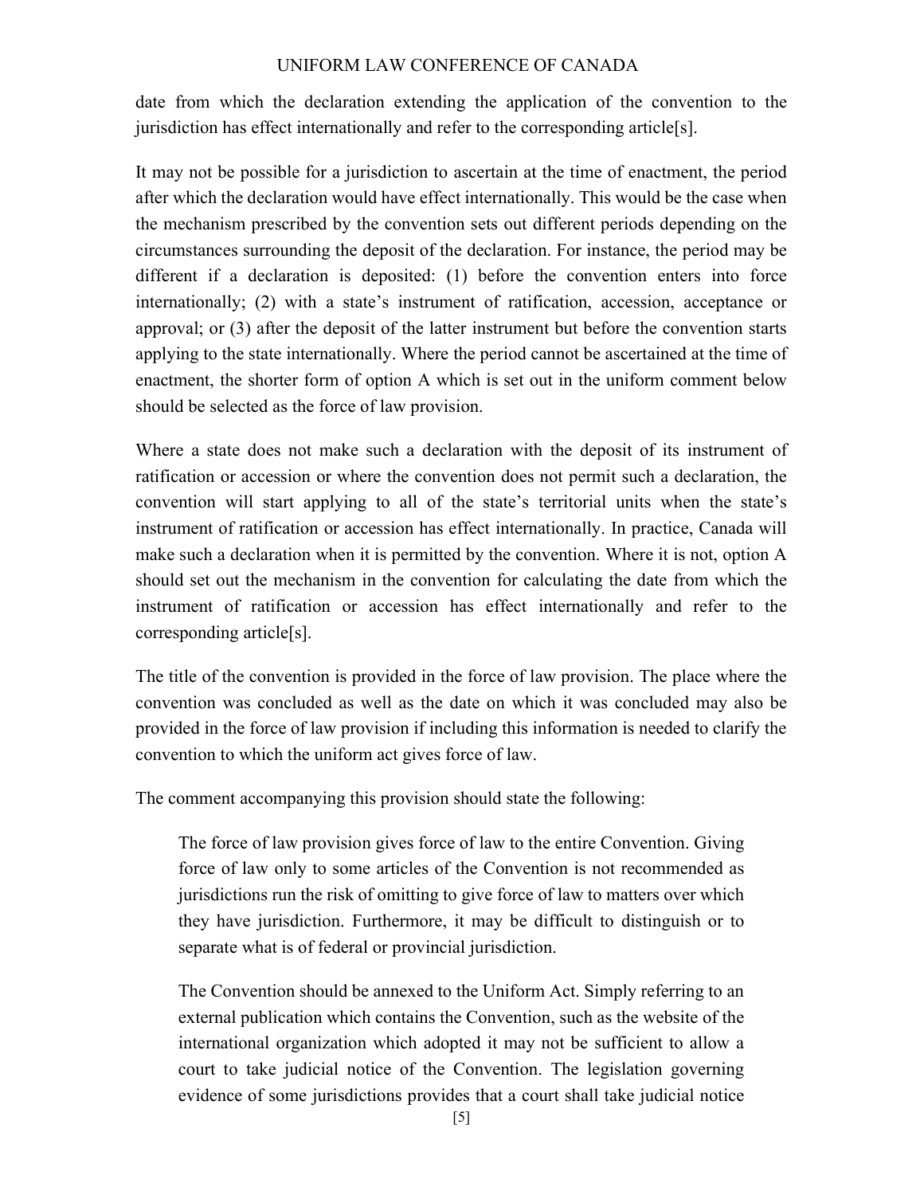date from which the declaration extending the application of the convention to the jurisdiction has effect internationally and refer to the corresponding article[s].

It may not be possible for a jurisdiction to ascertain at the time of enactment, the period after which the declaration would have effect internationally. This would be the case when the mechanism prescribed by the convention sets out different periods depending on the circumstances surrounding the deposit of the declaration. For instance, the period may be different if a declaration is deposited: (1) before the convention enters into force internationally; (2) with a state's instrument of ratification, accession, acceptance or approval; or (3) after the deposit of the latter instrument but before the convention starts applying to the state internationally. Where the period cannot be ascertained at the time of enactment, the shorter form of option A which is set out in the uniform comment below should be selected as the force of law provision.

Where a state does not make such a declaration with the deposit of its instrument of ratification or accession or where the convention does not permit such a declaration, the convention will start applying to all of the state's territorial units when the state's instrument of ratification or accession has effect internationally. In practice, Canada will make such a declaration when it is permitted by the convention. Where it is not, option A should set out the mechanism in the convention for calculating the date from which the instrument of ratification or accession has effect internationally and refer to the corresponding article[s].

The title of the convention is provided in the force of law provision. The place where the convention was concluded as well as the date on which it was concluded may also be provided in the force of law provision if including this information is needed to clarify the convention to which the uniform act gives force of law.

The comment accompanying this provision should state the following:

> The force of law provision gives force of law to the entire Convention. Giving force of law only to some articles of the Convention is not recommended as jurisdictions run the risk of omitting to give force of law to matters over which they have jurisdiction. Furthermore, it may be difficult to distinguish or to separate what is of federal or provincial jurisdiction.
>
> The Convention should be annexed to the Uniform Act. Simply referring to an external publication which contains the Convention, such as the website of the international organization which adopted it may not be sufficient to allow a court to take judicial notice of the Convention. The legislation governing evidence of some jurisdictions provides that a court shall take judicial notice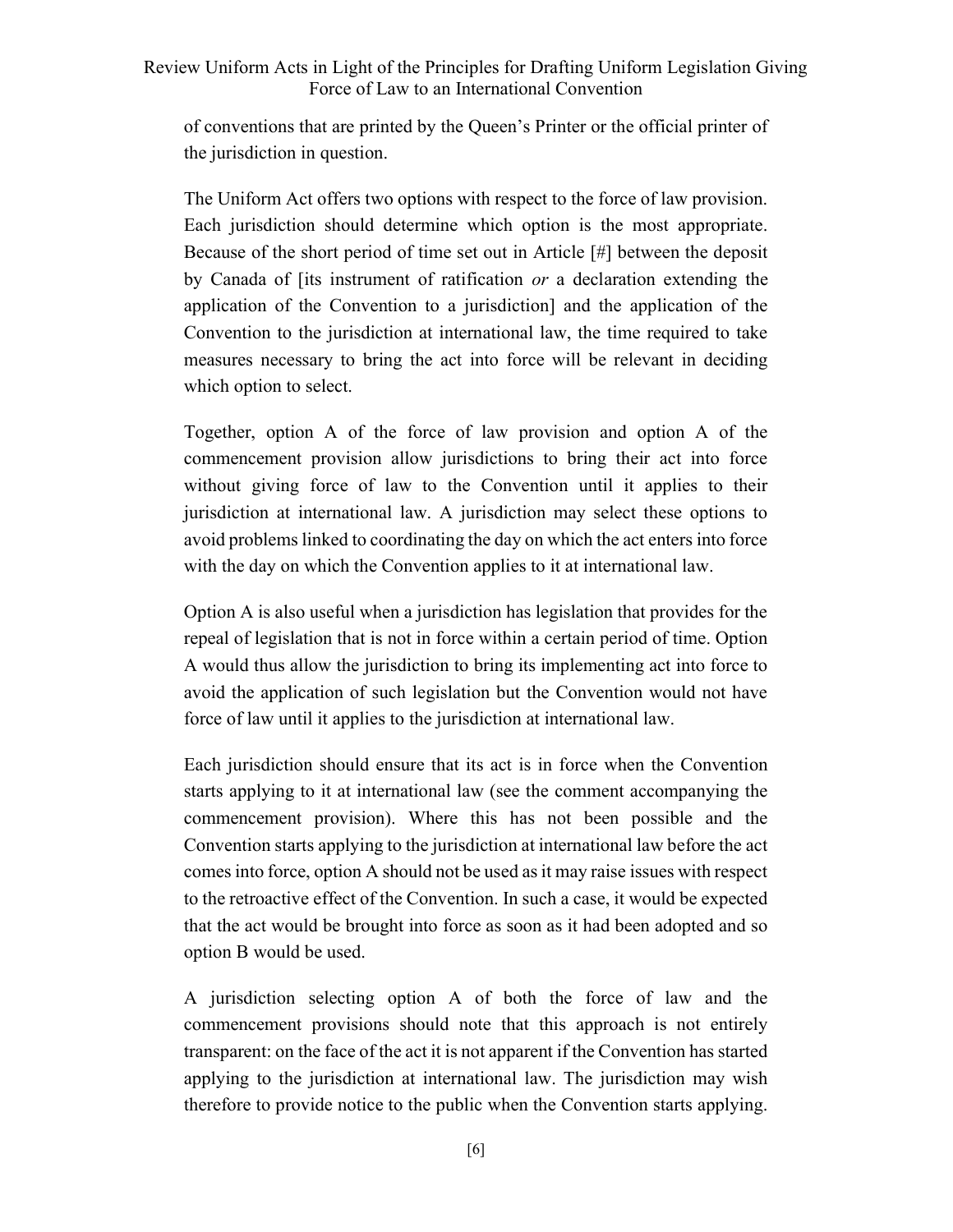of conventions that are printed by the Queen's Printer or the official printer of the jurisdiction in question.

The Uniform Act offers two options with respect to the force of law provision. Each jurisdiction should determine which option is the most appropriate. Because of the short period of time set out in Article [#] between the deposit by Canada of [its instrument of ratification *or* a declaration extending the application of the Convention to a jurisdiction] and the application of the Convention to the jurisdiction at international law, the time required to take measures necessary to bring the act into force will be relevant in deciding which option to select.

Together, option A of the force of law provision and option A of the commencement provision allow jurisdictions to bring their act into force without giving force of law to the Convention until it applies to their jurisdiction at international law. A jurisdiction may select these options to avoid problems linked to coordinating the day on which the act enters into force with the day on which the Convention applies to it at international law.

Option A is also useful when a jurisdiction has legislation that provides for the repeal of legislation that is not in force within a certain period of time. Option A would thus allow the jurisdiction to bring its implementing act into force to avoid the application of such legislation but the Convention would not have force of law until it applies to the jurisdiction at international law.

Each jurisdiction should ensure that its act is in force when the Convention starts applying to it at international law (see the comment accompanying the commencement provision). Where this has not been possible and the Convention starts applying to the jurisdiction at international law before the act comes into force, option A should not be used as it may raise issues with respect to the retroactive effect of the Convention. In such a case, it would be expected that the act would be brought into force as soon as it had been adopted and so option B would be used.

A jurisdiction selecting option A of both the force of law and the commencement provisions should note that this approach is not entirely transparent: on the face of the act it is not apparent if the Convention has started applying to the jurisdiction at international law. The jurisdiction may wish therefore to provide notice to the public when the Convention starts applying.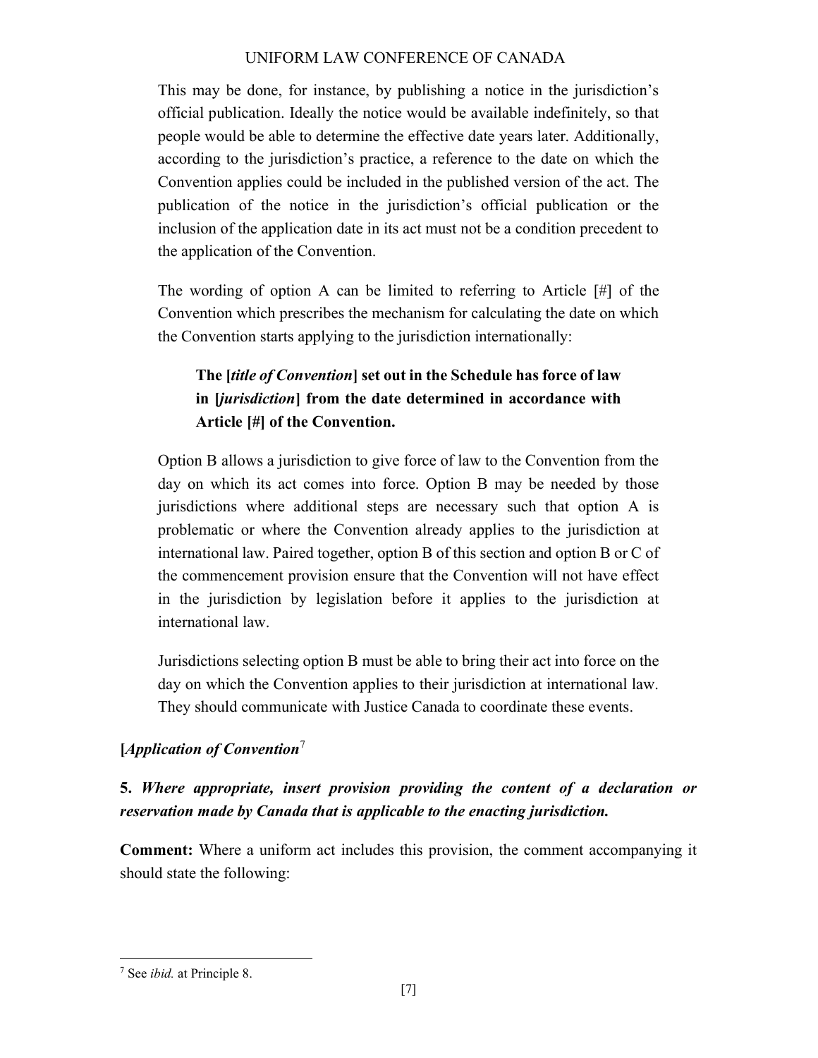This may be done, for instance, by publishing a notice in the jurisdiction's official publication. Ideally the notice would be available indefinitely, so that people would be able to determine the effective date years later. Additionally, according to the jurisdiction's practice, a reference to the date on which the Convention applies could be included in the published version of the act. The publication of the notice in the jurisdiction's official publication or the inclusion of the application date in its act must not be a condition precedent to the application of the Convention.

The wording of option A can be limited to referring to Article [#] of the Convention which prescribes the mechanism for calculating the date on which the Convention starts applying to the jurisdiction internationally:

> **The [*title of Convention*] set out in the Schedule has force of law in [*jurisdiction*] from the date determined in accordance with Article [#] of the Convention.**

Option B allows a jurisdiction to give force of law to the Convention from the day on which its act comes into force. Option B may be needed by those jurisdictions where additional steps are necessary such that option A is problematic or where the Convention already applies to the jurisdiction at international law. Paired together, option B of this section and option B or C of the commencement provision ensure that the Convention will not have effect in the jurisdiction by legislation before it applies to the jurisdiction at international law.

Jurisdictions selecting option B must be able to bring their act into force on the day on which the Convention applies to their jurisdiction at international law. They should communicate with Justice Canada to coordinate these events.

**[*Application of Convention*[7]**

**5.** ***Where appropriate, insert provision providing the content of a declaration or reservation made by Canada that is applicable to the enacting jurisdiction.***

**Comment:** Where a uniform act includes this provision, the comment accompanying it should state the following:

[7] See *ibid.* at Principle 8.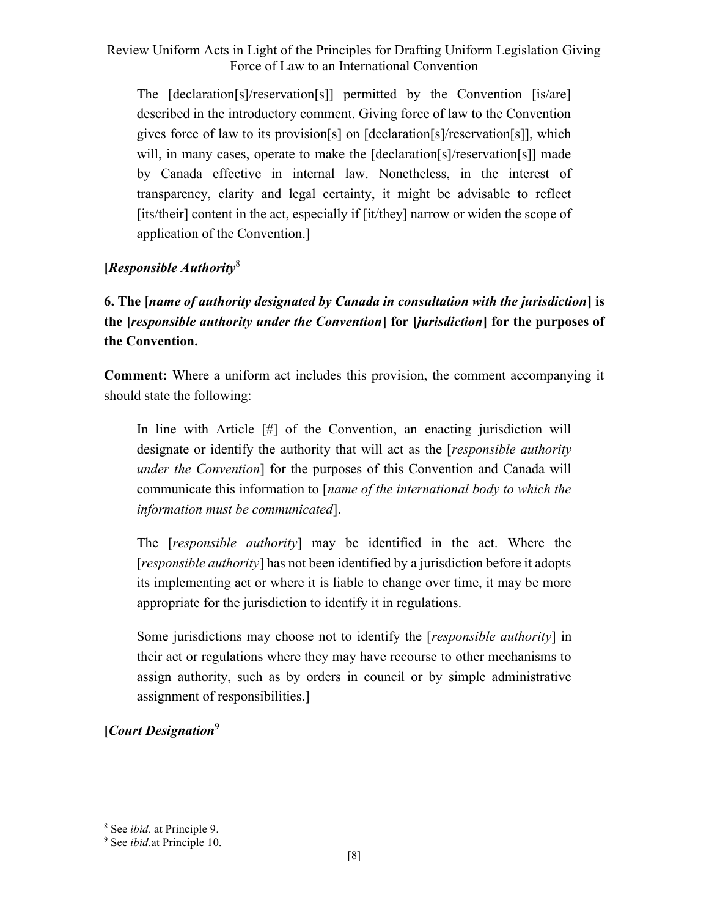> The [declaration[s]/reservation[s]] permitted by the Convention [is/are] described in the introductory comment. Giving force of law to the Convention gives force of law to its provision[s] on [declaration[s]/reservation[s]], which will, in many cases, operate to make the [declaration[s]/reservation[s]] made by Canada effective in internal law. Nonetheless, in the interest of transparency, clarity and legal certainty, it might be advisable to reflect [its/their] content in the act, especially if [it/they] narrow or widen the scope of application of the Convention.]

**[*Responsible Authority*[8]**

**6. The [*name of authority designated by Canada in consultation with the jurisdiction*] is the [*responsible authority under the Convention*] for [*jurisdiction*] for the purposes of the Convention.**

**Comment:** Where a uniform act includes this provision, the comment accompanying it should state the following:

> In line with Article [#] of the Convention, an enacting jurisdiction will designate or identify the authority that will act as the [*responsible authority under the Convention*] for the purposes of this Convention and Canada will communicate this information to [*name of the international body to which the information must be communicated*].
>
> The [*responsible authority*] may be identified in the act. Where the [*responsible authority*] has not been identified by a jurisdiction before it adopts its implementing act or where it is liable to change over time, it may be more appropriate for the jurisdiction to identify it in regulations.
>
> Some jurisdictions may choose not to identify the [*responsible authority*] in their act or regulations where they may have recourse to other mechanisms to assign authority, such as by orders in council or by simple administrative assignment of responsibilities.]

**[*Court Designation*[9]**

---

[8] See *ibid.* at Principle 9.

[9] See *ibid.* at Principle 10.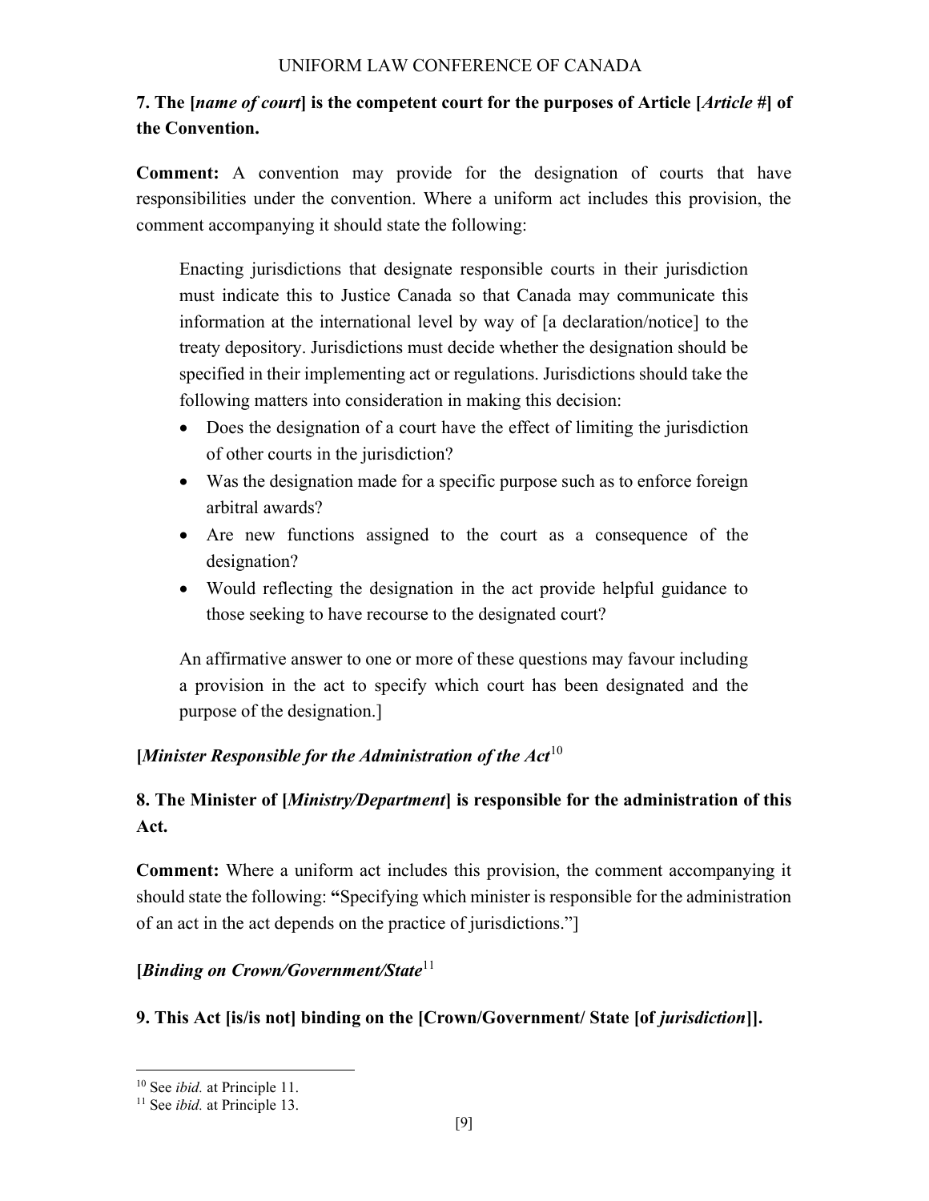**7. The [*name of court*] is the competent court for the purposes of Article [*Article #*] of the Convention.**

**Comment:** A convention may provide for the designation of courts that have responsibilities under the convention. Where a uniform act includes this provision, the comment accompanying it should state the following:

> Enacting jurisdictions that designate responsible courts in their jurisdiction must indicate this to Justice Canada so that Canada may communicate this information at the international level by way of [a declaration/notice] to the treaty depository. Jurisdictions must decide whether the designation should be specified in their implementing act or regulations. Jurisdictions should take the following matters into consideration in making this decision:
>
> - Does the designation of a court have the effect of limiting the jurisdiction of other courts in the jurisdiction?
> - Was the designation made for a specific purpose such as to enforce foreign arbitral awards?
> - Are new functions assigned to the court as a consequence of the designation?
> - Would reflecting the designation in the act provide helpful guidance to those seeking to have recourse to the designated court?
>
> An affirmative answer to one or more of these questions may favour including a provision in the act to specify which court has been designated and the purpose of the designation.]

**[*Minister Responsible for the Administration of the Act*[10]**

**8. The Minister of [*Ministry/Department*] is responsible for the administration of this Act.**

**Comment:** Where a uniform act includes this provision, the comment accompanying it should state the following: **"**Specifying which minister is responsible for the administration of an act in the act depends on the practice of jurisdictions."]

**[*Binding on Crown/Government/State*[11]**

**9. This Act [is/is not] binding on the [Crown/Government/ State [of *jurisdiction*]].**

---

[10] See *ibid.* at Principle 11.

[11] See *ibid.* at Principle 13.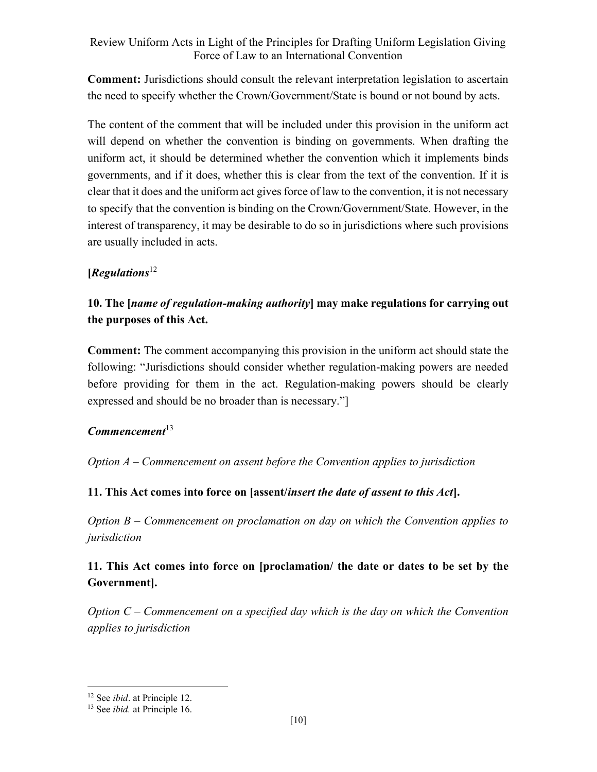**Comment:** Jurisdictions should consult the relevant interpretation legislation to ascertain the need to specify whether the Crown/Government/State is bound or not bound by acts.

The content of the comment that will be included under this provision in the uniform act will depend on whether the convention is binding on governments. When drafting the uniform act, it should be determined whether the convention which it implements binds governments, and if it does, whether this is clear from the text of the convention. If it is clear that it does and the uniform act gives force of law to the convention, it is not necessary to specify that the convention is binding on the Crown/Government/State. However, in the interest of transparency, it may be desirable to do so in jurisdictions where such provisions are usually included in acts.

**[*Regulations*[12]**

**10. The [*name of regulation-making authority*] may make regulations for carrying out the purposes of this Act.**

**Comment:** The comment accompanying this provision in the uniform act should state the following: "Jurisdictions should consider whether regulation-making powers are needed before providing for them in the act. Regulation-making powers should be clearly expressed and should be no broader than is necessary."]

***Commencement***[13]

*Option A – Commencement on assent before the Convention applies to jurisdiction*

**11. This Act comes into force on [assent/*insert the date of assent to this Act*].**

*Option B – Commencement on proclamation on day on which the Convention applies to jurisdiction*

**11. This Act comes into force on [proclamation/ the date or dates to be set by the Government].**

*Option C – Commencement on a specified day which is the day on which the Convention applies to jurisdiction*

---

[12] See *ibid*. at Principle 12.

[13] See *ibid.* at Principle 16.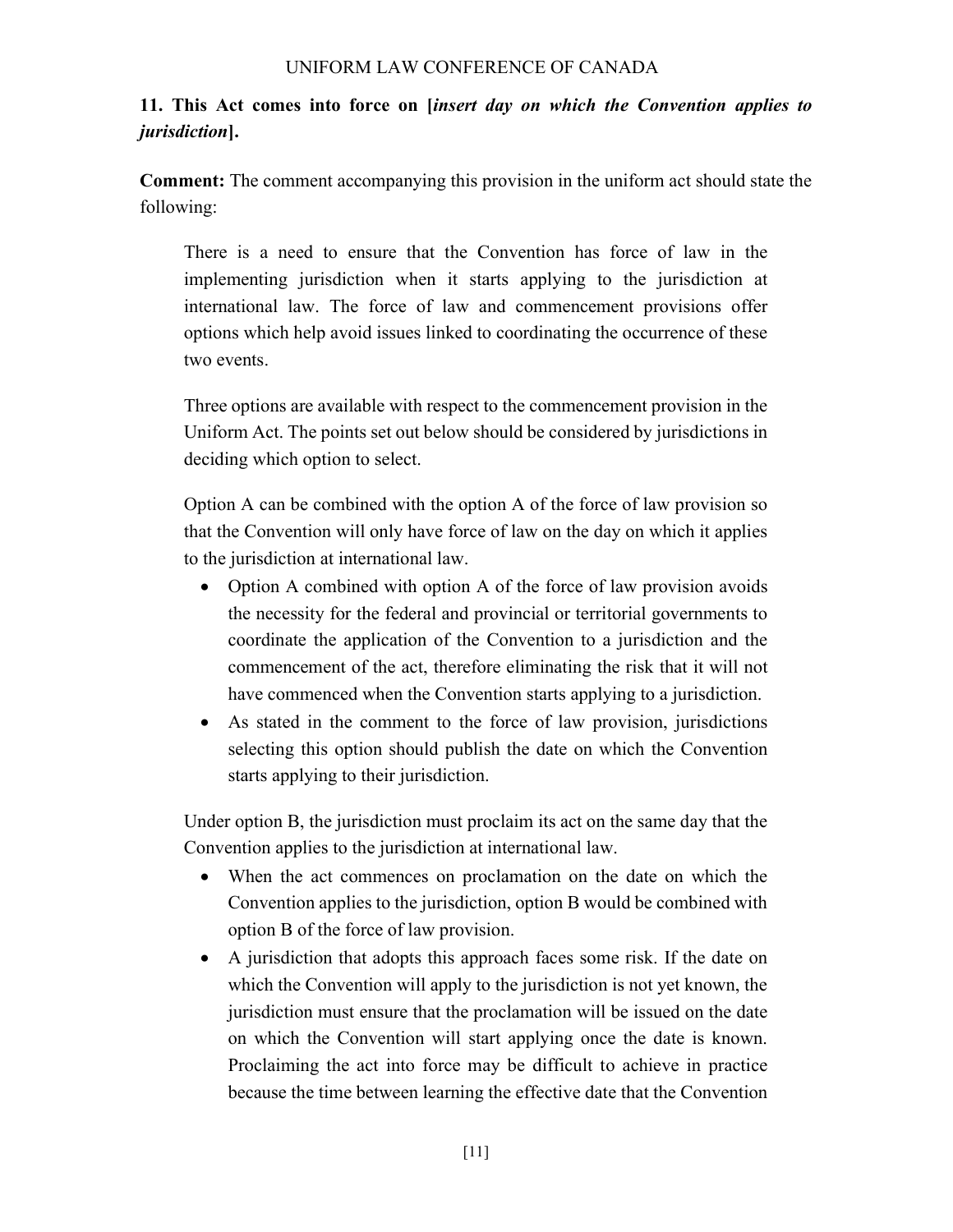**11. This Act comes into force on [*insert day on which the Convention applies to jurisdiction*].**

**Comment:** The comment accompanying this provision in the uniform act should state the following:

> There is a need to ensure that the Convention has force of law in the implementing jurisdiction when it starts applying to the jurisdiction at international law. The force of law and commencement provisions offer options which help avoid issues linked to coordinating the occurrence of these two events.
>
> Three options are available with respect to the commencement provision in the Uniform Act. The points set out below should be considered by jurisdictions in deciding which option to select.
>
> Option A can be combined with the option A of the force of law provision so that the Convention will only have force of law on the day on which it applies to the jurisdiction at international law.
>
> - Option A combined with option A of the force of law provision avoids the necessity for the federal and provincial or territorial governments to coordinate the application of the Convention to a jurisdiction and the commencement of the act, therefore eliminating the risk that it will not have commenced when the Convention starts applying to a jurisdiction.
> - As stated in the comment to the force of law provision, jurisdictions selecting this option should publish the date on which the Convention starts applying to their jurisdiction.
>
> Under option B, the jurisdiction must proclaim its act on the same day that the Convention applies to the jurisdiction at international law.
>
> - When the act commences on proclamation on the date on which the Convention applies to the jurisdiction, option B would be combined with option B of the force of law provision.
> - A jurisdiction that adopts this approach faces some risk. If the date on which the Convention will apply to the jurisdiction is not yet known, the jurisdiction must ensure that the proclamation will be issued on the date on which the Convention will start applying once the date is known. Proclaiming the act into force may be difficult to achieve in practice because the time between learning the effective date that the Convention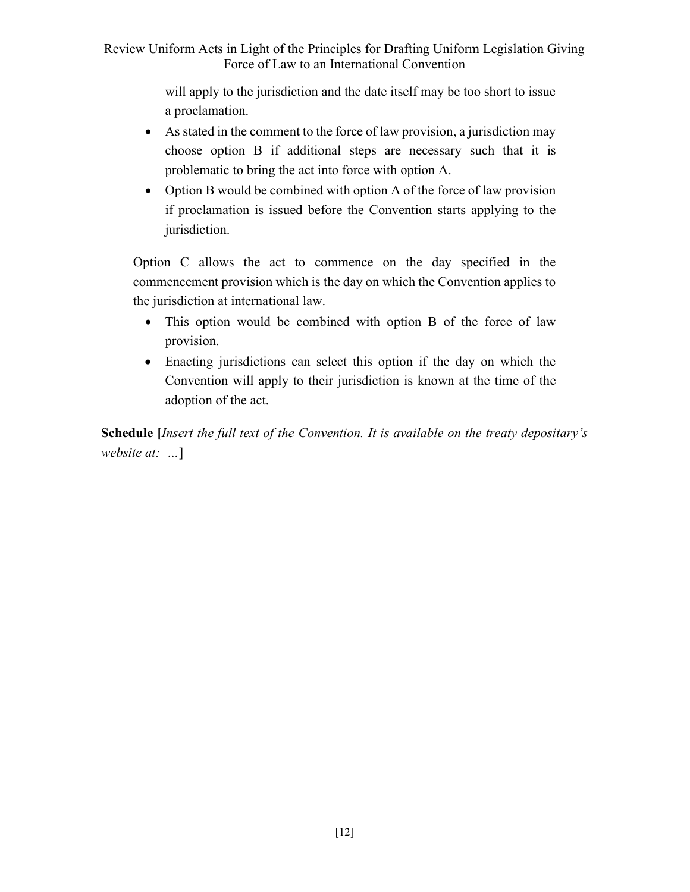will apply to the jurisdiction and the date itself may be too short to issue a proclamation.

- As stated in the comment to the force of law provision, a jurisdiction may choose option B if additional steps are necessary such that it is problematic to bring the act into force with option A.
- Option B would be combined with option A of the force of law provision if proclamation is issued before the Convention starts applying to the jurisdiction.

Option C allows the act to commence on the day specified in the commencement provision which is the day on which the Convention applies to the jurisdiction at international law.

- This option would be combined with option B of the force of law provision.
- Enacting jurisdictions can select this option if the day on which the Convention will apply to their jurisdiction is known at the time of the adoption of the act.

**Schedule [***Insert the full text of the Convention. It is available on the treaty depositary's website at: …*]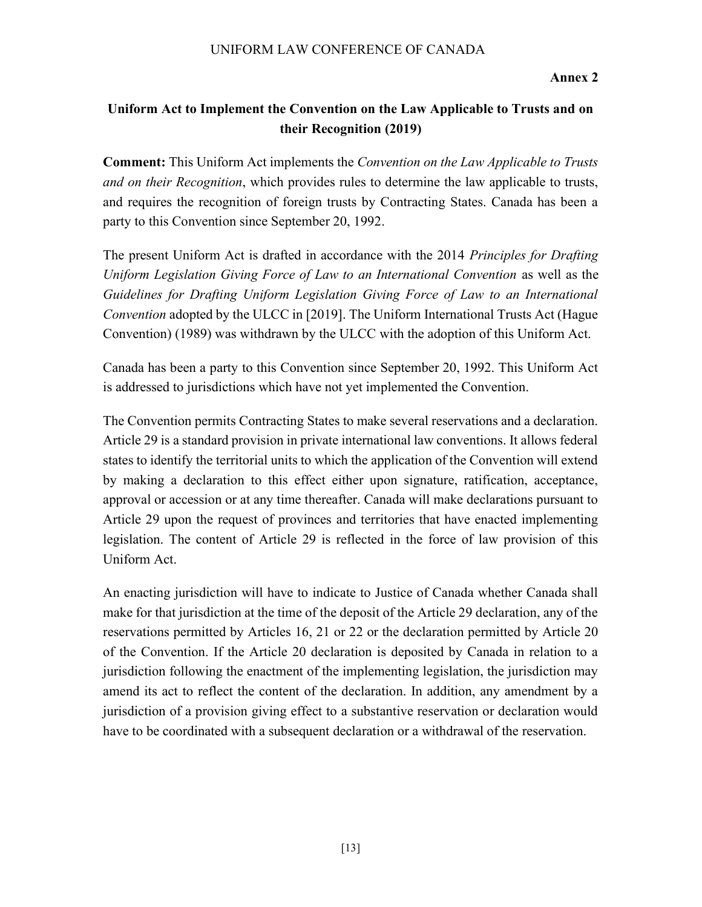**Annex 2**

## Uniform Act to Implement the Convention on the Law Applicable to Trusts and on their Recognition (2019)

**Comment:** This Uniform Act implements the *Convention on the Law Applicable to Trusts and on their Recognition*, which provides rules to determine the law applicable to trusts, and requires the recognition of foreign trusts by Contracting States. Canada has been a party to this Convention since September 20, 1992.

The present Uniform Act is drafted in accordance with the 2014 *Principles for Drafting Uniform Legislation Giving Force of Law to an International Convention* as well as the *Guidelines for Drafting Uniform Legislation Giving Force of Law to an International Convention* adopted by the ULCC in [2019]. The Uniform International Trusts Act (Hague Convention) (1989) was withdrawn by the ULCC with the adoption of this Uniform Act.

Canada has been a party to this Convention since September 20, 1992. This Uniform Act is addressed to jurisdictions which have not yet implemented the Convention.

The Convention permits Contracting States to make several reservations and a declaration. Article 29 is a standard provision in private international law conventions. It allows federal states to identify the territorial units to which the application of the Convention will extend by making a declaration to this effect either upon signature, ratification, acceptance, approval or accession or at any time thereafter. Canada will make declarations pursuant to Article 29 upon the request of provinces and territories that have enacted implementing legislation. The content of Article 29 is reflected in the force of law provision of this Uniform Act.

An enacting jurisdiction will have to indicate to Justice of Canada whether Canada shall make for that jurisdiction at the time of the deposit of the Article 29 declaration, any of the reservations permitted by Articles 16, 21 or 22 or the declaration permitted by Article 20 of the Convention. If the Article 20 declaration is deposited by Canada in relation to a jurisdiction following the enactment of the implementing legislation, the jurisdiction may amend its act to reflect the content of the declaration. In addition, any amendment by a jurisdiction of a provision giving effect to a substantive reservation or declaration would have to be coordinated with a subsequent declaration or a withdrawal of the reservation.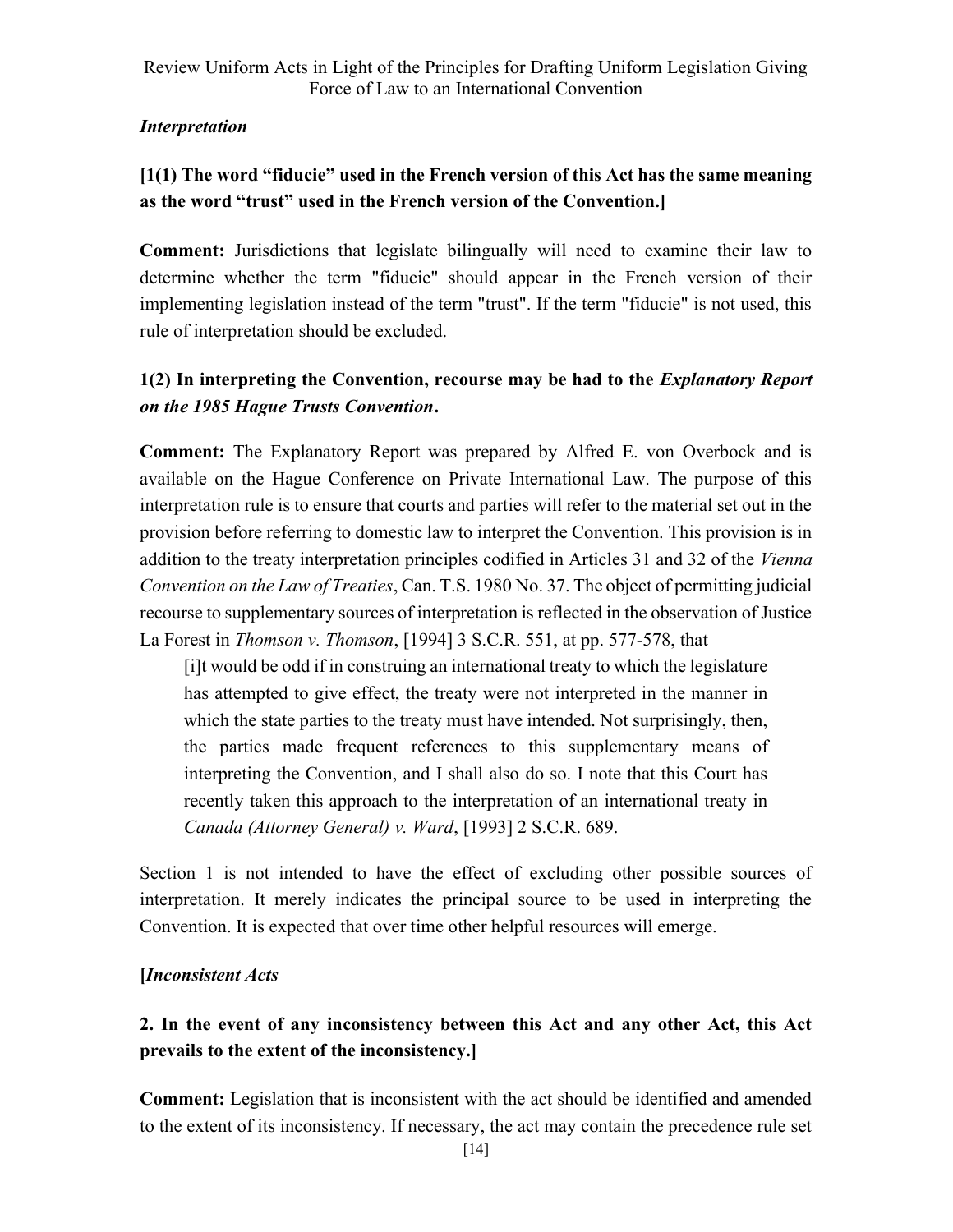*Interpretation*

**[1(1) The word "fiducie" used in the French version of this Act has the same meaning as the word "trust" used in the French version of the Convention.]**

**Comment:** Jurisdictions that legislate bilingually will need to examine their law to determine whether the term "fiducie" should appear in the French version of their implementing legislation instead of the term "trust". If the term "fiducie" is not used, this rule of interpretation should be excluded.

**1(2) In interpreting the Convention, recourse may be had to the *Explanatory Report on the 1985 Hague Trusts Convention*.**

**Comment:** The Explanatory Report was prepared by Alfred E. von Overbock and is available on the Hague Conference on Private International Law. The purpose of this interpretation rule is to ensure that courts and parties will refer to the material set out in the provision before referring to domestic law to interpret the Convention. This provision is in addition to the treaty interpretation principles codified in Articles 31 and 32 of the *Vienna Convention on the Law of Treaties*, Can. T.S. 1980 No. 37. The object of permitting judicial recourse to supplementary sources of interpretation is reflected in the observation of Justice La Forest in *Thomson v. Thomson*, [1994] 3 S.C.R. 551, at pp. 577-578, that

> [i]t would be odd if in construing an international treaty to which the legislature has attempted to give effect, the treaty were not interpreted in the manner in which the state parties to the treaty must have intended. Not surprisingly, then, the parties made frequent references to this supplementary means of interpreting the Convention, and I shall also do so. I note that this Court has recently taken this approach to the interpretation of an international treaty in *Canada (Attorney General) v. Ward*, [1993] 2 S.C.R. 689.

Section 1 is not intended to have the effect of excluding other possible sources of interpretation. It merely indicates the principal source to be used in interpreting the Convention. It is expected that over time other helpful resources will emerge.

**[*Inconsistent Acts***

**2. In the event of any inconsistency between this Act and any other Act, this Act prevails to the extent of the inconsistency.]**

**Comment:** Legislation that is inconsistent with the act should be identified and amended to the extent of its inconsistency. If necessary, the act may contain the precedence rule set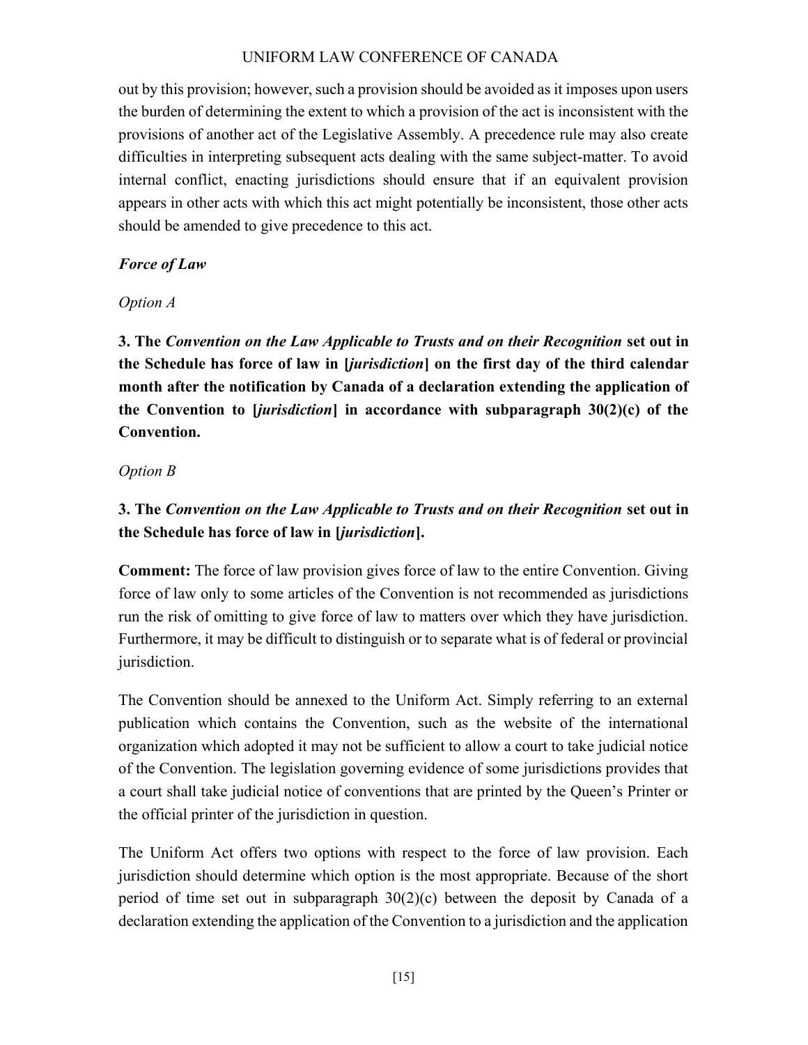out by this provision; however, such a provision should be avoided as it imposes upon users the burden of determining the extent to which a provision of the act is inconsistent with the provisions of another act of the Legislative Assembly. A precedence rule may also create difficulties in interpreting subsequent acts dealing with the same subject-matter. To avoid internal conflict, enacting jurisdictions should ensure that if an equivalent provision appears in other acts with which this act might potentially be inconsistent, those other acts should be amended to give precedence to this act.

***Force of Law***

*Option A*

**3. The *Convention on the Law Applicable to Trusts and on their Recognition* set out in the Schedule has force of law in [*jurisdiction*] on the first day of the third calendar month after the notification by Canada of a declaration extending the application of the Convention to [*jurisdiction*] in accordance with subparagraph 30(2)(c) of the Convention.**

*Option B*

**3. The *Convention on the Law Applicable to Trusts and on their Recognition* set out in the Schedule has force of law in [*jurisdiction*].**

**Comment:** The force of law provision gives force of law to the entire Convention. Giving force of law only to some articles of the Convention is not recommended as jurisdictions run the risk of omitting to give force of law to matters over which they have jurisdiction. Furthermore, it may be difficult to distinguish or to separate what is of federal or provincial jurisdiction.

The Convention should be annexed to the Uniform Act. Simply referring to an external publication which contains the Convention, such as the website of the international organization which adopted it may not be sufficient to allow a court to take judicial notice of the Convention. The legislation governing evidence of some jurisdictions provides that a court shall take judicial notice of conventions that are printed by the Queen's Printer or the official printer of the jurisdiction in question.

The Uniform Act offers two options with respect to the force of law provision. Each jurisdiction should determine which option is the most appropriate. Because of the short period of time set out in subparagraph 30(2)(c) between the deposit by Canada of a declaration extending the application of the Convention to a jurisdiction and the application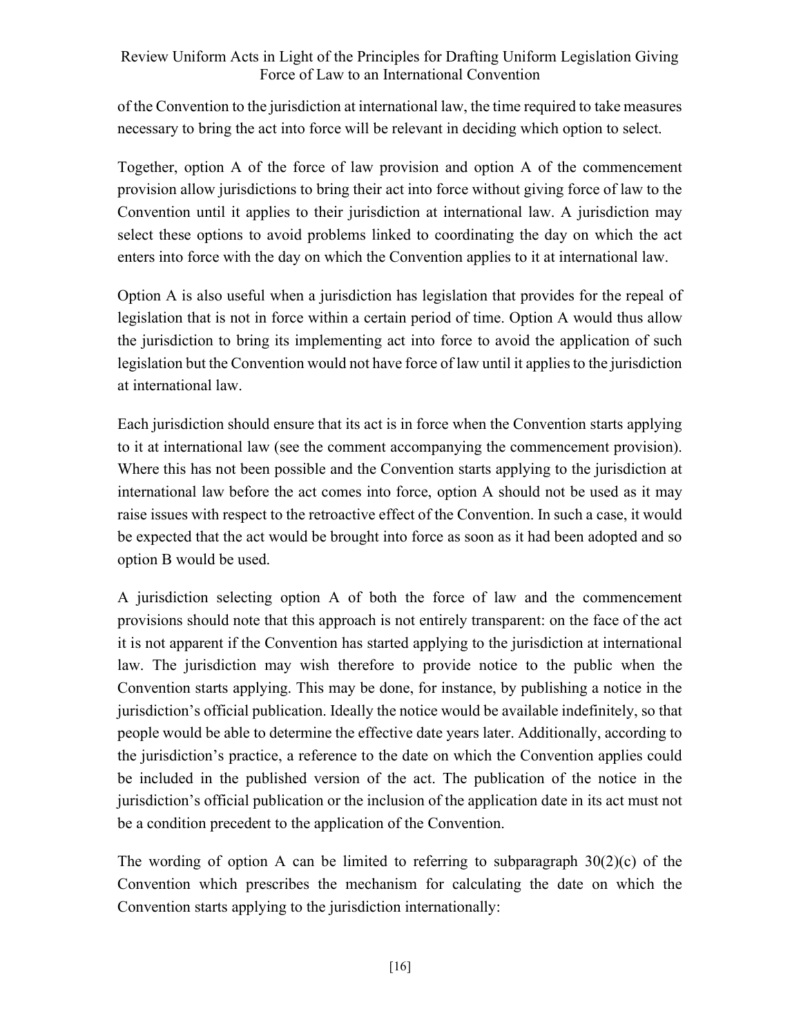of the Convention to the jurisdiction at international law, the time required to take measures necessary to bring the act into force will be relevant in deciding which option to select.

Together, option A of the force of law provision and option A of the commencement provision allow jurisdictions to bring their act into force without giving force of law to the Convention until it applies to their jurisdiction at international law. A jurisdiction may select these options to avoid problems linked to coordinating the day on which the act enters into force with the day on which the Convention applies to it at international law.

Option A is also useful when a jurisdiction has legislation that provides for the repeal of legislation that is not in force within a certain period of time. Option A would thus allow the jurisdiction to bring its implementing act into force to avoid the application of such legislation but the Convention would not have force of law until it applies to the jurisdiction at international law.

Each jurisdiction should ensure that its act is in force when the Convention starts applying to it at international law (see the comment accompanying the commencement provision). Where this has not been possible and the Convention starts applying to the jurisdiction at international law before the act comes into force, option A should not be used as it may raise issues with respect to the retroactive effect of the Convention. In such a case, it would be expected that the act would be brought into force as soon as it had been adopted and so option B would be used.

A jurisdiction selecting option A of both the force of law and the commencement provisions should note that this approach is not entirely transparent: on the face of the act it is not apparent if the Convention has started applying to the jurisdiction at international law. The jurisdiction may wish therefore to provide notice to the public when the Convention starts applying. This may be done, for instance, by publishing a notice in the jurisdiction's official publication. Ideally the notice would be available indefinitely, so that people would be able to determine the effective date years later. Additionally, according to the jurisdiction's practice, a reference to the date on which the Convention applies could be included in the published version of the act. The publication of the notice in the jurisdiction's official publication or the inclusion of the application date in its act must not be a condition precedent to the application of the Convention.

The wording of option A can be limited to referring to subparagraph 30(2)(c) of the Convention which prescribes the mechanism for calculating the date on which the Convention starts applying to the jurisdiction internationally: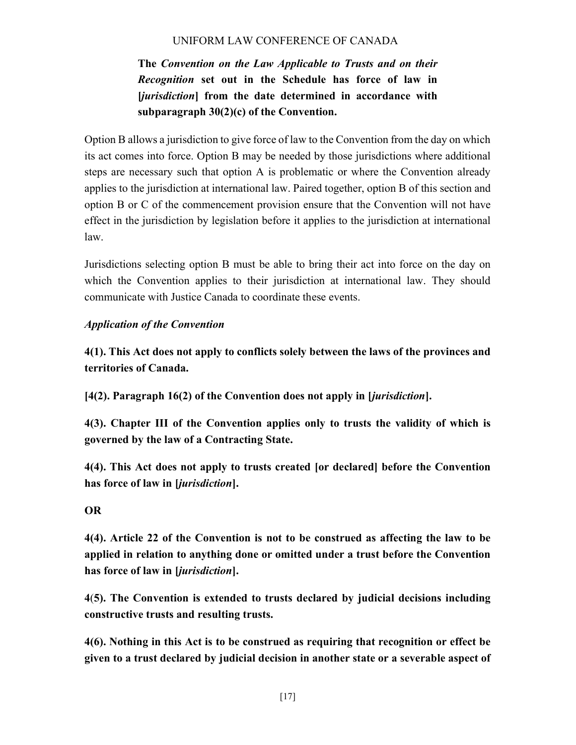**The *Convention on the Law Applicable to Trusts and on their Recognition* set out in the Schedule has force of law in [*jurisdiction*] from the date determined in accordance with subparagraph 30(2)(c) of the Convention.**

Option B allows a jurisdiction to give force of law to the Convention from the day on which its act comes into force. Option B may be needed by those jurisdictions where additional steps are necessary such that option A is problematic or where the Convention already applies to the jurisdiction at international law. Paired together, option B of this section and option B or C of the commencement provision ensure that the Convention will not have effect in the jurisdiction by legislation before it applies to the jurisdiction at international law.

Jurisdictions selecting option B must be able to bring their act into force on the day on which the Convention applies to their jurisdiction at international law. They should communicate with Justice Canada to coordinate these events.

*Application of the Convention*

**4(1). This Act does not apply to conflicts solely between the laws of the provinces and territories of Canada.**

**[4(2). Paragraph 16(2) of the Convention does not apply in [*jurisdiction*].**

**4(3). Chapter III of the Convention applies only to trusts the validity of which is governed by the law of a Contracting State.**

**4(4). This Act does not apply to trusts created [or declared] before the Convention has force of law in [*jurisdiction*].**

**OR**

**4(4). Article 22 of the Convention is not to be construed as affecting the law to be applied in relation to anything done or omitted under a trust before the Convention has force of law in [*jurisdiction*].**

**4(5). The Convention is extended to trusts declared by judicial decisions including constructive trusts and resulting trusts.**

**4(6). Nothing in this Act is to be construed as requiring that recognition or effect be given to a trust declared by judicial decision in another state or a severable aspect of**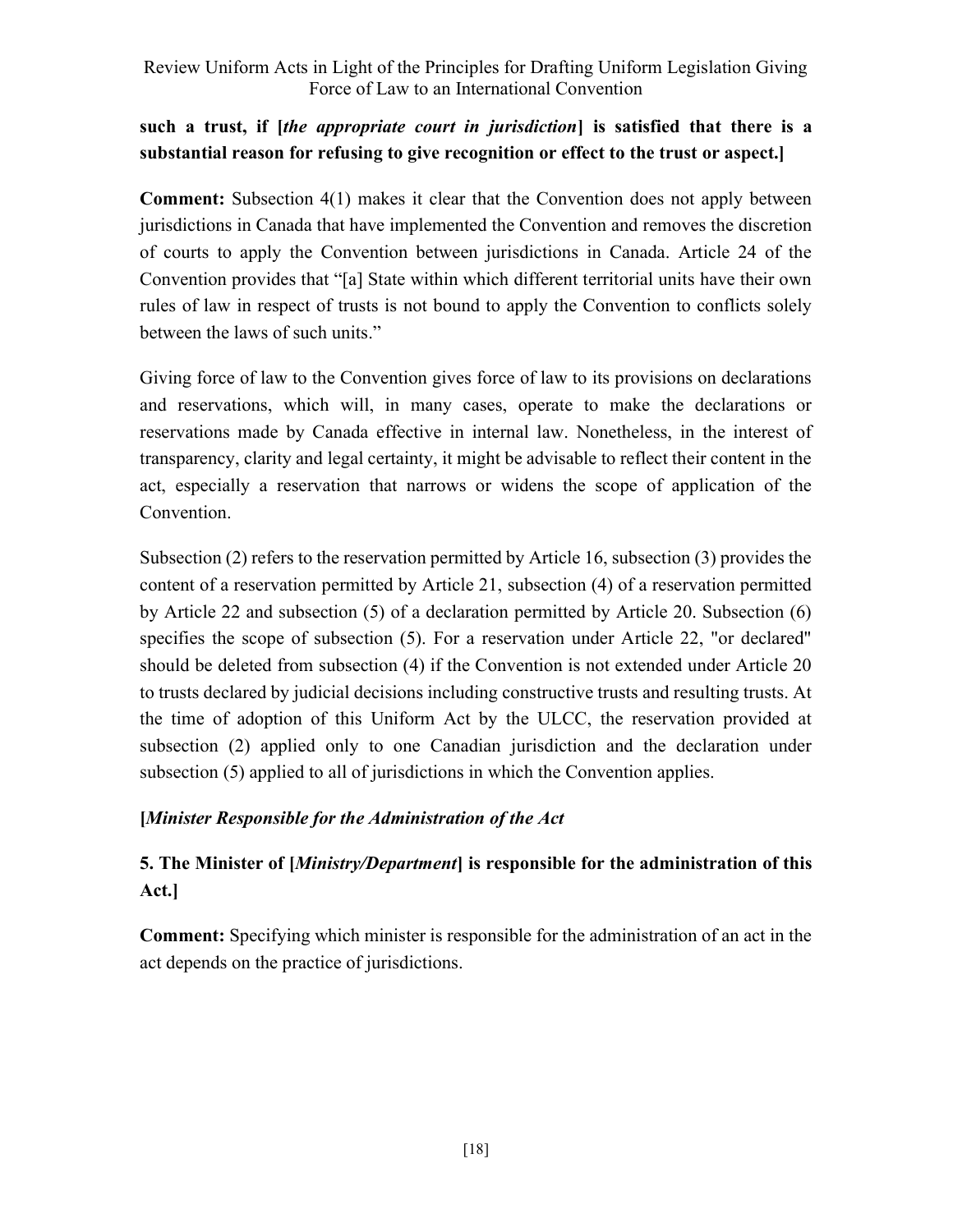**such a trust, if [*the appropriate court in jurisdiction*] is satisfied that there is a substantial reason for refusing to give recognition or effect to the trust or aspect.]**

**Comment:** Subsection 4(1) makes it clear that the Convention does not apply between jurisdictions in Canada that have implemented the Convention and removes the discretion of courts to apply the Convention between jurisdictions in Canada. Article 24 of the Convention provides that "[a] State within which different territorial units have their own rules of law in respect of trusts is not bound to apply the Convention to conflicts solely between the laws of such units."

Giving force of law to the Convention gives force of law to its provisions on declarations and reservations, which will, in many cases, operate to make the declarations or reservations made by Canada effective in internal law. Nonetheless, in the interest of transparency, clarity and legal certainty, it might be advisable to reflect their content in the act, especially a reservation that narrows or widens the scope of application of the Convention.

Subsection (2) refers to the reservation permitted by Article 16, subsection (3) provides the content of a reservation permitted by Article 21, subsection (4) of a reservation permitted by Article 22 and subsection (5) of a declaration permitted by Article 20. Subsection (6) specifies the scope of subsection (5). For a reservation under Article 22, "or declared" should be deleted from subsection (4) if the Convention is not extended under Article 20 to trusts declared by judicial decisions including constructive trusts and resulting trusts. At the time of adoption of this Uniform Act by the ULCC, the reservation provided at subsection (2) applied only to one Canadian jurisdiction and the declaration under subsection (5) applied to all of jurisdictions in which the Convention applies.

**[*Minister Responsible for the Administration of the Act***

**5. The Minister of [*Ministry/Department*] is responsible for the administration of this Act.]**

**Comment:** Specifying which minister is responsible for the administration of an act in the act depends on the practice of jurisdictions.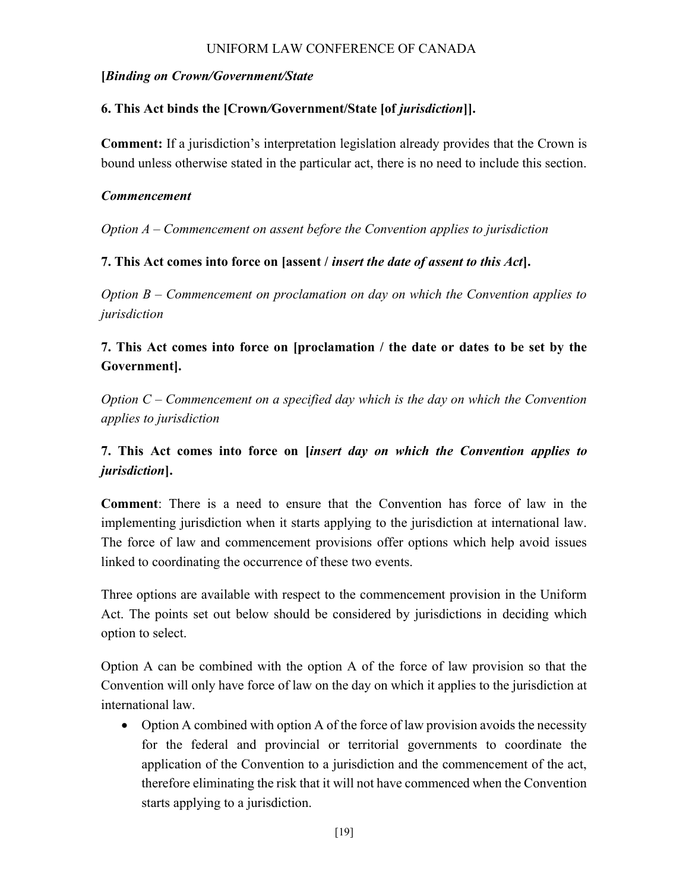***[Binding on Crown/Government/State***

**6. This Act binds the [Crown/Government/State [of *jurisdiction*]].**

**Comment:** If a jurisdiction's interpretation legislation already provides that the Crown is bound unless otherwise stated in the particular act, there is no need to include this section.

***Commencement***

*Option A – Commencement on assent before the Convention applies to jurisdiction*

**7. This Act comes into force on [assent / *insert the date of assent to this Act*].**

*Option B – Commencement on proclamation on day on which the Convention applies to jurisdiction*

**7. This Act comes into force on [proclamation / the date or dates to be set by the Government].**

*Option C – Commencement on a specified day which is the day on which the Convention applies to jurisdiction*

**7. This Act comes into force on [*insert day on which the Convention applies to jurisdiction*].**

**Comment**: There is a need to ensure that the Convention has force of law in the implementing jurisdiction when it starts applying to the jurisdiction at international law. The force of law and commencement provisions offer options which help avoid issues linked to coordinating the occurrence of these two events.

Three options are available with respect to the commencement provision in the Uniform Act. The points set out below should be considered by jurisdictions in deciding which option to select.

Option A can be combined with the option A of the force of law provision so that the Convention will only have force of law on the day on which it applies to the jurisdiction at international law.

- Option A combined with option A of the force of law provision avoids the necessity for the federal and provincial or territorial governments to coordinate the application of the Convention to a jurisdiction and the commencement of the act, therefore eliminating the risk that it will not have commenced when the Convention starts applying to a jurisdiction.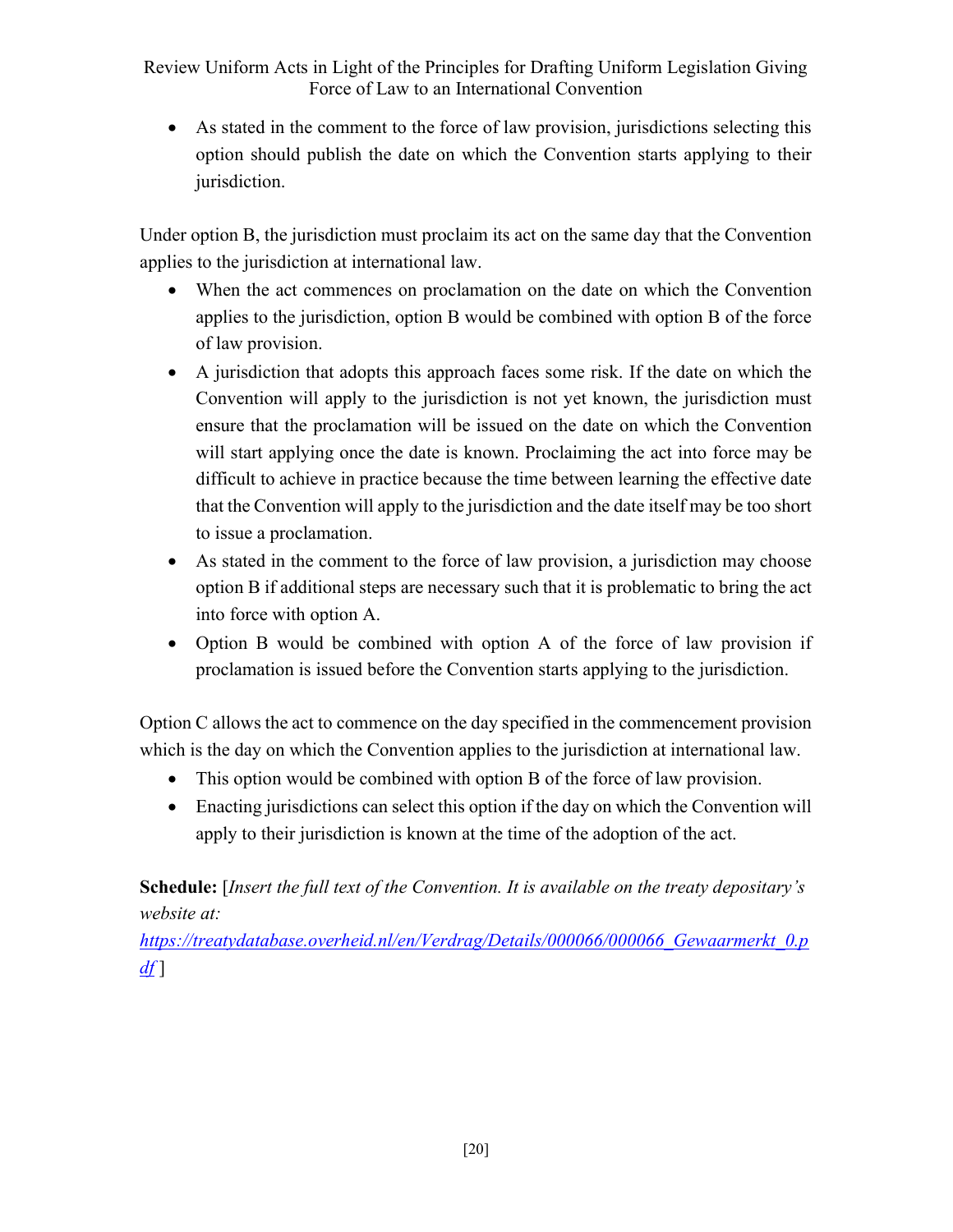- As stated in the comment to the force of law provision, jurisdictions selecting this option should publish the date on which the Convention starts applying to their jurisdiction.

Under option B, the jurisdiction must proclaim its act on the same day that the Convention applies to the jurisdiction at international law.

- When the act commences on proclamation on the date on which the Convention applies to the jurisdiction, option B would be combined with option B of the force of law provision.
- A jurisdiction that adopts this approach faces some risk. If the date on which the Convention will apply to the jurisdiction is not yet known, the jurisdiction must ensure that the proclamation will be issued on the date on which the Convention will start applying once the date is known. Proclaiming the act into force may be difficult to achieve in practice because the time between learning the effective date that the Convention will apply to the jurisdiction and the date itself may be too short to issue a proclamation.
- As stated in the comment to the force of law provision, a jurisdiction may choose option B if additional steps are necessary such that it is problematic to bring the act into force with option A.
- Option B would be combined with option A of the force of law provision if proclamation is issued before the Convention starts applying to the jurisdiction.

Option C allows the act to commence on the day specified in the commencement provision which is the day on which the Convention applies to the jurisdiction at international law.

- This option would be combined with option B of the force of law provision.
- Enacting jurisdictions can select this option if the day on which the Convention will apply to their jurisdiction is known at the time of the adoption of the act.

**Schedule:** [*Insert the full text of the Convention. It is available on the treaty depositary's website at:* [https://treatydatabase.overheid.nl/en/Verdrag/Details/000066/000066_Gewaarmerkt_0.pdf](https://treatydatabase.overheid.nl/en/Verdrag/Details/000066/000066_Gewaarmerkt_0.pdf) ]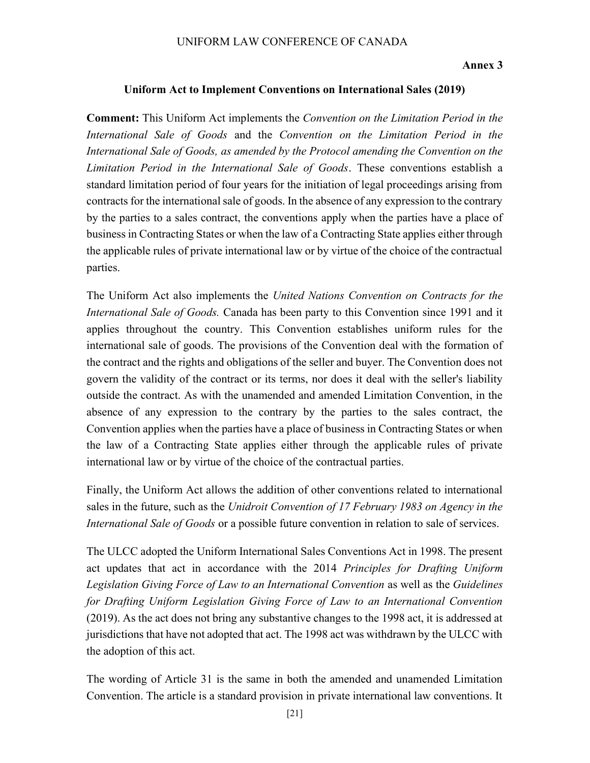**Annex 3**

## Uniform Act to Implement Conventions on International Sales (2019)

**Comment:** This Uniform Act implements the *Convention on the Limitation Period in the International Sale of Goods* and the *Convention on the Limitation Period in the International Sale of Goods, as amended by the Protocol amending the Convention on the Limitation Period in the International Sale of Goods*. These conventions establish a standard limitation period of four years for the initiation of legal proceedings arising from contracts for the international sale of goods. In the absence of any expression to the contrary by the parties to a sales contract, the conventions apply when the parties have a place of business in Contracting States or when the law of a Contracting State applies either through the applicable rules of private international law or by virtue of the choice of the contractual parties.

The Uniform Act also implements the *United Nations Convention on Contracts for the International Sale of Goods.* Canada has been party to this Convention since 1991 and it applies throughout the country. This Convention establishes uniform rules for the international sale of goods. The provisions of the Convention deal with the formation of the contract and the rights and obligations of the seller and buyer. The Convention does not govern the validity of the contract or its terms, nor does it deal with the seller's liability outside the contract. As with the unamended and amended Limitation Convention, in the absence of any expression to the contrary by the parties to the sales contract, the Convention applies when the parties have a place of business in Contracting States or when the law of a Contracting State applies either through the applicable rules of private international law or by virtue of the choice of the contractual parties.

Finally, the Uniform Act allows the addition of other conventions related to international sales in the future, such as the *Unidroit Convention of 17 February 1983 on Agency in the International Sale of Goods* or a possible future convention in relation to sale of services.

The ULCC adopted the Uniform International Sales Conventions Act in 1998. The present act updates that act in accordance with the 2014 *Principles for Drafting Uniform Legislation Giving Force of Law to an International Convention* as well as the *Guidelines for Drafting Uniform Legislation Giving Force of Law to an International Convention* (2019). As the act does not bring any substantive changes to the 1998 act, it is addressed at jurisdictions that have not adopted that act. The 1998 act was withdrawn by the ULCC with the adoption of this act.

The wording of Article 31 is the same in both the amended and unamended Limitation Convention. The article is a standard provision in private international law conventions. It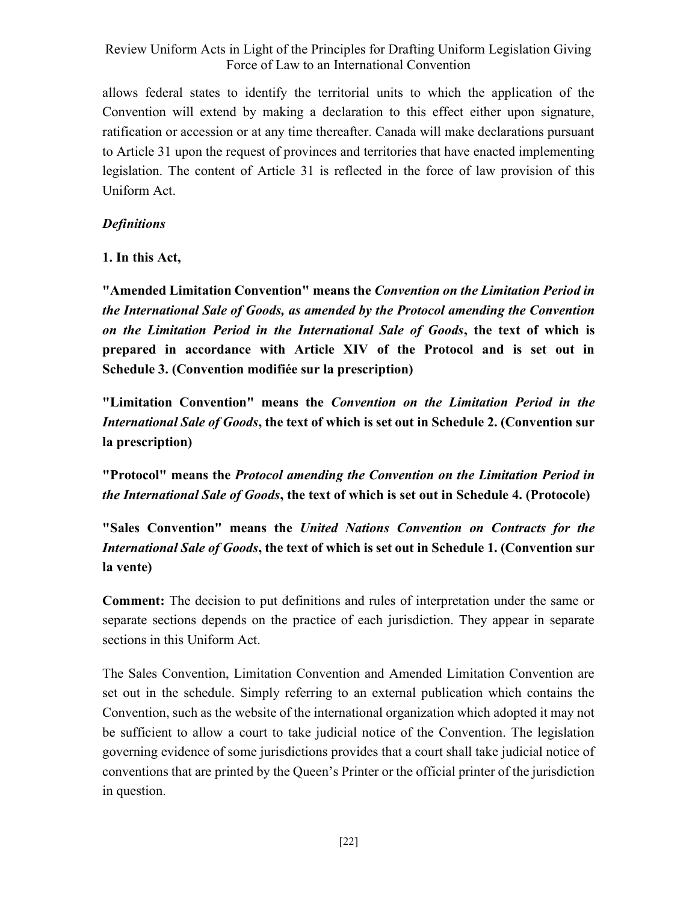allows federal states to identify the territorial units to which the application of the Convention will extend by making a declaration to this effect either upon signature, ratification or accession or at any time thereafter. Canada will make declarations pursuant to Article 31 upon the request of provinces and territories that have enacted implementing legislation. The content of Article 31 is reflected in the force of law provision of this Uniform Act.

*Definitions*

**1. In this Act,**

**"Amended Limitation Convention" means the *Convention on the Limitation Period in the International Sale of Goods, as amended by the Protocol amending the Convention on the Limitation Period in the International Sale of Goods*, the text of which is prepared in accordance with Article XIV of the Protocol and is set out in Schedule 3. (Convention modifiée sur la prescription)**

**"Limitation Convention" means the *Convention on the Limitation Period in the International Sale of Goods*, the text of which is set out in Schedule 2. (Convention sur la prescription)**

**"Protocol" means the *Protocol amending the Convention on the Limitation Period in the International Sale of Goods*, the text of which is set out in Schedule 4. (Protocole)**

**"Sales Convention" means the *United Nations Convention on Contracts for the International Sale of Goods*, the text of which is set out in Schedule 1. (Convention sur la vente)**

**Comment:** The decision to put definitions and rules of interpretation under the same or separate sections depends on the practice of each jurisdiction. They appear in separate sections in this Uniform Act.

The Sales Convention, Limitation Convention and Amended Limitation Convention are set out in the schedule. Simply referring to an external publication which contains the Convention, such as the website of the international organization which adopted it may not be sufficient to allow a court to take judicial notice of the Convention. The legislation governing evidence of some jurisdictions provides that a court shall take judicial notice of conventions that are printed by the Queen's Printer or the official printer of the jurisdiction in question.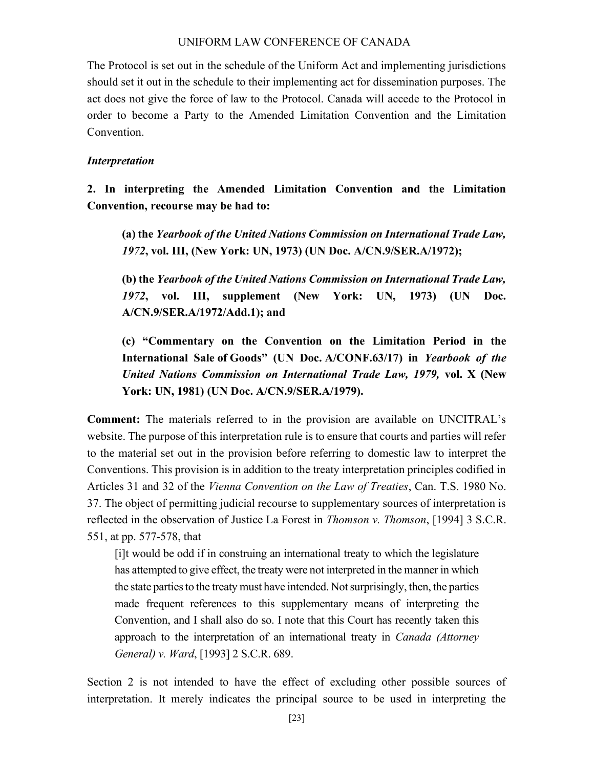The Protocol is set out in the schedule of the Uniform Act and implementing jurisdictions should set it out in the schedule to their implementing act for dissemination purposes. The act does not give the force of law to the Protocol. Canada will accede to the Protocol in order to become a Party to the Amended Limitation Convention and the Limitation Convention.

***Interpretation***

**2. In interpreting the Amended Limitation Convention and the Limitation Convention, recourse may be had to:**

> **(a) the *Yearbook of the United Nations Commission on International Trade Law, 1972*, vol. III, (New York: UN, 1973) (UN Doc. A/CN.9/SER.A/1972);**
>
> **(b) the *Yearbook of the United Nations Commission on International Trade Law, 1972*, vol. III, supplement (New York: UN, 1973) (UN Doc. A/CN.9/SER.A/1972/Add.1); and**
>
> **(c) "Commentary on the Convention on the Limitation Period in the International Sale of Goods" (UN Doc. A/CONF.63/17) in *Yearbook of the United Nations Commission on International Trade Law, 1979,* vol. X (New York: UN, 1981) (UN Doc. A/CN.9/SER.A/1979).**

**Comment:** The materials referred to in the provision are available on UNCITRAL's website. The purpose of this interpretation rule is to ensure that courts and parties will refer to the material set out in the provision before referring to domestic law to interpret the Conventions. This provision is in addition to the treaty interpretation principles codified in Articles 31 and 32 of the *Vienna Convention on the Law of Treaties*, Can. T.S. 1980 No. 37. The object of permitting judicial recourse to supplementary sources of interpretation is reflected in the observation of Justice La Forest in *Thomson v. Thomson*, [1994] 3 S.C.R. 551, at pp. 577-578, that

> [i]t would be odd if in construing an international treaty to which the legislature has attempted to give effect, the treaty were not interpreted in the manner in which the state parties to the treaty must have intended. Not surprisingly, then, the parties made frequent references to this supplementary means of interpreting the Convention, and I shall also do so. I note that this Court has recently taken this approach to the interpretation of an international treaty in *Canada (Attorney General) v. Ward*, [1993] 2 S.C.R. 689.

Section 2 is not intended to have the effect of excluding other possible sources of interpretation. It merely indicates the principal source to be used in interpreting the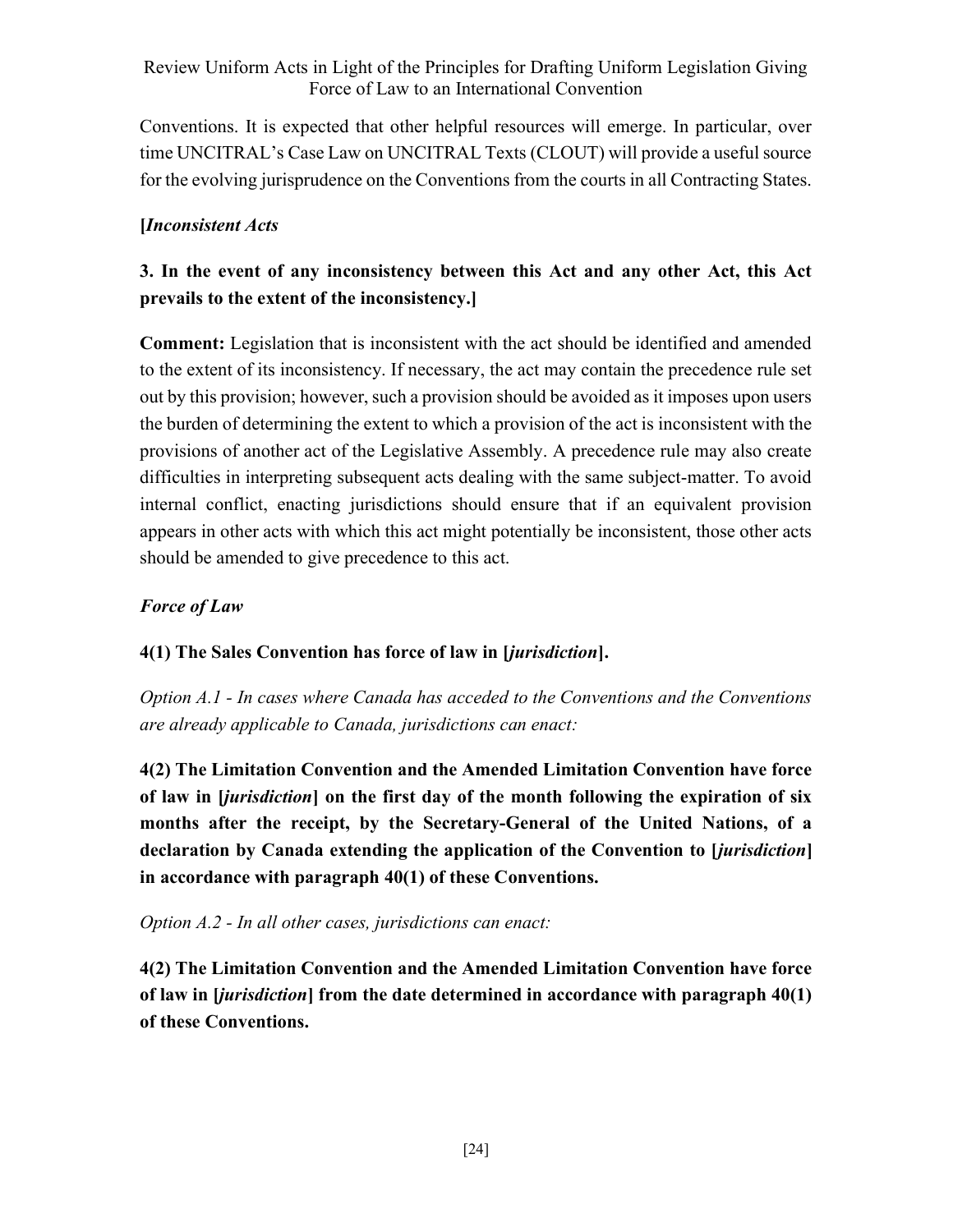Conventions. It is expected that other helpful resources will emerge. In particular, over time UNCITRAL's Case Law on UNCITRAL Texts (CLOUT) will provide a useful source for the evolving jurisprudence on the Conventions from the courts in all Contracting States.

**[*Inconsistent Acts***

**3. In the event of any inconsistency between this Act and any other Act, this Act prevails to the extent of the inconsistency.]**

**Comment:** Legislation that is inconsistent with the act should be identified and amended to the extent of its inconsistency. If necessary, the act may contain the precedence rule set out by this provision; however, such a provision should be avoided as it imposes upon users the burden of determining the extent to which a provision of the act is inconsistent with the provisions of another act of the Legislative Assembly. A precedence rule may also create difficulties in interpreting subsequent acts dealing with the same subject-matter. To avoid internal conflict, enacting jurisdictions should ensure that if an equivalent provision appears in other acts with which this act might potentially be inconsistent, those other acts should be amended to give precedence to this act.

***Force of Law***

**4(1) The Sales Convention has force of law in [*jurisdiction*].**

*Option A.1 - In cases where Canada has acceded to the Conventions and the Conventions are already applicable to Canada, jurisdictions can enact:*

**4(2) The Limitation Convention and the Amended Limitation Convention have force of law in [*jurisdiction*] on the first day of the month following the expiration of six months after the receipt, by the Secretary-General of the United Nations, of a declaration by Canada extending the application of the Convention to [*jurisdiction*] in accordance with paragraph 40(1) of these Conventions.**

*Option A.2 - In all other cases, jurisdictions can enact:*

**4(2) The Limitation Convention and the Amended Limitation Convention have force of law in [*jurisdiction*] from the date determined in accordance with paragraph 40(1) of these Conventions.**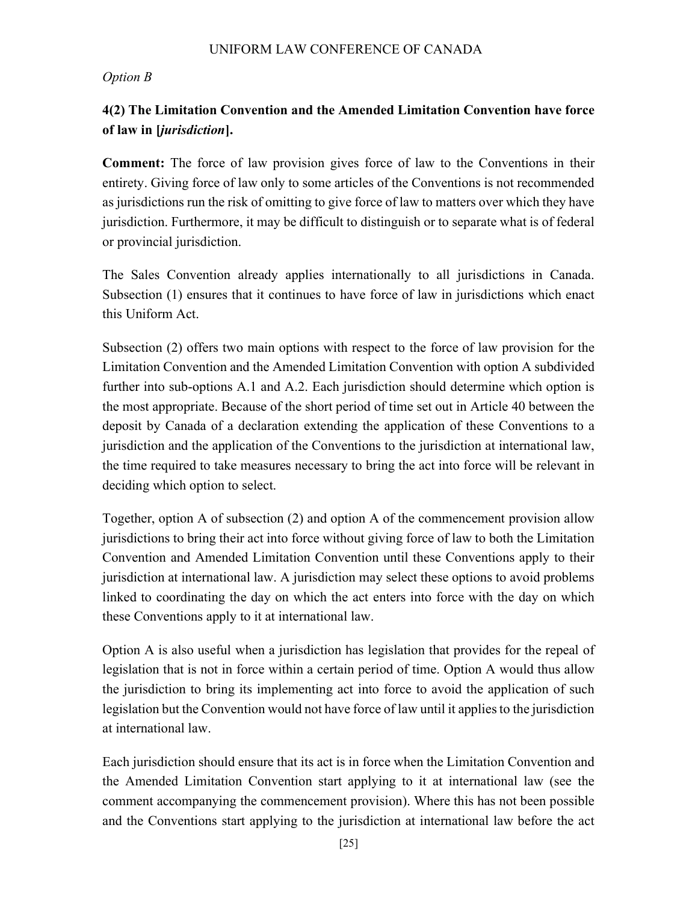*Option B*

**4(2) The Limitation Convention and the Amended Limitation Convention have force of law in [*jurisdiction*].**

**Comment:** The force of law provision gives force of law to the Conventions in their entirety. Giving force of law only to some articles of the Conventions is not recommended as jurisdictions run the risk of omitting to give force of law to matters over which they have jurisdiction. Furthermore, it may be difficult to distinguish or to separate what is of federal or provincial jurisdiction.

The Sales Convention already applies internationally to all jurisdictions in Canada. Subsection (1) ensures that it continues to have force of law in jurisdictions which enact this Uniform Act.

Subsection (2) offers two main options with respect to the force of law provision for the Limitation Convention and the Amended Limitation Convention with option A subdivided further into sub-options A.1 and A.2. Each jurisdiction should determine which option is the most appropriate. Because of the short period of time set out in Article 40 between the deposit by Canada of a declaration extending the application of these Conventions to a jurisdiction and the application of the Conventions to the jurisdiction at international law, the time required to take measures necessary to bring the act into force will be relevant in deciding which option to select.

Together, option A of subsection (2) and option A of the commencement provision allow jurisdictions to bring their act into force without giving force of law to both the Limitation Convention and Amended Limitation Convention until these Conventions apply to their jurisdiction at international law. A jurisdiction may select these options to avoid problems linked to coordinating the day on which the act enters into force with the day on which these Conventions apply to it at international law.

Option A is also useful when a jurisdiction has legislation that provides for the repeal of legislation that is not in force within a certain period of time. Option A would thus allow the jurisdiction to bring its implementing act into force to avoid the application of such legislation but the Convention would not have force of law until it applies to the jurisdiction at international law.

Each jurisdiction should ensure that its act is in force when the Limitation Convention and the Amended Limitation Convention start applying to it at international law (see the comment accompanying the commencement provision). Where this has not been possible and the Conventions start applying to the jurisdiction at international law before the act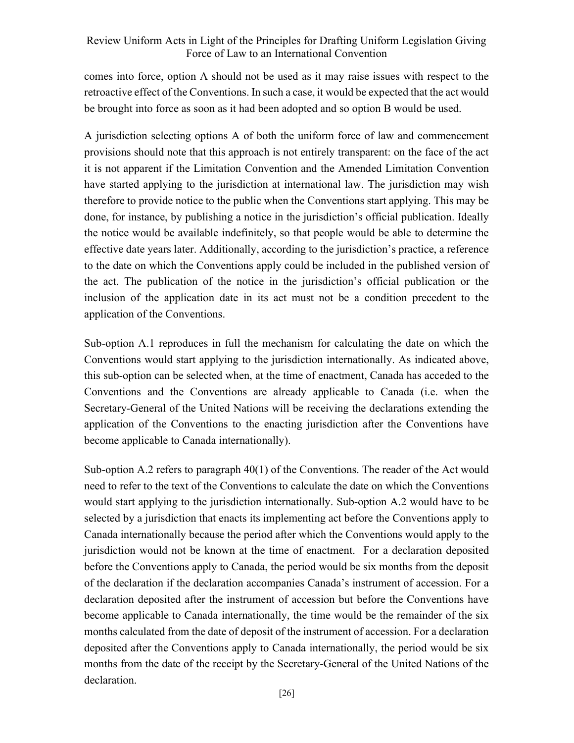comes into force, option A should not be used as it may raise issues with respect to the retroactive effect of the Conventions. In such a case, it would be expected that the act would be brought into force as soon as it had been adopted and so option B would be used.

A jurisdiction selecting options A of both the uniform force of law and commencement provisions should note that this approach is not entirely transparent: on the face of the act it is not apparent if the Limitation Convention and the Amended Limitation Convention have started applying to the jurisdiction at international law. The jurisdiction may wish therefore to provide notice to the public when the Conventions start applying. This may be done, for instance, by publishing a notice in the jurisdiction's official publication. Ideally the notice would be available indefinitely, so that people would be able to determine the effective date years later. Additionally, according to the jurisdiction's practice, a reference to the date on which the Conventions apply could be included in the published version of the act. The publication of the notice in the jurisdiction's official publication or the inclusion of the application date in its act must not be a condition precedent to the application of the Conventions.

Sub-option A.1 reproduces in full the mechanism for calculating the date on which the Conventions would start applying to the jurisdiction internationally. As indicated above, this sub-option can be selected when, at the time of enactment, Canada has acceded to the Conventions and the Conventions are already applicable to Canada (i.e. when the Secretary-General of the United Nations will be receiving the declarations extending the application of the Conventions to the enacting jurisdiction after the Conventions have become applicable to Canada internationally).

Sub-option A.2 refers to paragraph 40(1) of the Conventions. The reader of the Act would need to refer to the text of the Conventions to calculate the date on which the Conventions would start applying to the jurisdiction internationally. Sub-option A.2 would have to be selected by a jurisdiction that enacts its implementing act before the Conventions apply to Canada internationally because the period after which the Conventions would apply to the jurisdiction would not be known at the time of enactment. For a declaration deposited before the Conventions apply to Canada, the period would be six months from the deposit of the declaration if the declaration accompanies Canada's instrument of accession. For a declaration deposited after the instrument of accession but before the Conventions have become applicable to Canada internationally, the time would be the remainder of the six months calculated from the date of deposit of the instrument of accession. For a declaration deposited after the Conventions apply to Canada internationally, the period would be six months from the date of the receipt by the Secretary-General of the United Nations of the declaration.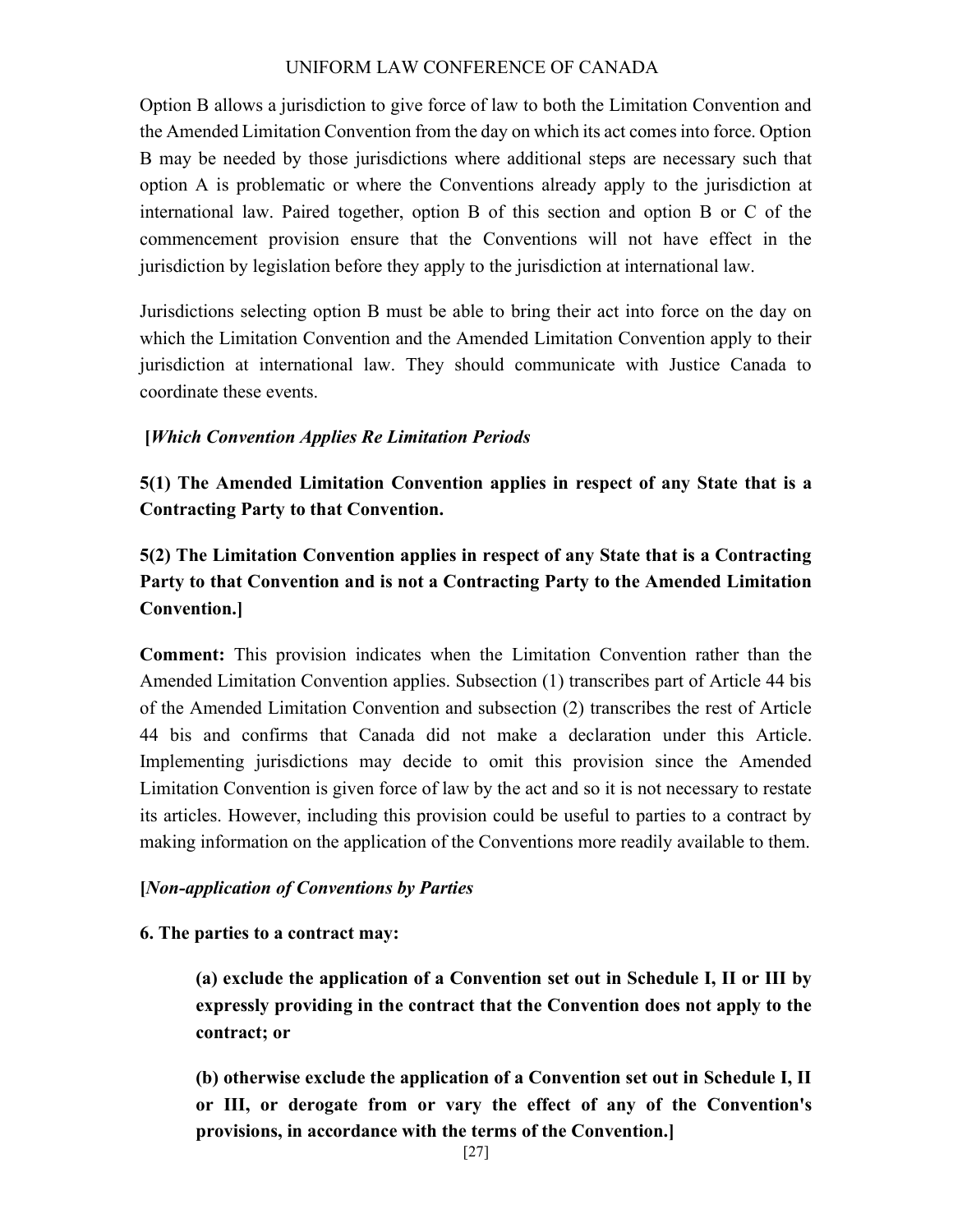Option B allows a jurisdiction to give force of law to both the Limitation Convention and the Amended Limitation Convention from the day on which its act comes into force. Option B may be needed by those jurisdictions where additional steps are necessary such that option A is problematic or where the Conventions already apply to the jurisdiction at international law. Paired together, option B of this section and option B or C of the commencement provision ensure that the Conventions will not have effect in the jurisdiction by legislation before they apply to the jurisdiction at international law.

Jurisdictions selecting option B must be able to bring their act into force on the day on which the Limitation Convention and the Amended Limitation Convention apply to their jurisdiction at international law. They should communicate with Justice Canada to coordinate these events.

**[*Which Convention Applies Re Limitation Periods***

**5(1) The Amended Limitation Convention applies in respect of any State that is a Contracting Party to that Convention.**

**5(2) The Limitation Convention applies in respect of any State that is a Contracting Party to that Convention and is not a Contracting Party to the Amended Limitation Convention.]**

**Comment:** This provision indicates when the Limitation Convention rather than the Amended Limitation Convention applies. Subsection (1) transcribes part of Article 44 bis of the Amended Limitation Convention and subsection (2) transcribes the rest of Article 44 bis and confirms that Canada did not make a declaration under this Article. Implementing jurisdictions may decide to omit this provision since the Amended Limitation Convention is given force of law by the act and so it is not necessary to restate its articles. However, including this provision could be useful to parties to a contract by making information on the application of the Conventions more readily available to them.

**[*Non-application of Conventions by Parties***

**6. The parties to a contract may:**

> **(a) exclude the application of a Convention set out in Schedule I, II or III by expressly providing in the contract that the Convention does not apply to the contract; or**
>
> **(b) otherwise exclude the application of a Convention set out in Schedule I, II or III, or derogate from or vary the effect of any of the Convention's provisions, in accordance with the terms of the Convention.]**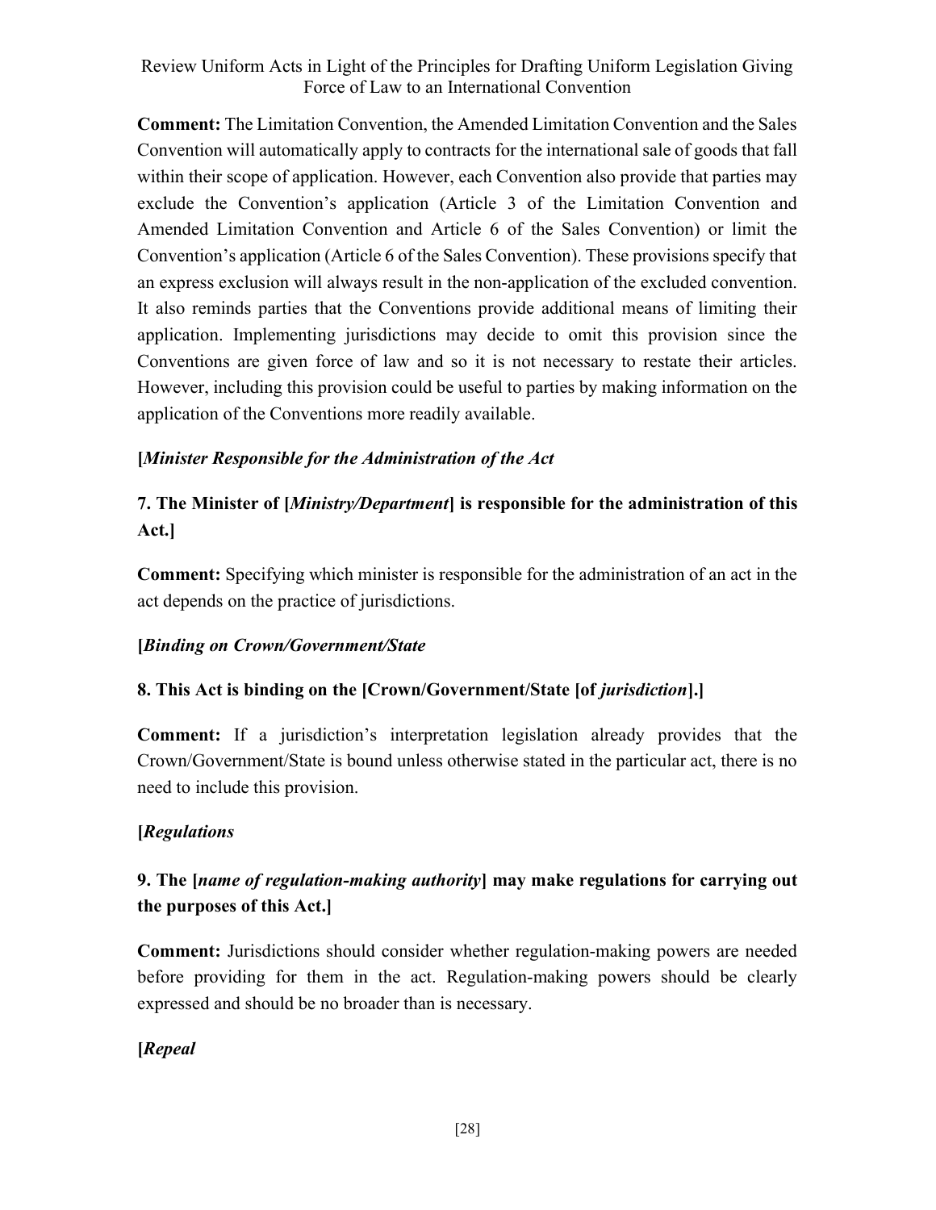**Comment:** The Limitation Convention, the Amended Limitation Convention and the Sales Convention will automatically apply to contracts for the international sale of goods that fall within their scope of application. However, each Convention also provide that parties may exclude the Convention's application (Article 3 of the Limitation Convention and Amended Limitation Convention and Article 6 of the Sales Convention) or limit the Convention's application (Article 6 of the Sales Convention). These provisions specify that an express exclusion will always result in the non-application of the excluded convention. It also reminds parties that the Conventions provide additional means of limiting their application. Implementing jurisdictions may decide to omit this provision since the Conventions are given force of law and so it is not necessary to restate their articles. However, including this provision could be useful to parties by making information on the application of the Conventions more readily available.

**[*Minister Responsible for the Administration of the Act***

**7. The Minister of [*Ministry/Department*] is responsible for the administration of this Act.]**

**Comment:** Specifying which minister is responsible for the administration of an act in the act depends on the practice of jurisdictions.

**[*Binding on Crown/Government/State***

**8. This Act is binding on the [Crown/Government/State [of *jurisdiction*].]**

**Comment:** If a jurisdiction's interpretation legislation already provides that the Crown/Government/State is bound unless otherwise stated in the particular act, there is no need to include this provision.

**[*Regulations***

**9. The [*name of regulation-making authority*] may make regulations for carrying out the purposes of this Act.]**

**Comment:** Jurisdictions should consider whether regulation-making powers are needed before providing for them in the act. Regulation-making powers should be clearly expressed and should be no broader than is necessary.

**[*Repeal***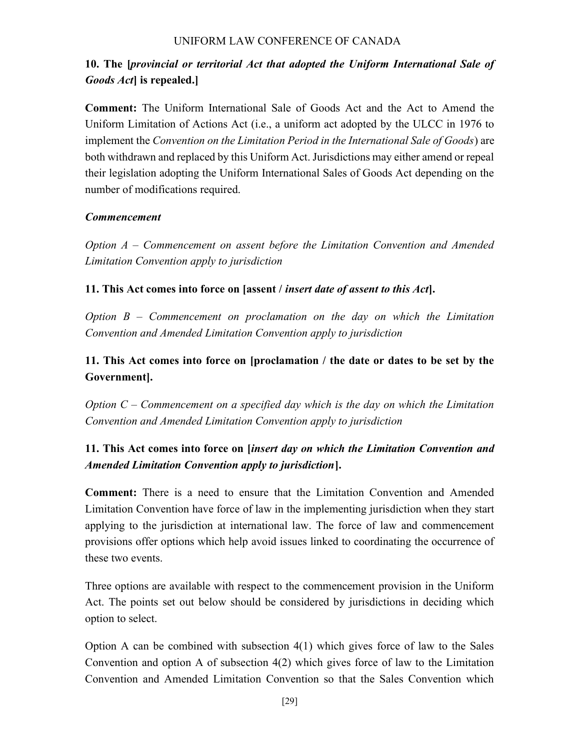**10. The [*provincial or territorial Act that adopted the Uniform International Sale of Goods Act*] is repealed.]**

**Comment:** The Uniform International Sale of Goods Act and the Act to Amend the Uniform Limitation of Actions Act (i.e., a uniform act adopted by the ULCC in 1976 to implement the *Convention on the Limitation Period in the International Sale of Goods*) are both withdrawn and replaced by this Uniform Act. Jurisdictions may either amend or repeal their legislation adopting the Uniform International Sales of Goods Act depending on the number of modifications required.

***Commencement***

*Option A – Commencement on assent before the Limitation Convention and Amended Limitation Convention apply to jurisdiction*

**11. This Act comes into force on [assent / *insert date of assent to this Act*].**

*Option B – Commencement on proclamation on the day on which the Limitation Convention and Amended Limitation Convention apply to jurisdiction*

**11. This Act comes into force on [proclamation / the date or dates to be set by the Government].**

*Option C – Commencement on a specified day which is the day on which the Limitation Convention and Amended Limitation Convention apply to jurisdiction*

**11. This Act comes into force on [*insert day on which the Limitation Convention and Amended Limitation Convention apply to jurisdiction*].**

**Comment:** There is a need to ensure that the Limitation Convention and Amended Limitation Convention have force of law in the implementing jurisdiction when they start applying to the jurisdiction at international law. The force of law and commencement provisions offer options which help avoid issues linked to coordinating the occurrence of these two events.

Three options are available with respect to the commencement provision in the Uniform Act. The points set out below should be considered by jurisdictions in deciding which option to select.

Option A can be combined with subsection 4(1) which gives force of law to the Sales Convention and option A of subsection 4(2) which gives force of law to the Limitation Convention and Amended Limitation Convention so that the Sales Convention which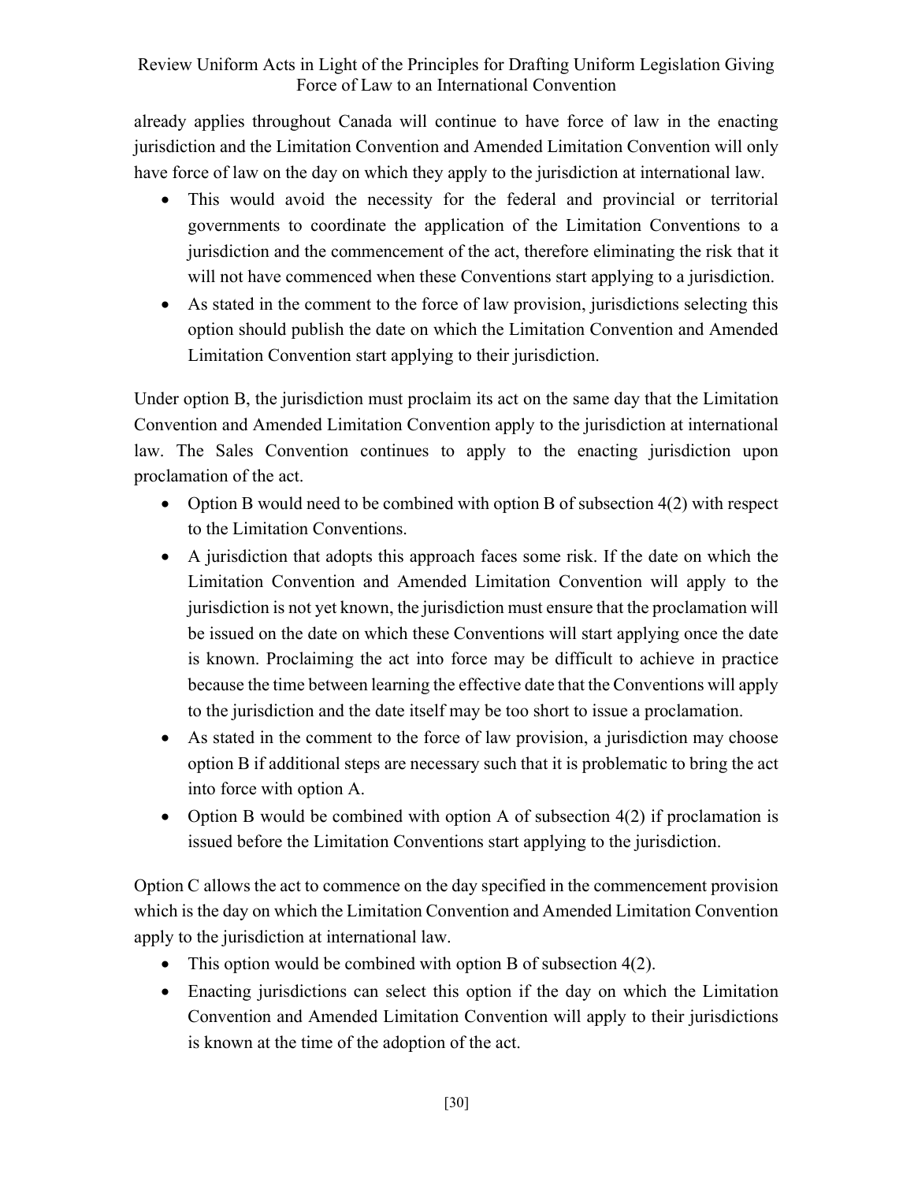already applies throughout Canada will continue to have force of law in the enacting jurisdiction and the Limitation Convention and Amended Limitation Convention will only have force of law on the day on which they apply to the jurisdiction at international law.

- This would avoid the necessity for the federal and provincial or territorial governments to coordinate the application of the Limitation Conventions to a jurisdiction and the commencement of the act, therefore eliminating the risk that it will not have commenced when these Conventions start applying to a jurisdiction.
- As stated in the comment to the force of law provision, jurisdictions selecting this option should publish the date on which the Limitation Convention and Amended Limitation Convention start applying to their jurisdiction.

Under option B, the jurisdiction must proclaim its act on the same day that the Limitation Convention and Amended Limitation Convention apply to the jurisdiction at international law. The Sales Convention continues to apply to the enacting jurisdiction upon proclamation of the act.

- Option B would need to be combined with option B of subsection 4(2) with respect to the Limitation Conventions.
- A jurisdiction that adopts this approach faces some risk. If the date on which the Limitation Convention and Amended Limitation Convention will apply to the jurisdiction is not yet known, the jurisdiction must ensure that the proclamation will be issued on the date on which these Conventions will start applying once the date is known. Proclaiming the act into force may be difficult to achieve in practice because the time between learning the effective date that the Conventions will apply to the jurisdiction and the date itself may be too short to issue a proclamation.
- As stated in the comment to the force of law provision, a jurisdiction may choose option B if additional steps are necessary such that it is problematic to bring the act into force with option A.
- Option B would be combined with option A of subsection 4(2) if proclamation is issued before the Limitation Conventions start applying to the jurisdiction.

Option C allows the act to commence on the day specified in the commencement provision which is the day on which the Limitation Convention and Amended Limitation Convention apply to the jurisdiction at international law.

- This option would be combined with option B of subsection 4(2).
- Enacting jurisdictions can select this option if the day on which the Limitation Convention and Amended Limitation Convention will apply to their jurisdictions is known at the time of the adoption of the act.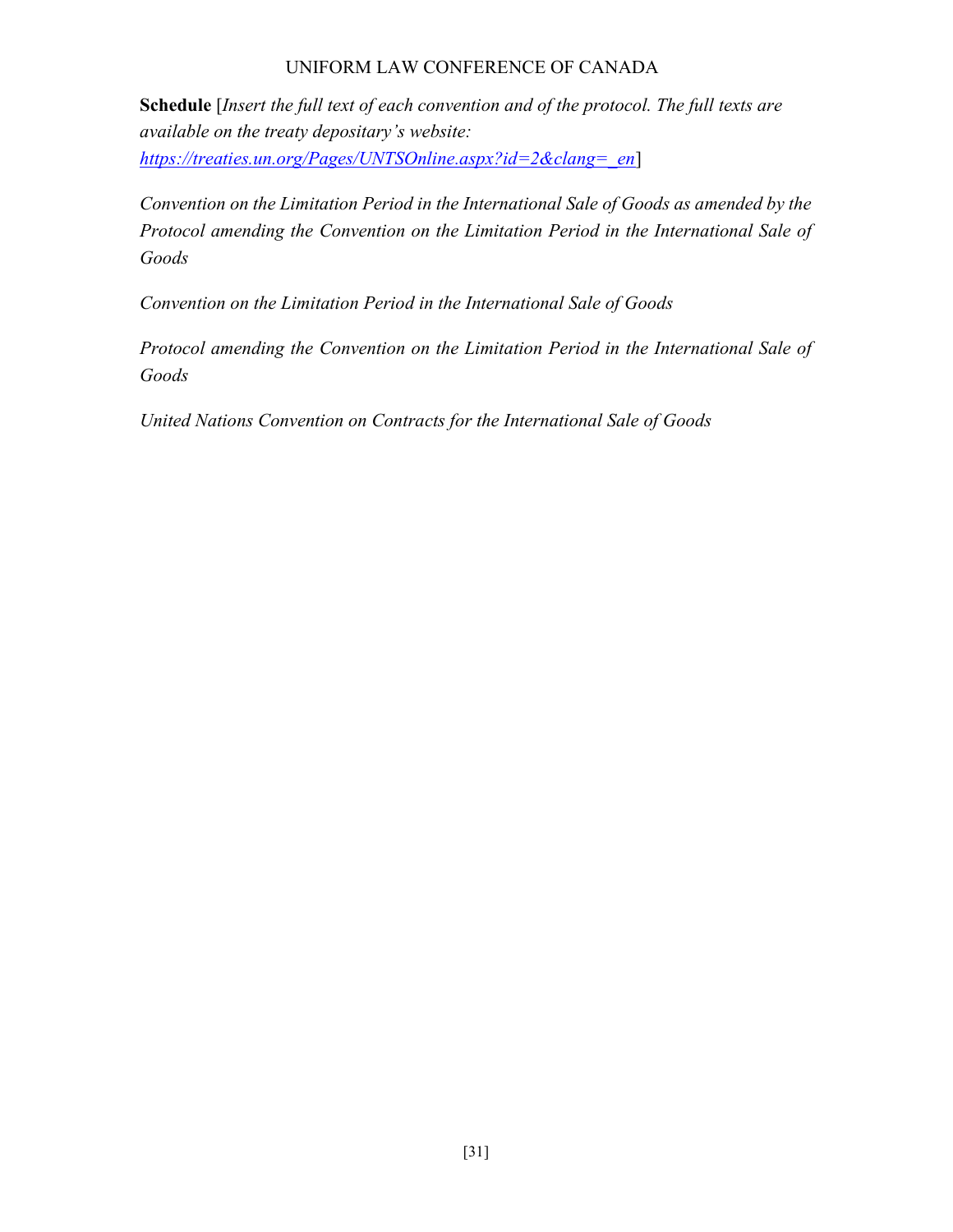**Schedule** [*Insert the full text of each convention and of the protocol. The full texts are available on the treaty depositary's website: [https://treaties.un.org/Pages/UNTSOnline.aspx?id=2&clang=_en](https://treaties.un.org/Pages/UNTSOnline.aspx?id=2&clang=_en)*]

*Convention on the Limitation Period in the International Sale of Goods as amended by the Protocol amending the Convention on the Limitation Period in the International Sale of Goods*

*Convention on the Limitation Period in the International Sale of Goods*

*Protocol amending the Convention on the Limitation Period in the International Sale of Goods*

*United Nations Convention on Contracts for the International Sale of Goods*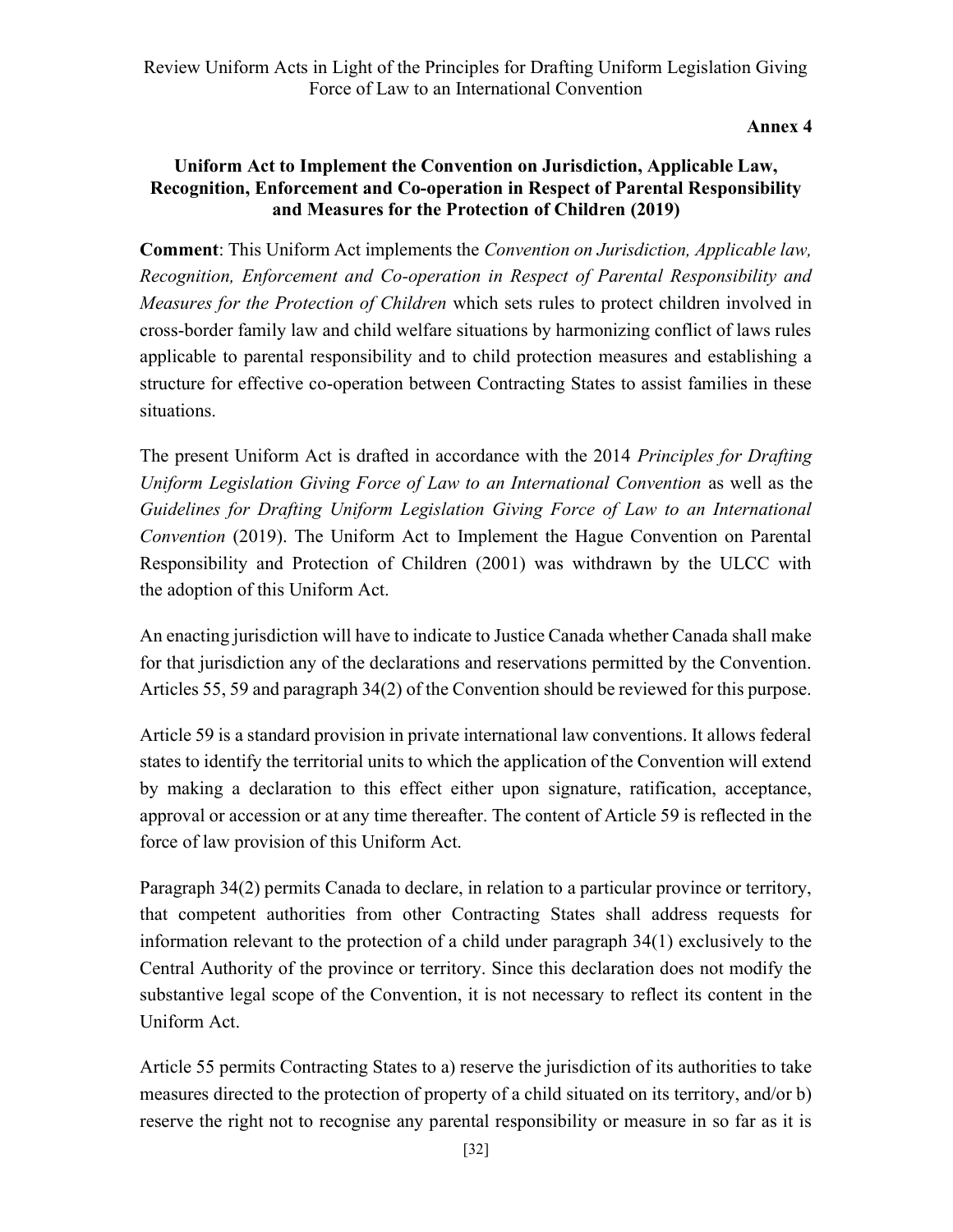**Annex 4**

## Uniform Act to Implement the Convention on Jurisdiction, Applicable Law, Recognition, Enforcement and Co-operation in Respect of Parental Responsibility and Measures for the Protection of Children (2019)

**Comment**: This Uniform Act implements the *Convention on Jurisdiction, Applicable law, Recognition, Enforcement and Co-operation in Respect of Parental Responsibility and Measures for the Protection of Children* which sets rules to protect children involved in cross-border family law and child welfare situations by harmonizing conflict of laws rules applicable to parental responsibility and to child protection measures and establishing a structure for effective co-operation between Contracting States to assist families in these situations.

The present Uniform Act is drafted in accordance with the 2014 *Principles for Drafting Uniform Legislation Giving Force of Law to an International Convention* as well as the *Guidelines for Drafting Uniform Legislation Giving Force of Law to an International Convention* (2019). The Uniform Act to Implement the Hague Convention on Parental Responsibility and Protection of Children (2001) was withdrawn by the ULCC with the adoption of this Uniform Act.

An enacting jurisdiction will have to indicate to Justice Canada whether Canada shall make for that jurisdiction any of the declarations and reservations permitted by the Convention. Articles 55, 59 and paragraph 34(2) of the Convention should be reviewed for this purpose.

Article 59 is a standard provision in private international law conventions. It allows federal states to identify the territorial units to which the application of the Convention will extend by making a declaration to this effect either upon signature, ratification, acceptance, approval or accession or at any time thereafter. The content of Article 59 is reflected in the force of law provision of this Uniform Act.

Paragraph 34(2) permits Canada to declare, in relation to a particular province or territory, that competent authorities from other Contracting States shall address requests for information relevant to the protection of a child under paragraph 34(1) exclusively to the Central Authority of the province or territory. Since this declaration does not modify the substantive legal scope of the Convention, it is not necessary to reflect its content in the Uniform Act.

Article 55 permits Contracting States to a) reserve the jurisdiction of its authorities to take measures directed to the protection of property of a child situated on its territory, and/or b) reserve the right not to recognise any parental responsibility or measure in so far as it is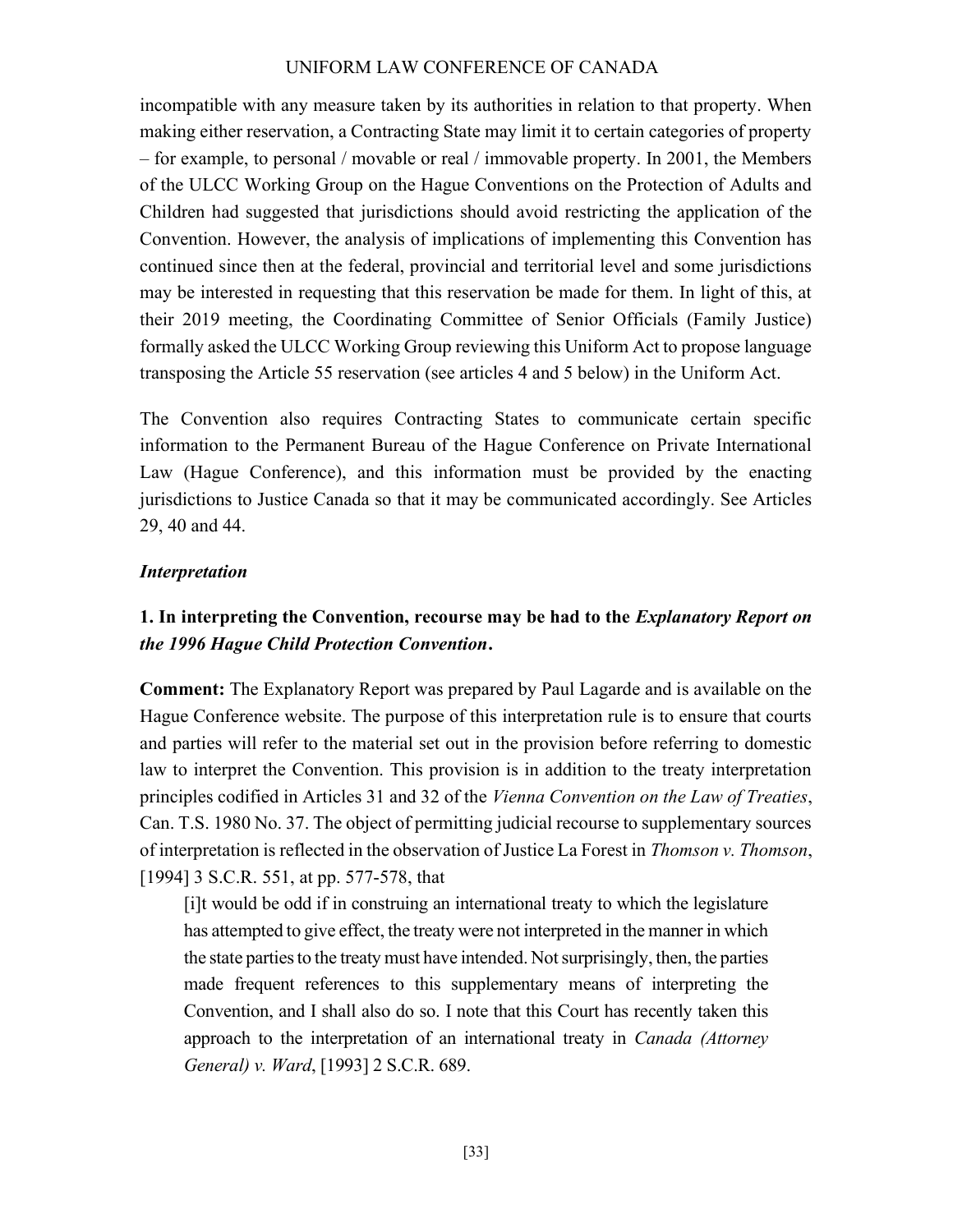incompatible with any measure taken by its authorities in relation to that property. When making either reservation, a Contracting State may limit it to certain categories of property – for example, to personal / movable or real / immovable property. In 2001, the Members of the ULCC Working Group on the Hague Conventions on the Protection of Adults and Children had suggested that jurisdictions should avoid restricting the application of the Convention. However, the analysis of implications of implementing this Convention has continued since then at the federal, provincial and territorial level and some jurisdictions may be interested in requesting that this reservation be made for them. In light of this, at their 2019 meeting, the Coordinating Committee of Senior Officials (Family Justice) formally asked the ULCC Working Group reviewing this Uniform Act to propose language transposing the Article 55 reservation (see articles 4 and 5 below) in the Uniform Act.

The Convention also requires Contracting States to communicate certain specific information to the Permanent Bureau of the Hague Conference on Private International Law (Hague Conference), and this information must be provided by the enacting jurisdictions to Justice Canada so that it may be communicated accordingly. See Articles 29, 40 and 44.

### *Interpretation*

**1. In interpreting the Convention, recourse may be had to the *Explanatory Report on the 1996 Hague Child Protection Convention*.**

**Comment:** The Explanatory Report was prepared by Paul Lagarde and is available on the Hague Conference website. The purpose of this interpretation rule is to ensure that courts and parties will refer to the material set out in the provision before referring to domestic law to interpret the Convention. This provision is in addition to the treaty interpretation principles codified in Articles 31 and 32 of the *Vienna Convention on the Law of Treaties*, Can. T.S. 1980 No. 37. The object of permitting judicial recourse to supplementary sources of interpretation is reflected in the observation of Justice La Forest in *Thomson v. Thomson*, [1994] 3 S.C.R. 551, at pp. 577-578, that

> [i]t would be odd if in construing an international treaty to which the legislature has attempted to give effect, the treaty were not interpreted in the manner in which the state parties to the treaty must have intended. Not surprisingly, then, the parties made frequent references to this supplementary means of interpreting the Convention, and I shall also do so. I note that this Court has recently taken this approach to the interpretation of an international treaty in *Canada (Attorney General) v. Ward*, [1993] 2 S.C.R. 689.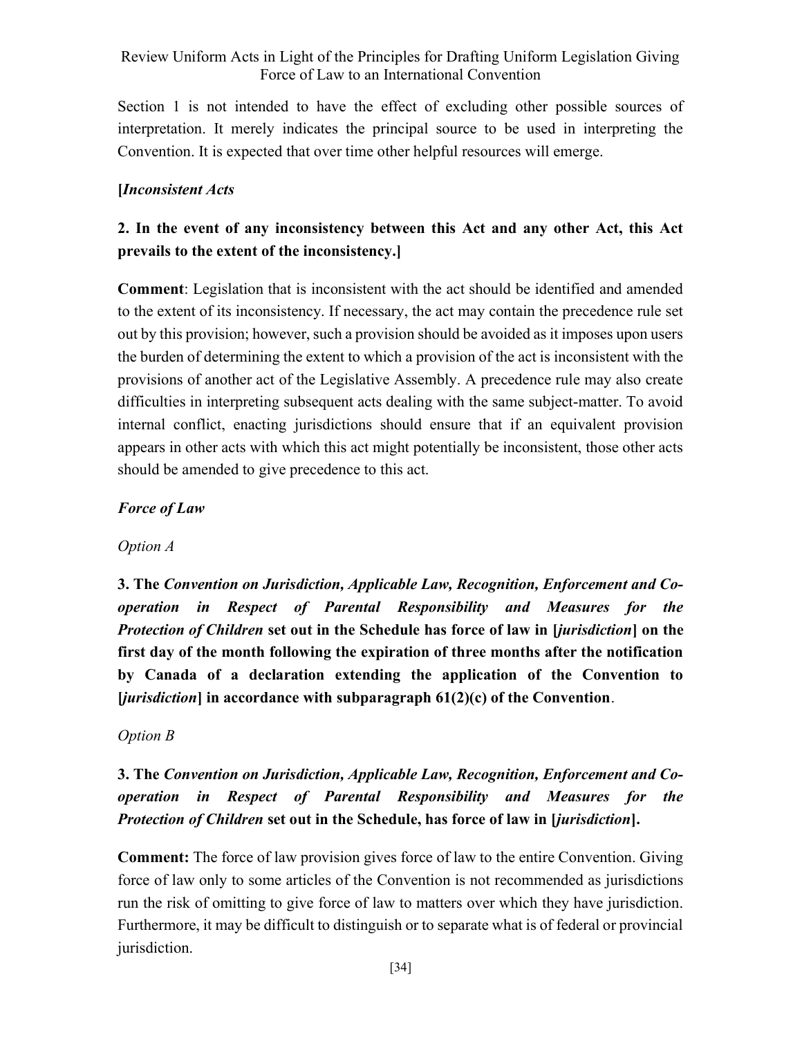Section 1 is not intended to have the effect of excluding other possible sources of interpretation. It merely indicates the principal source to be used in interpreting the Convention. It is expected that over time other helpful resources will emerge.

**[*Inconsistent Acts***

**2. In the event of any inconsistency between this Act and any other Act, this Act prevails to the extent of the inconsistency.]**

**Comment**: Legislation that is inconsistent with the act should be identified and amended to the extent of its inconsistency. If necessary, the act may contain the precedence rule set out by this provision; however, such a provision should be avoided as it imposes upon users the burden of determining the extent to which a provision of the act is inconsistent with the provisions of another act of the Legislative Assembly. A precedence rule may also create difficulties in interpreting subsequent acts dealing with the same subject-matter. To avoid internal conflict, enacting jurisdictions should ensure that if an equivalent provision appears in other acts with which this act might potentially be inconsistent, those other acts should be amended to give precedence to this act.

***Force of Law***

*Option A*

**3. The *Convention on Jurisdiction, Applicable Law, Recognition, Enforcement and Co-operation in Respect of Parental Responsibility and Measures for the Protection of Children* set out in the Schedule has force of law in [*jurisdiction*] on the first day of the month following the expiration of three months after the notification by Canada of a declaration extending the application of the Convention to [*jurisdiction*] in accordance with subparagraph 61(2)(c) of the Convention**.

*Option B*

**3. The *Convention on Jurisdiction, Applicable Law, Recognition, Enforcement and Co-operation in Respect of Parental Responsibility and Measures for the Protection of Children* set out in the Schedule, has force of law in [*jurisdiction*].**

**Comment:** The force of law provision gives force of law to the entire Convention. Giving force of law only to some articles of the Convention is not recommended as jurisdictions run the risk of omitting to give force of law to matters over which they have jurisdiction. Furthermore, it may be difficult to distinguish or to separate what is of federal or provincial jurisdiction.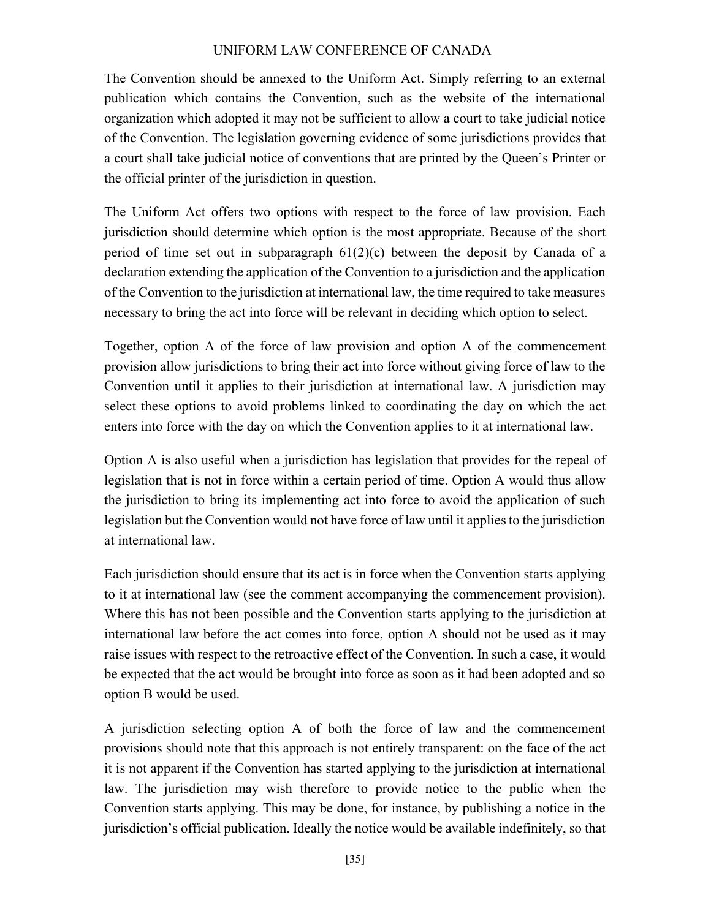The Convention should be annexed to the Uniform Act. Simply referring to an external publication which contains the Convention, such as the website of the international organization which adopted it may not be sufficient to allow a court to take judicial notice of the Convention. The legislation governing evidence of some jurisdictions provides that a court shall take judicial notice of conventions that are printed by the Queen's Printer or the official printer of the jurisdiction in question.

The Uniform Act offers two options with respect to the force of law provision. Each jurisdiction should determine which option is the most appropriate. Because of the short period of time set out in subparagraph 61(2)(c) between the deposit by Canada of a declaration extending the application of the Convention to a jurisdiction and the application of the Convention to the jurisdiction at international law, the time required to take measures necessary to bring the act into force will be relevant in deciding which option to select.

Together, option A of the force of law provision and option A of the commencement provision allow jurisdictions to bring their act into force without giving force of law to the Convention until it applies to their jurisdiction at international law. A jurisdiction may select these options to avoid problems linked to coordinating the day on which the act enters into force with the day on which the Convention applies to it at international law.

Option A is also useful when a jurisdiction has legislation that provides for the repeal of legislation that is not in force within a certain period of time. Option A would thus allow the jurisdiction to bring its implementing act into force to avoid the application of such legislation but the Convention would not have force of law until it applies to the jurisdiction at international law.

Each jurisdiction should ensure that its act is in force when the Convention starts applying to it at international law (see the comment accompanying the commencement provision). Where this has not been possible and the Convention starts applying to the jurisdiction at international law before the act comes into force, option A should not be used as it may raise issues with respect to the retroactive effect of the Convention. In such a case, it would be expected that the act would be brought into force as soon as it had been adopted and so option B would be used.

A jurisdiction selecting option A of both the force of law and the commencement provisions should note that this approach is not entirely transparent: on the face of the act it is not apparent if the Convention has started applying to the jurisdiction at international law. The jurisdiction may wish therefore to provide notice to the public when the Convention starts applying. This may be done, for instance, by publishing a notice in the jurisdiction's official publication. Ideally the notice would be available indefinitely, so that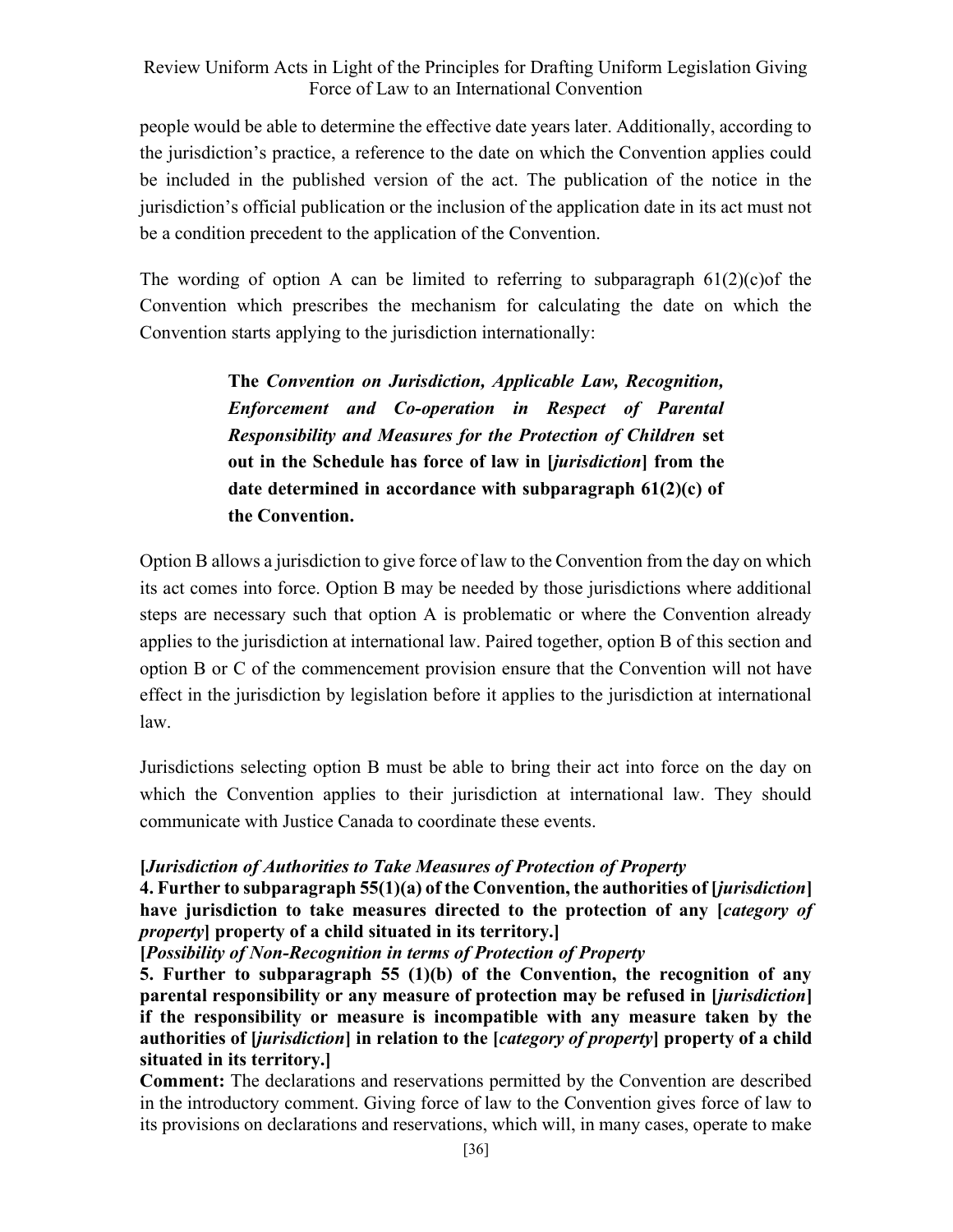people would be able to determine the effective date years later. Additionally, according to the jurisdiction's practice, a reference to the date on which the Convention applies could be included in the published version of the act. The publication of the notice in the jurisdiction's official publication or the inclusion of the application date in its act must not be a condition precedent to the application of the Convention.

The wording of option A can be limited to referring to subparagraph 61(2)(c)of the Convention which prescribes the mechanism for calculating the date on which the Convention starts applying to the jurisdiction internationally:

> **The *Convention on Jurisdiction, Applicable Law, Recognition, Enforcement and Co-operation in Respect of Parental Responsibility and Measures for the Protection of Children* set out in the Schedule has force of law in [*jurisdiction*] from the date determined in accordance with subparagraph 61(2)(c) of the Convention.**

Option B allows a jurisdiction to give force of law to the Convention from the day on which its act comes into force. Option B may be needed by those jurisdictions where additional steps are necessary such that option A is problematic or where the Convention already applies to the jurisdiction at international law. Paired together, option B of this section and option B or C of the commencement provision ensure that the Convention will not have effect in the jurisdiction by legislation before it applies to the jurisdiction at international law.

Jurisdictions selecting option B must be able to bring their act into force on the day on which the Convention applies to their jurisdiction at international law. They should communicate with Justice Canada to coordinate these events.

**[*Jurisdiction of Authorities to Take Measures of Protection of Property***
**4. Further to subparagraph 55(1)(a) of the Convention, the authorities of [*jurisdiction*] have jurisdiction to take measures directed to the protection of any [*category of property*] property of a child situated in its territory.]**
**[*Possibility of Non-Recognition in terms of Protection of Property***
**5. Further to subparagraph 55 (1)(b) of the Convention, the recognition of any parental responsibility or any measure of protection may be refused in [*jurisdiction*] if the responsibility or measure is incompatible with any measure taken by the authorities of [*jurisdiction*] in relation to the [*category of property*] property of a child situated in its territory.]**
**Comment:** The declarations and reservations permitted by the Convention are described in the introductory comment. Giving force of law to the Convention gives force of law to its provisions on declarations and reservations, which will, in many cases, operate to make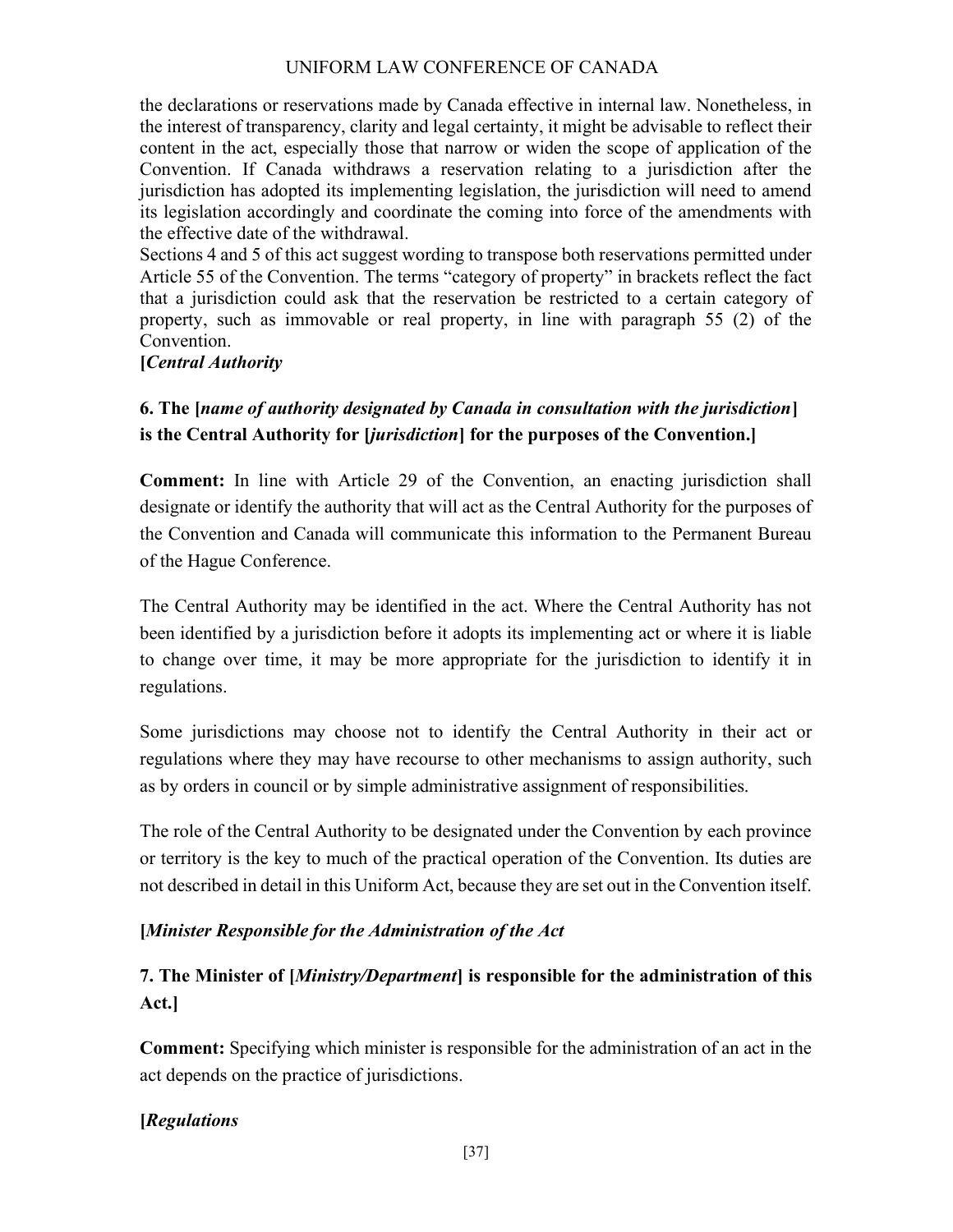the declarations or reservations made by Canada effective in internal law. Nonetheless, in the interest of transparency, clarity and legal certainty, it might be advisable to reflect their content in the act, especially those that narrow or widen the scope of application of the Convention. If Canada withdraws a reservation relating to a jurisdiction after the jurisdiction has adopted its implementing legislation, the jurisdiction will need to amend its legislation accordingly and coordinate the coming into force of the amendments with the effective date of the withdrawal.

Sections 4 and 5 of this act suggest wording to transpose both reservations permitted under Article 55 of the Convention. The terms "category of property" in brackets reflect the fact that a jurisdiction could ask that the reservation be restricted to a certain category of property, such as immovable or real property, in line with paragraph 55 (2) of the Convention.

**[*Central Authority***

**6. The [*name of authority designated by Canada in consultation with the jurisdiction*] is the Central Authority for [*jurisdiction*] for the purposes of the Convention.]**

**Comment:** In line with Article 29 of the Convention, an enacting jurisdiction shall designate or identify the authority that will act as the Central Authority for the purposes of the Convention and Canada will communicate this information to the Permanent Bureau of the Hague Conference.

The Central Authority may be identified in the act. Where the Central Authority has not been identified by a jurisdiction before it adopts its implementing act or where it is liable to change over time, it may be more appropriate for the jurisdiction to identify it in regulations.

Some jurisdictions may choose not to identify the Central Authority in their act or regulations where they may have recourse to other mechanisms to assign authority, such as by orders in council or by simple administrative assignment of responsibilities.

The role of the Central Authority to be designated under the Convention by each province or territory is the key to much of the practical operation of the Convention. Its duties are not described in detail in this Uniform Act, because they are set out in the Convention itself.

**[*Minister Responsible for the Administration of the Act***

**7. The Minister of [*Ministry/Department*] is responsible for the administration of this Act.]**

**Comment:** Specifying which minister is responsible for the administration of an act in the act depends on the practice of jurisdictions.

**[*Regulations***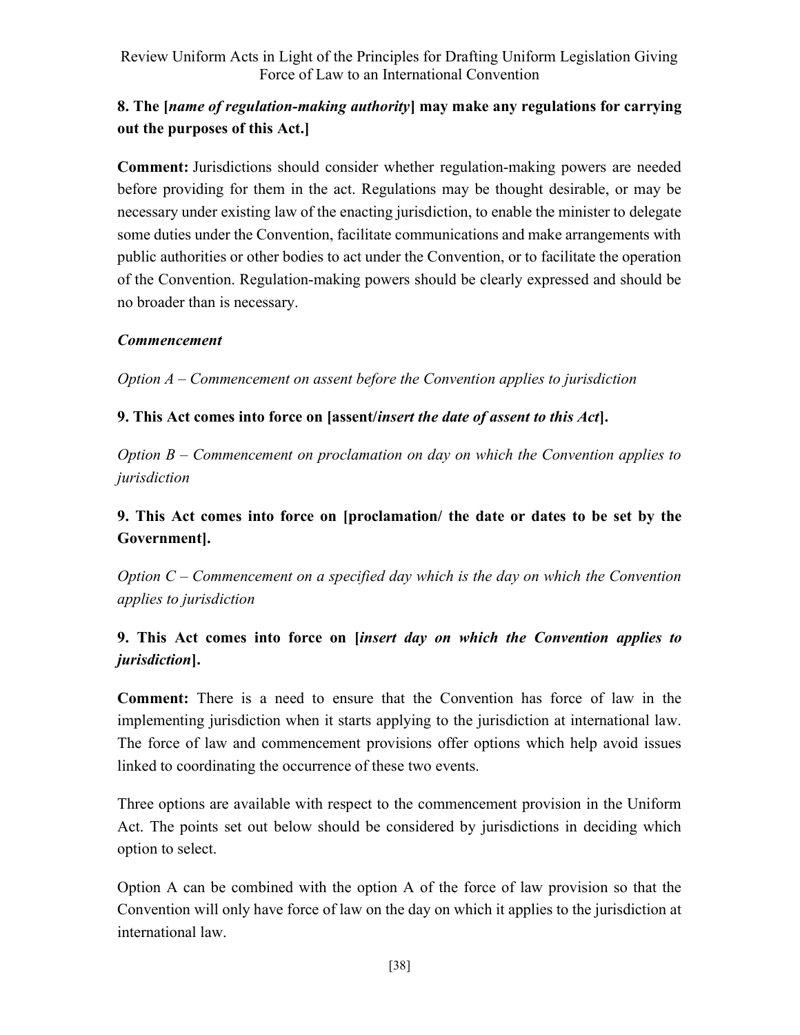**8. The [*name of regulation-making authority*] may make any regulations for carrying out the purposes of this Act.]**

**Comment:** Jurisdictions should consider whether regulation-making powers are needed before providing for them in the act. Regulations may be thought desirable, or may be necessary under existing law of the enacting jurisdiction, to enable the minister to delegate some duties under the Convention, facilitate communications and make arrangements with public authorities or other bodies to act under the Convention, or to facilitate the operation of the Convention. Regulation-making powers should be clearly expressed and should be no broader than is necessary.

***Commencement***

*Option A – Commencement on assent before the Convention applies to jurisdiction*

**9. This Act comes into force on [assent/*insert the date of assent to this Act*].**

*Option B – Commencement on proclamation on day on which the Convention applies to jurisdiction*

**9. This Act comes into force on [proclamation/ the date or dates to be set by the Government].**

*Option C – Commencement on a specified day which is the day on which the Convention applies to jurisdiction*

**9. This Act comes into force on [*insert day on which the Convention applies to jurisdiction*].**

**Comment:** There is a need to ensure that the Convention has force of law in the implementing jurisdiction when it starts applying to the jurisdiction at international law. The force of law and commencement provisions offer options which help avoid issues linked to coordinating the occurrence of these two events.

Three options are available with respect to the commencement provision in the Uniform Act. The points set out below should be considered by jurisdictions in deciding which option to select.

Option A can be combined with the option A of the force of law provision so that the Convention will only have force of law on the day on which it applies to the jurisdiction at international law.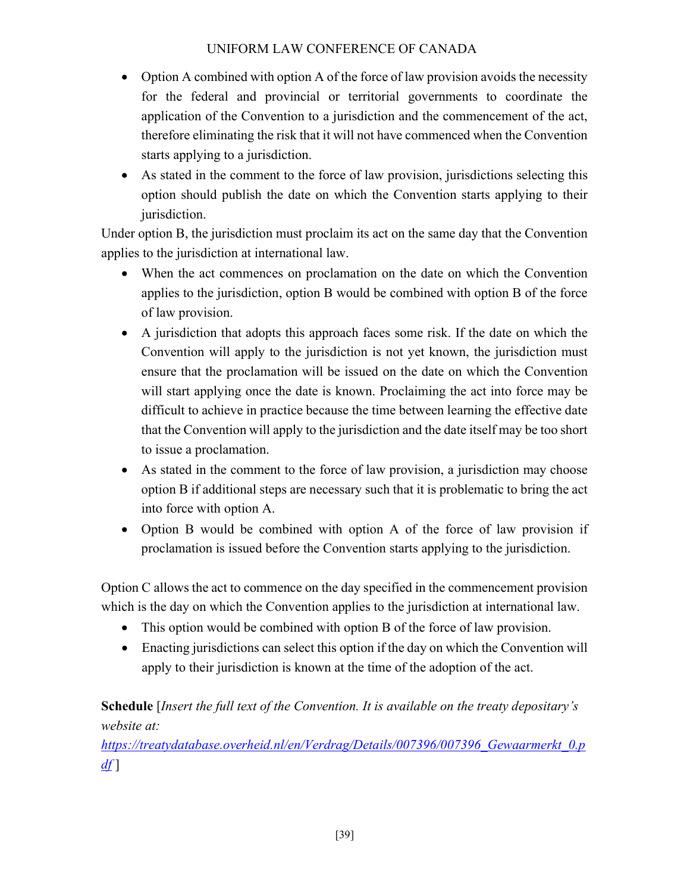- Option A combined with option A of the force of law provision avoids the necessity for the federal and provincial or territorial governments to coordinate the application of the Convention to a jurisdiction and the commencement of the act, therefore eliminating the risk that it will not have commenced when the Convention starts applying to a jurisdiction.
- As stated in the comment to the force of law provision, jurisdictions selecting this option should publish the date on which the Convention starts applying to their jurisdiction.

Under option B, the jurisdiction must proclaim its act on the same day that the Convention applies to the jurisdiction at international law.

- When the act commences on proclamation on the date on which the Convention applies to the jurisdiction, option B would be combined with option B of the force of law provision.
- A jurisdiction that adopts this approach faces some risk. If the date on which the Convention will apply to the jurisdiction is not yet known, the jurisdiction must ensure that the proclamation will be issued on the date on which the Convention will start applying once the date is known. Proclaiming the act into force may be difficult to achieve in practice because the time between learning the effective date that the Convention will apply to the jurisdiction and the date itself may be too short to issue a proclamation.
- As stated in the comment to the force of law provision, a jurisdiction may choose option B if additional steps are necessary such that it is problematic to bring the act into force with option A.
- Option B would be combined with option A of the force of law provision if proclamation is issued before the Convention starts applying to the jurisdiction.

Option C allows the act to commence on the day specified in the commencement provision which is the day on which the Convention applies to the jurisdiction at international law.

- This option would be combined with option B of the force of law provision.
- Enacting jurisdictions can select this option if the day on which the Convention will apply to their jurisdiction is known at the time of the adoption of the act.

**Schedule** [*Insert the full text of the Convention. It is available on the treaty depositary's website at:* https://treatydatabase.overheid.nl/en/Verdrag/Details/007396/007396_Gewaarmerkt_0.pdf ]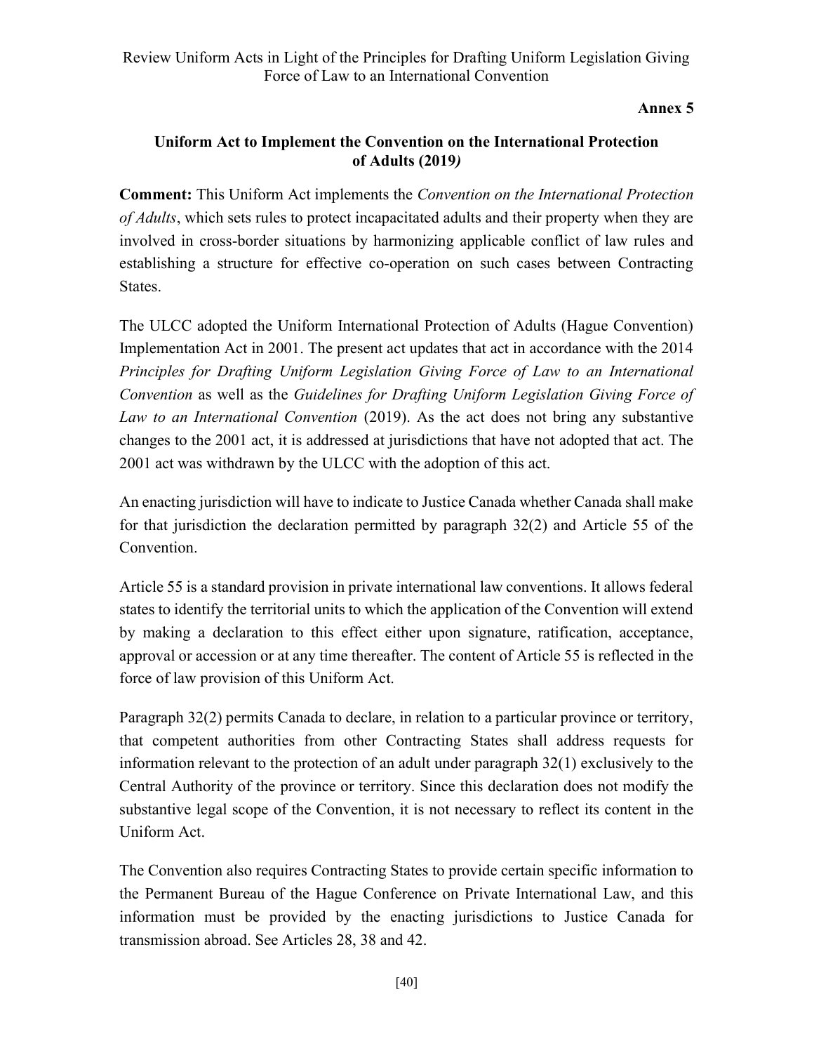**Annex 5**

## Uniform Act to Implement the Convention on the International Protection of Adults (2019*)*

**Comment:** This Uniform Act implements the *Convention on the International Protection of Adults*, which sets rules to protect incapacitated adults and their property when they are involved in cross-border situations by harmonizing applicable conflict of law rules and establishing a structure for effective co-operation on such cases between Contracting States.

The ULCC adopted the Uniform International Protection of Adults (Hague Convention) Implementation Act in 2001. The present act updates that act in accordance with the 2014 *Principles for Drafting Uniform Legislation Giving Force of Law to an International Convention* as well as the *Guidelines for Drafting Uniform Legislation Giving Force of Law to an International Convention* (2019). As the act does not bring any substantive changes to the 2001 act, it is addressed at jurisdictions that have not adopted that act. The 2001 act was withdrawn by the ULCC with the adoption of this act.

An enacting jurisdiction will have to indicate to Justice Canada whether Canada shall make for that jurisdiction the declaration permitted by paragraph 32(2) and Article 55 of the Convention.

Article 55 is a standard provision in private international law conventions. It allows federal states to identify the territorial units to which the application of the Convention will extend by making a declaration to this effect either upon signature, ratification, acceptance, approval or accession or at any time thereafter. The content of Article 55 is reflected in the force of law provision of this Uniform Act.

Paragraph 32(2) permits Canada to declare, in relation to a particular province or territory, that competent authorities from other Contracting States shall address requests for information relevant to the protection of an adult under paragraph 32(1) exclusively to the Central Authority of the province or territory. Since this declaration does not modify the substantive legal scope of the Convention, it is not necessary to reflect its content in the Uniform Act.

The Convention also requires Contracting States to provide certain specific information to the Permanent Bureau of the Hague Conference on Private International Law, and this information must be provided by the enacting jurisdictions to Justice Canada for transmission abroad. See Articles 28, 38 and 42.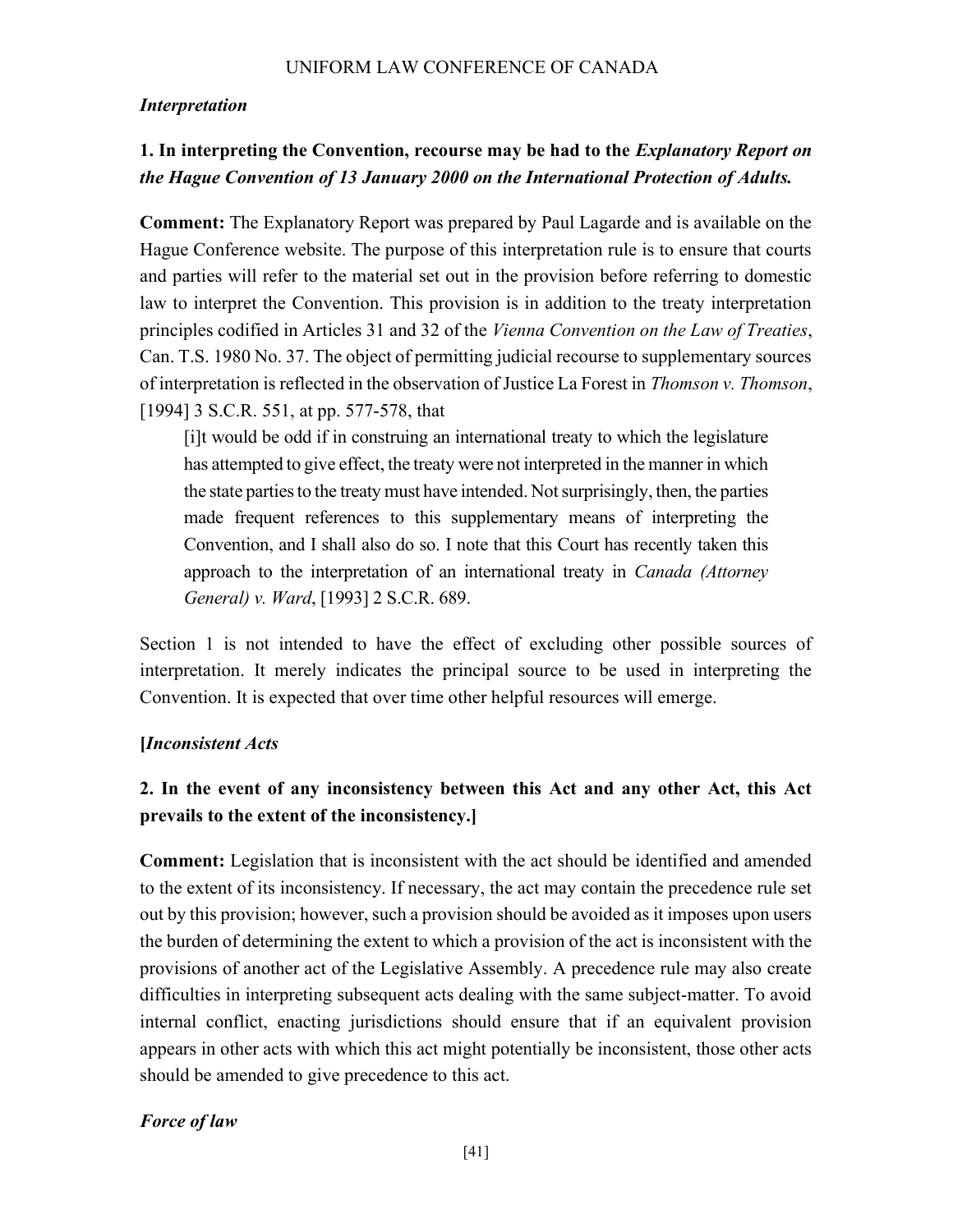*Interpretation*

**1. In interpreting the Convention, recourse may be had to the *Explanatory Report on the Hague Convention of 13 January 2000 on the International Protection of Adults.***

**Comment:** The Explanatory Report was prepared by Paul Lagarde and is available on the Hague Conference website. The purpose of this interpretation rule is to ensure that courts and parties will refer to the material set out in the provision before referring to domestic law to interpret the Convention. This provision is in addition to the treaty interpretation principles codified in Articles 31 and 32 of the *Vienna Convention on the Law of Treaties*, Can. T.S. 1980 No. 37. The object of permitting judicial recourse to supplementary sources of interpretation is reflected in the observation of Justice La Forest in *Thomson v. Thomson*, [1994] 3 S.C.R. 551, at pp. 577-578, that

> [i]t would be odd if in construing an international treaty to which the legislature has attempted to give effect, the treaty were not interpreted in the manner in which the state parties to the treaty must have intended. Not surprisingly, then, the parties made frequent references to this supplementary means of interpreting the Convention, and I shall also do so. I note that this Court has recently taken this approach to the interpretation of an international treaty in *Canada (Attorney General) v. Ward*, [1993] 2 S.C.R. 689.

Section 1 is not intended to have the effect of excluding other possible sources of interpretation. It merely indicates the principal source to be used in interpreting the Convention. It is expected that over time other helpful resources will emerge.

**[*Inconsistent Acts***

**2. In the event of any inconsistency between this Act and any other Act, this Act prevails to the extent of the inconsistency.]**

**Comment:** Legislation that is inconsistent with the act should be identified and amended to the extent of its inconsistency. If necessary, the act may contain the precedence rule set out by this provision; however, such a provision should be avoided as it imposes upon users the burden of determining the extent to which a provision of the act is inconsistent with the provisions of another act of the Legislative Assembly. A precedence rule may also create difficulties in interpreting subsequent acts dealing with the same subject-matter. To avoid internal conflict, enacting jurisdictions should ensure that if an equivalent provision appears in other acts with which this act might potentially be inconsistent, those other acts should be amended to give precedence to this act.

*Force of law*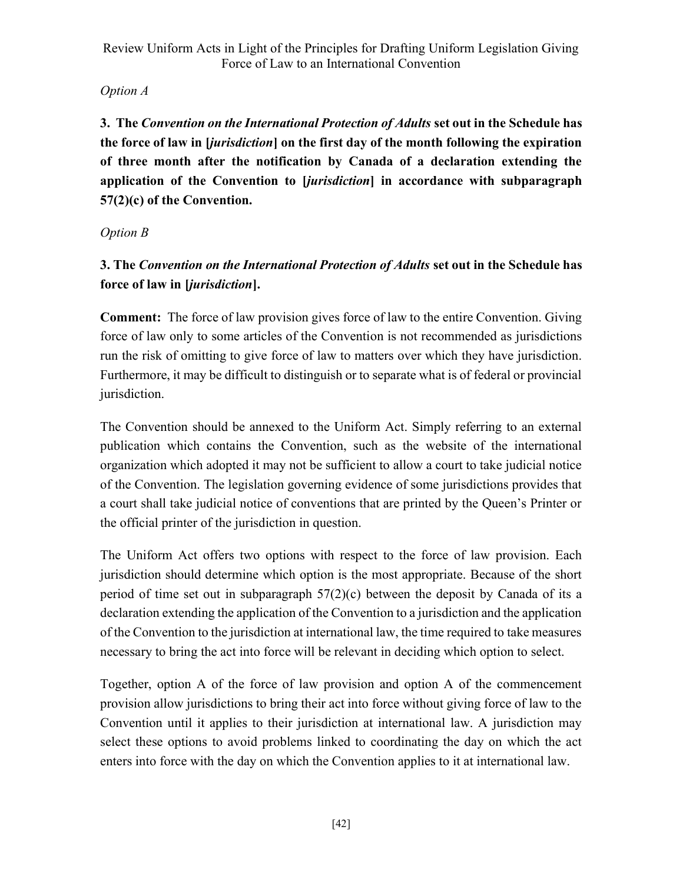*Option A*

**3. The *Convention on the International Protection of Adults* set out in the Schedule has the force of law in [*jurisdiction*] on the first day of the month following the expiration of three month after the notification by Canada of a declaration extending the application of the Convention to [*jurisdiction*] in accordance with subparagraph 57(2)(c) of the Convention.**

*Option B*

**3. The *Convention on the International Protection of Adults* set out in the Schedule has force of law in [*jurisdiction*].**

**Comment:** The force of law provision gives force of law to the entire Convention. Giving force of law only to some articles of the Convention is not recommended as jurisdictions run the risk of omitting to give force of law to matters over which they have jurisdiction. Furthermore, it may be difficult to distinguish or to separate what is of federal or provincial jurisdiction.

The Convention should be annexed to the Uniform Act. Simply referring to an external publication which contains the Convention, such as the website of the international organization which adopted it may not be sufficient to allow a court to take judicial notice of the Convention. The legislation governing evidence of some jurisdictions provides that a court shall take judicial notice of conventions that are printed by the Queen's Printer or the official printer of the jurisdiction in question.

The Uniform Act offers two options with respect to the force of law provision. Each jurisdiction should determine which option is the most appropriate. Because of the short period of time set out in subparagraph 57(2)(c) between the deposit by Canada of its a declaration extending the application of the Convention to a jurisdiction and the application of the Convention to the jurisdiction at international law, the time required to take measures necessary to bring the act into force will be relevant in deciding which option to select.

Together, option A of the force of law provision and option A of the commencement provision allow jurisdictions to bring their act into force without giving force of law to the Convention until it applies to their jurisdiction at international law. A jurisdiction may select these options to avoid problems linked to coordinating the day on which the act enters into force with the day on which the Convention applies to it at international law.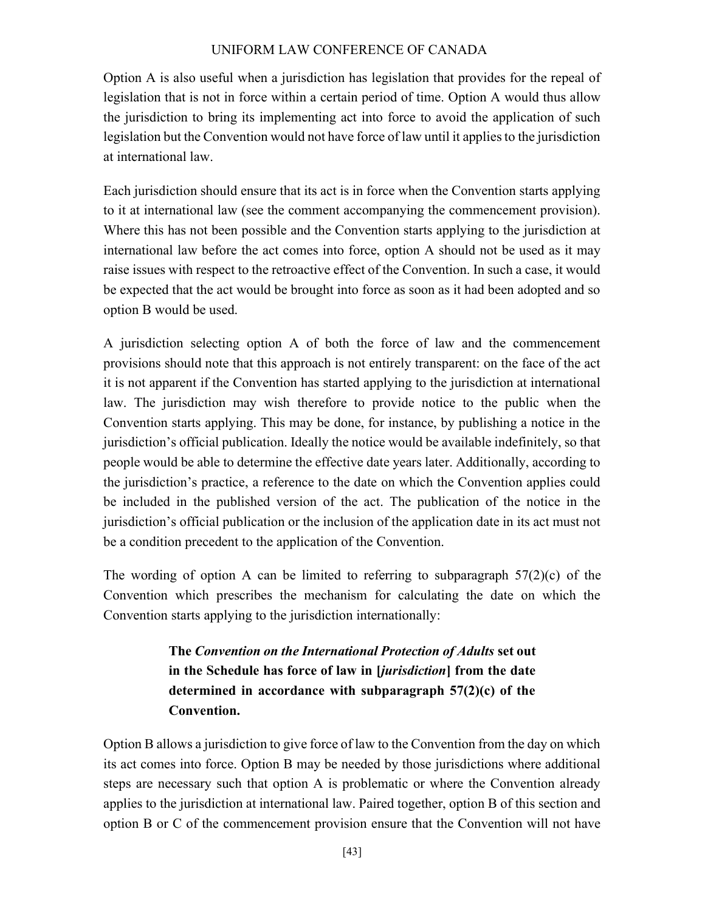Option A is also useful when a jurisdiction has legislation that provides for the repeal of legislation that is not in force within a certain period of time. Option A would thus allow the jurisdiction to bring its implementing act into force to avoid the application of such legislation but the Convention would not have force of law until it applies to the jurisdiction at international law.

Each jurisdiction should ensure that its act is in force when the Convention starts applying to it at international law (see the comment accompanying the commencement provision). Where this has not been possible and the Convention starts applying to the jurisdiction at international law before the act comes into force, option A should not be used as it may raise issues with respect to the retroactive effect of the Convention. In such a case, it would be expected that the act would be brought into force as soon as it had been adopted and so option B would be used.

A jurisdiction selecting option A of both the force of law and the commencement provisions should note that this approach is not entirely transparent: on the face of the act it is not apparent if the Convention has started applying to the jurisdiction at international law. The jurisdiction may wish therefore to provide notice to the public when the Convention starts applying. This may be done, for instance, by publishing a notice in the jurisdiction's official publication. Ideally the notice would be available indefinitely, so that people would be able to determine the effective date years later. Additionally, according to the jurisdiction's practice, a reference to the date on which the Convention applies could be included in the published version of the act. The publication of the notice in the jurisdiction's official publication or the inclusion of the application date in its act must not be a condition precedent to the application of the Convention.

The wording of option A can be limited to referring to subparagraph 57(2)(c) of the Convention which prescribes the mechanism for calculating the date on which the Convention starts applying to the jurisdiction internationally:

> **The *Convention on the International Protection of Adults* set out in the Schedule has force of law in [*jurisdiction*] from the date determined in accordance with subparagraph 57(2)(c) of the Convention.**

Option B allows a jurisdiction to give force of law to the Convention from the day on which its act comes into force. Option B may be needed by those jurisdictions where additional steps are necessary such that option A is problematic or where the Convention already applies to the jurisdiction at international law. Paired together, option B of this section and option B or C of the commencement provision ensure that the Convention will not have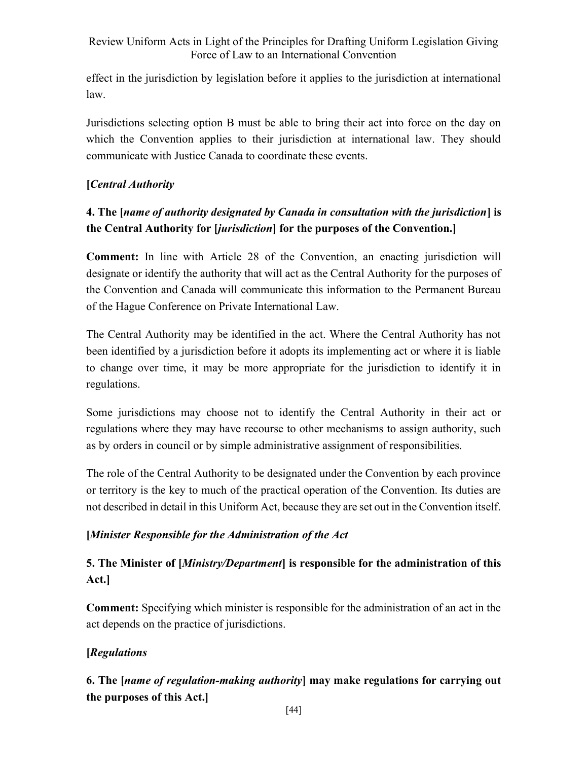effect in the jurisdiction by legislation before it applies to the jurisdiction at international law.

Jurisdictions selecting option B must be able to bring their act into force on the day on which the Convention applies to their jurisdiction at international law. They should communicate with Justice Canada to coordinate these events.

**[*Central Authority***

**4. The [*name of authority designated by Canada in consultation with the jurisdiction*] is the Central Authority for [*jurisdiction*] for the purposes of the Convention.]**

**Comment:** In line with Article 28 of the Convention, an enacting jurisdiction will designate or identify the authority that will act as the Central Authority for the purposes of the Convention and Canada will communicate this information to the Permanent Bureau of the Hague Conference on Private International Law.

The Central Authority may be identified in the act. Where the Central Authority has not been identified by a jurisdiction before it adopts its implementing act or where it is liable to change over time, it may be more appropriate for the jurisdiction to identify it in regulations.

Some jurisdictions may choose not to identify the Central Authority in their act or regulations where they may have recourse to other mechanisms to assign authority, such as by orders in council or by simple administrative assignment of responsibilities.

The role of the Central Authority to be designated under the Convention by each province or territory is the key to much of the practical operation of the Convention. Its duties are not described in detail in this Uniform Act, because they are set out in the Convention itself.

**[*Minister Responsible for the Administration of the Act***

**5. The Minister of [*Ministry/Department*] is responsible for the administration of this Act.]**

**Comment:** Specifying which minister is responsible for the administration of an act in the act depends on the practice of jurisdictions.

**[*Regulations***

**6. The [*name of regulation-making authority*] may make regulations for carrying out the purposes of this Act.]**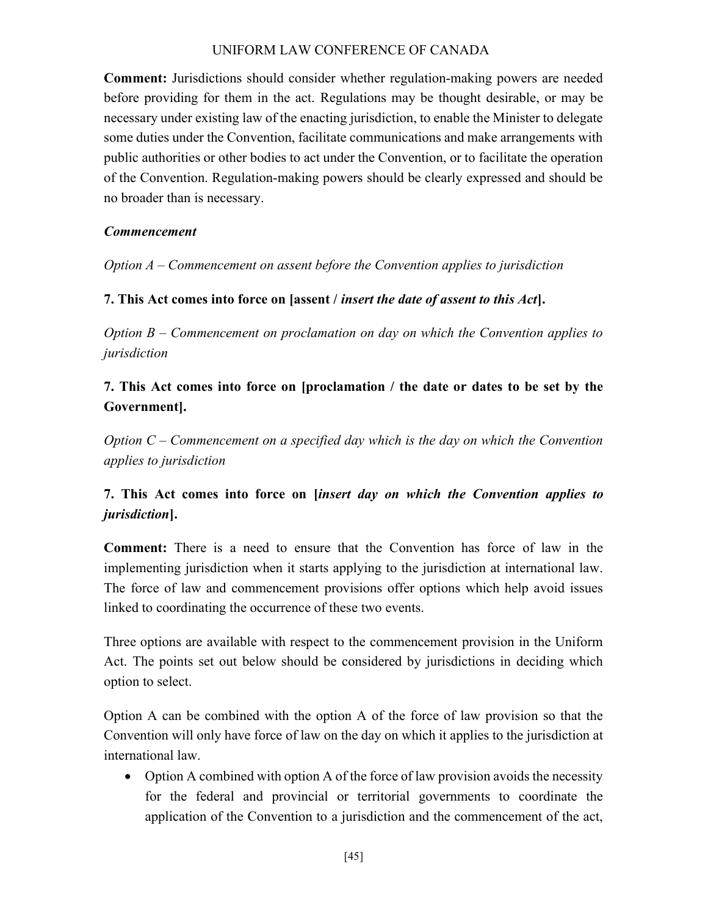**Comment:** Jurisdictions should consider whether regulation-making powers are needed before providing for them in the act. Regulations may be thought desirable, or may be necessary under existing law of the enacting jurisdiction, to enable the Minister to delegate some duties under the Convention, facilitate communications and make arrangements with public authorities or other bodies to act under the Convention, or to facilitate the operation of the Convention. Regulation-making powers should be clearly expressed and should be no broader than is necessary.

***Commencement***

*Option A – Commencement on assent before the Convention applies to jurisdiction*

**7. This Act comes into force on [assent / *insert the date of assent to this Act*].**

*Option B – Commencement on proclamation on day on which the Convention applies to jurisdiction*

**7. This Act comes into force on [proclamation / the date or dates to be set by the Government].**

*Option C – Commencement on a specified day which is the day on which the Convention applies to jurisdiction*

**7. This Act comes into force on [*insert day on which the Convention applies to jurisdiction*].**

**Comment:** There is a need to ensure that the Convention has force of law in the implementing jurisdiction when it starts applying to the jurisdiction at international law. The force of law and commencement provisions offer options which help avoid issues linked to coordinating the occurrence of these two events.

Three options are available with respect to the commencement provision in the Uniform Act. The points set out below should be considered by jurisdictions in deciding which option to select.

Option A can be combined with the option A of the force of law provision so that the Convention will only have force of law on the day on which it applies to the jurisdiction at international law.

- Option A combined with option A of the force of law provision avoids the necessity for the federal and provincial or territorial governments to coordinate the application of the Convention to a jurisdiction and the commencement of the act,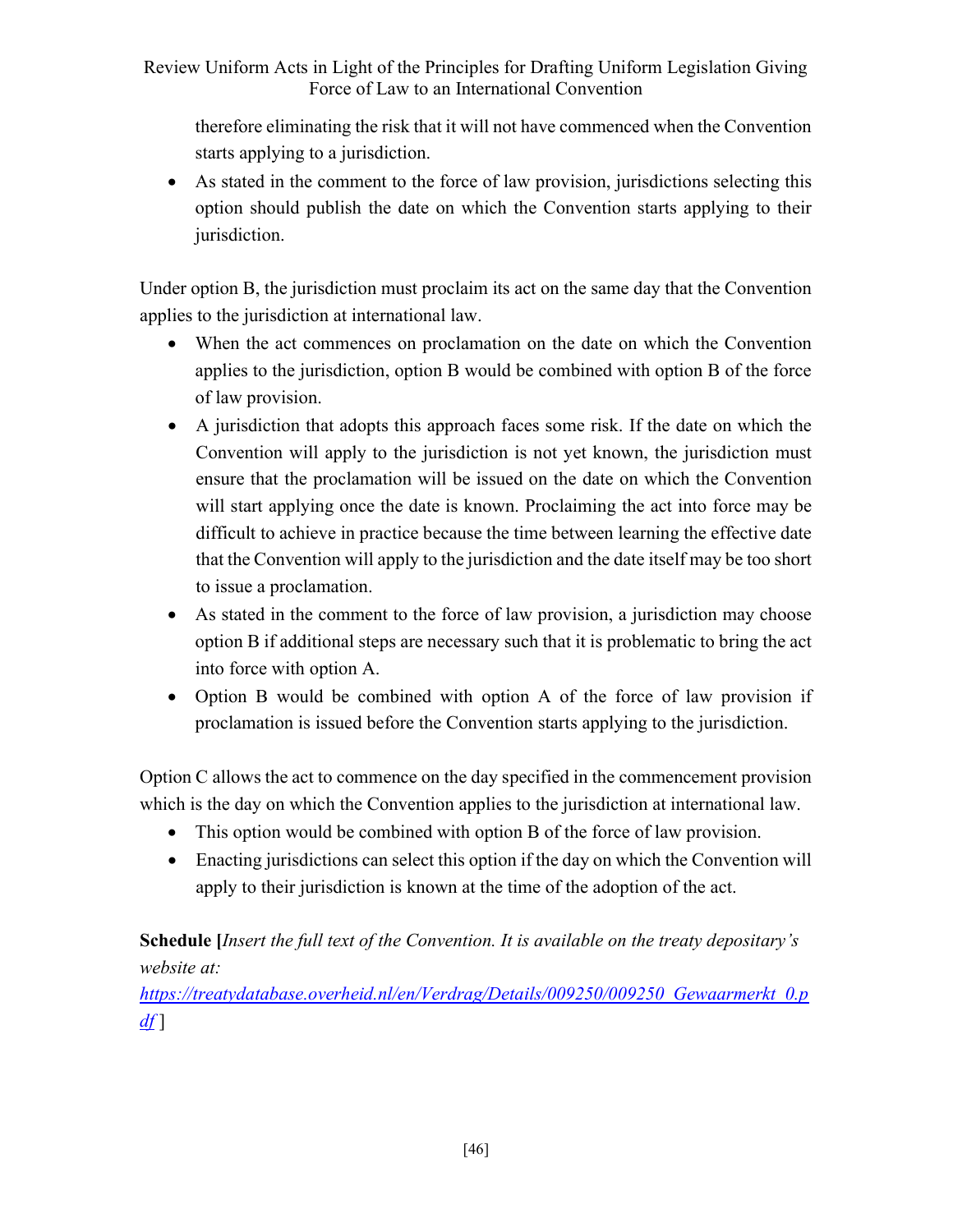therefore eliminating the risk that it will not have commenced when the Convention starts applying to a jurisdiction.

- As stated in the comment to the force of law provision, jurisdictions selecting this option should publish the date on which the Convention starts applying to their jurisdiction.

Under option B, the jurisdiction must proclaim its act on the same day that the Convention applies to the jurisdiction at international law.

- When the act commences on proclamation on the date on which the Convention applies to the jurisdiction, option B would be combined with option B of the force of law provision.
- A jurisdiction that adopts this approach faces some risk. If the date on which the Convention will apply to the jurisdiction is not yet known, the jurisdiction must ensure that the proclamation will be issued on the date on which the Convention will start applying once the date is known. Proclaiming the act into force may be difficult to achieve in practice because the time between learning the effective date that the Convention will apply to the jurisdiction and the date itself may be too short to issue a proclamation.
- As stated in the comment to the force of law provision, a jurisdiction may choose option B if additional steps are necessary such that it is problematic to bring the act into force with option A.
- Option B would be combined with option A of the force of law provision if proclamation is issued before the Convention starts applying to the jurisdiction.

Option C allows the act to commence on the day specified in the commencement provision which is the day on which the Convention applies to the jurisdiction at international law.

- This option would be combined with option B of the force of law provision.
- Enacting jurisdictions can select this option if the day on which the Convention will apply to their jurisdiction is known at the time of the adoption of the act.

**Schedule [***Insert the full text of the Convention. It is available on the treaty depositary's website at:* *https://treatydatabase.overheid.nl/en/Verdrag/Details/009250/009250_Gewaarmerkt_0.pdf* ]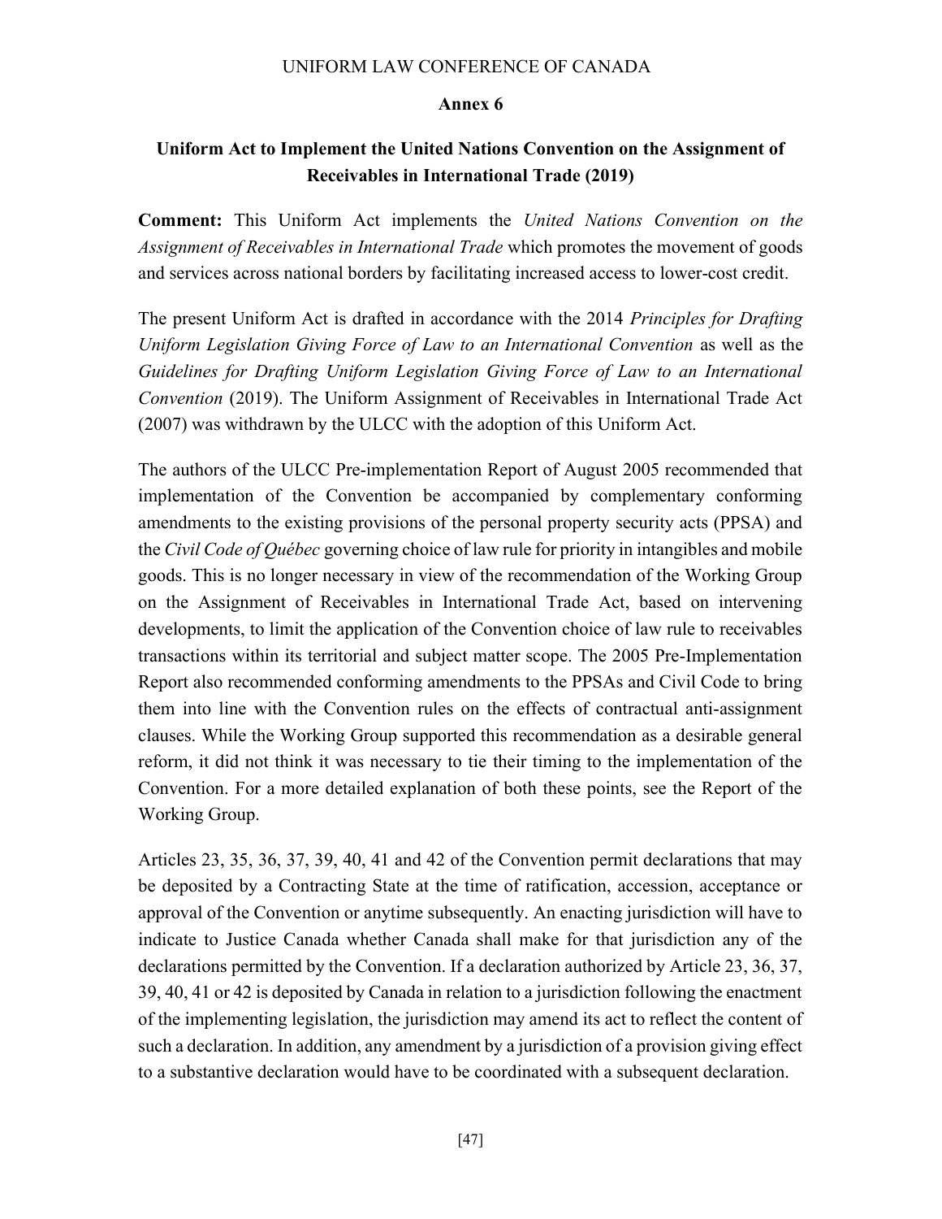UNIFORM LAW CONFERENCE OF CANADA

**Annex 6**

# Uniform Act to Implement the United Nations Convention on the Assignment of Receivables in International Trade (2019)

**Comment:** This Uniform Act implements the *United Nations Convention on the Assignment of Receivables in International Trade* which promotes the movement of goods and services across national borders by facilitating increased access to lower-cost credit.

The present Uniform Act is drafted in accordance with the 2014 *Principles for Drafting Uniform Legislation Giving Force of Law to an International Convention* as well as the *Guidelines for Drafting Uniform Legislation Giving Force of Law to an International Convention* (2019). The Uniform Assignment of Receivables in International Trade Act (2007) was withdrawn by the ULCC with the adoption of this Uniform Act.

The authors of the ULCC Pre-implementation Report of August 2005 recommended that implementation of the Convention be accompanied by complementary conforming amendments to the existing provisions of the personal property security acts (PPSA) and the *Civil Code of Québec* governing choice of law rule for priority in intangibles and mobile goods. This is no longer necessary in view of the recommendation of the Working Group on the Assignment of Receivables in International Trade Act, based on intervening developments, to limit the application of the Convention choice of law rule to receivables transactions within its territorial and subject matter scope. The 2005 Pre-Implementation Report also recommended conforming amendments to the PPSAs and Civil Code to bring them into line with the Convention rules on the effects of contractual anti-assignment clauses. While the Working Group supported this recommendation as a desirable general reform, it did not think it was necessary to tie their timing to the implementation of the Convention. For a more detailed explanation of both these points, see the Report of the Working Group.

Articles 23, 35, 36, 37, 39, 40, 41 and 42 of the Convention permit declarations that may be deposited by a Contracting State at the time of ratification, accession, acceptance or approval of the Convention or anytime subsequently. An enacting jurisdiction will have to indicate to Justice Canada whether Canada shall make for that jurisdiction any of the declarations permitted by the Convention. If a declaration authorized by Article 23, 36, 37, 39, 40, 41 or 42 is deposited by Canada in relation to a jurisdiction following the enactment of the implementing legislation, the jurisdiction may amend its act to reflect the content of such a declaration. In addition, any amendment by a jurisdiction of a provision giving effect to a substantive declaration would have to be coordinated with a subsequent declaration.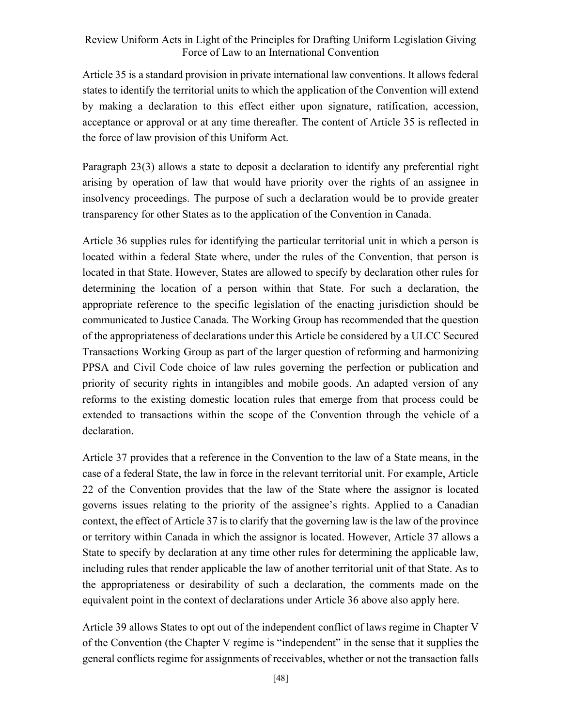Article 35 is a standard provision in private international law conventions. It allows federal states to identify the territorial units to which the application of the Convention will extend by making a declaration to this effect either upon signature, ratification, accession, acceptance or approval or at any time thereafter. The content of Article 35 is reflected in the force of law provision of this Uniform Act.

Paragraph 23(3) allows a state to deposit a declaration to identify any preferential right arising by operation of law that would have priority over the rights of an assignee in insolvency proceedings. The purpose of such a declaration would be to provide greater transparency for other States as to the application of the Convention in Canada.

Article 36 supplies rules for identifying the particular territorial unit in which a person is located within a federal State where, under the rules of the Convention, that person is located in that State. However, States are allowed to specify by declaration other rules for determining the location of a person within that State. For such a declaration, the appropriate reference to the specific legislation of the enacting jurisdiction should be communicated to Justice Canada. The Working Group has recommended that the question of the appropriateness of declarations under this Article be considered by a ULCC Secured Transactions Working Group as part of the larger question of reforming and harmonizing PPSA and Civil Code choice of law rules governing the perfection or publication and priority of security rights in intangibles and mobile goods. An adapted version of any reforms to the existing domestic location rules that emerge from that process could be extended to transactions within the scope of the Convention through the vehicle of a declaration.

Article 37 provides that a reference in the Convention to the law of a State means, in the case of a federal State, the law in force in the relevant territorial unit. For example, Article 22 of the Convention provides that the law of the State where the assignor is located governs issues relating to the priority of the assignee's rights. Applied to a Canadian context, the effect of Article 37 is to clarify that the governing law is the law of the province or territory within Canada in which the assignor is located. However, Article 37 allows a State to specify by declaration at any time other rules for determining the applicable law, including rules that render applicable the law of another territorial unit of that State. As to the appropriateness or desirability of such a declaration, the comments made on the equivalent point in the context of declarations under Article 36 above also apply here.

Article 39 allows States to opt out of the independent conflict of laws regime in Chapter V of the Convention (the Chapter V regime is "independent" in the sense that it supplies the general conflicts regime for assignments of receivables, whether or not the transaction falls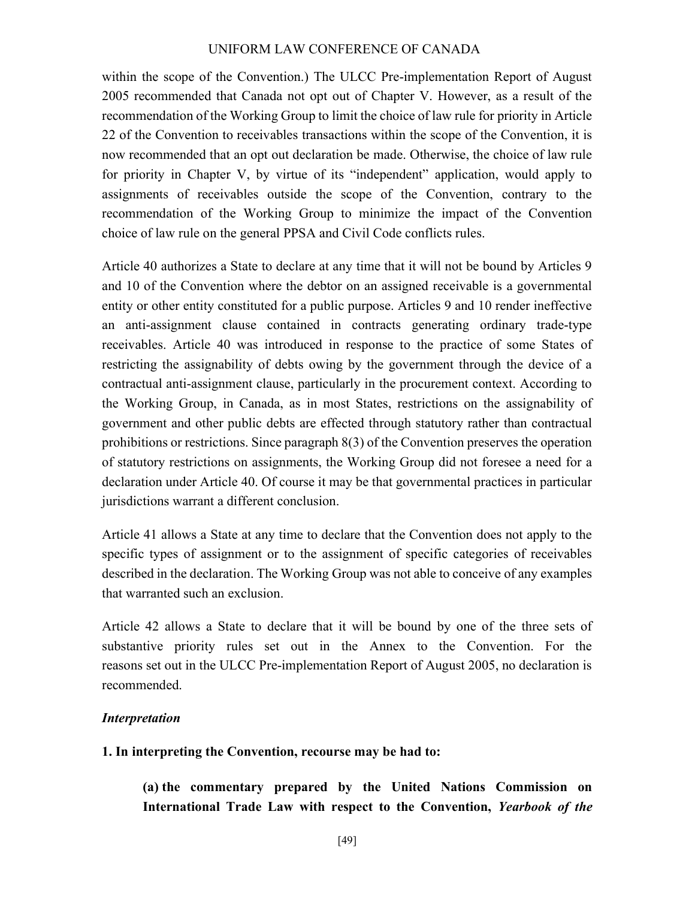within the scope of the Convention.) The ULCC Pre-implementation Report of August 2005 recommended that Canada not opt out of Chapter V. However, as a result of the recommendation of the Working Group to limit the choice of law rule for priority in Article 22 of the Convention to receivables transactions within the scope of the Convention, it is now recommended that an opt out declaration be made. Otherwise, the choice of law rule for priority in Chapter V, by virtue of its "independent" application, would apply to assignments of receivables outside the scope of the Convention, contrary to the recommendation of the Working Group to minimize the impact of the Convention choice of law rule on the general PPSA and Civil Code conflicts rules.

Article 40 authorizes a State to declare at any time that it will not be bound by Articles 9 and 10 of the Convention where the debtor on an assigned receivable is a governmental entity or other entity constituted for a public purpose. Articles 9 and 10 render ineffective an anti-assignment clause contained in contracts generating ordinary trade-type receivables. Article 40 was introduced in response to the practice of some States of restricting the assignability of debts owing by the government through the device of a contractual anti-assignment clause, particularly in the procurement context. According to the Working Group, in Canada, as in most States, restrictions on the assignability of government and other public debts are effected through statutory rather than contractual prohibitions or restrictions. Since paragraph 8(3) of the Convention preserves the operation of statutory restrictions on assignments, the Working Group did not foresee a need for a declaration under Article 40. Of course it may be that governmental practices in particular jurisdictions warrant a different conclusion.

Article 41 allows a State at any time to declare that the Convention does not apply to the specific types of assignment or to the assignment of specific categories of receivables described in the declaration. The Working Group was not able to conceive of any examples that warranted such an exclusion.

Article 42 allows a State to declare that it will be bound by one of the three sets of substantive priority rules set out in the Annex to the Convention. For the reasons set out in the ULCC Pre-implementation Report of August 2005, no declaration is recommended.

***Interpretation***

**1. In interpreting the Convention, recourse may be had to:**

> **(a) the commentary prepared by the United Nations Commission on International Trade Law with respect to the Convention, *Yearbook of the***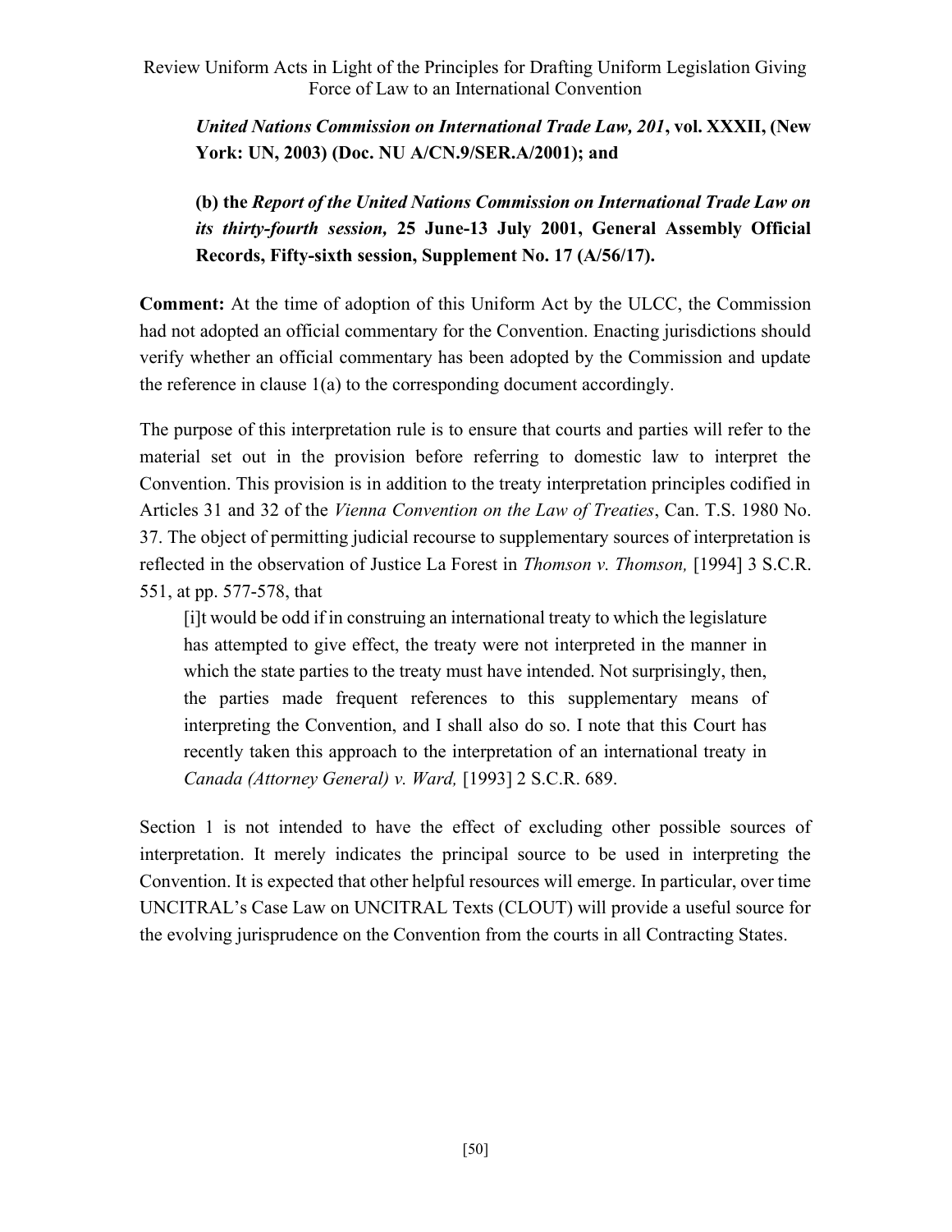***United Nations Commission on International Trade Law, 201*, vol. XXXII, (New York: UN, 2003) (Doc. NU A/CN.9/SER.A/2001); and**

**(b) the *Report of the United Nations Commission on International Trade Law on its thirty-fourth session,* 25 June-13 July 2001, General Assembly Official Records, Fifty-sixth session, Supplement No. 17 (A/56/17).**

**Comment:** At the time of adoption of this Uniform Act by the ULCC, the Commission had not adopted an official commentary for the Convention. Enacting jurisdictions should verify whether an official commentary has been adopted by the Commission and update the reference in clause 1(a) to the corresponding document accordingly.

The purpose of this interpretation rule is to ensure that courts and parties will refer to the material set out in the provision before referring to domestic law to interpret the Convention. This provision is in addition to the treaty interpretation principles codified in Articles 31 and 32 of the *Vienna Convention on the Law of Treaties*, Can. T.S. 1980 No. 37. The object of permitting judicial recourse to supplementary sources of interpretation is reflected in the observation of Justice La Forest in *Thomson v. Thomson,* [1994] 3 S.C.R. 551, at pp. 577-578, that

> [i]t would be odd if in construing an international treaty to which the legislature has attempted to give effect, the treaty were not interpreted in the manner in which the state parties to the treaty must have intended. Not surprisingly, then, the parties made frequent references to this supplementary means of interpreting the Convention, and I shall also do so. I note that this Court has recently taken this approach to the interpretation of an international treaty in *Canada (Attorney General) v. Ward,* [1993] 2 S.C.R. 689.

Section 1 is not intended to have the effect of excluding other possible sources of interpretation. It merely indicates the principal source to be used in interpreting the Convention. It is expected that other helpful resources will emerge. In particular, over time UNCITRAL's Case Law on UNCITRAL Texts (CLOUT) will provide a useful source for the evolving jurisprudence on the Convention from the courts in all Contracting States.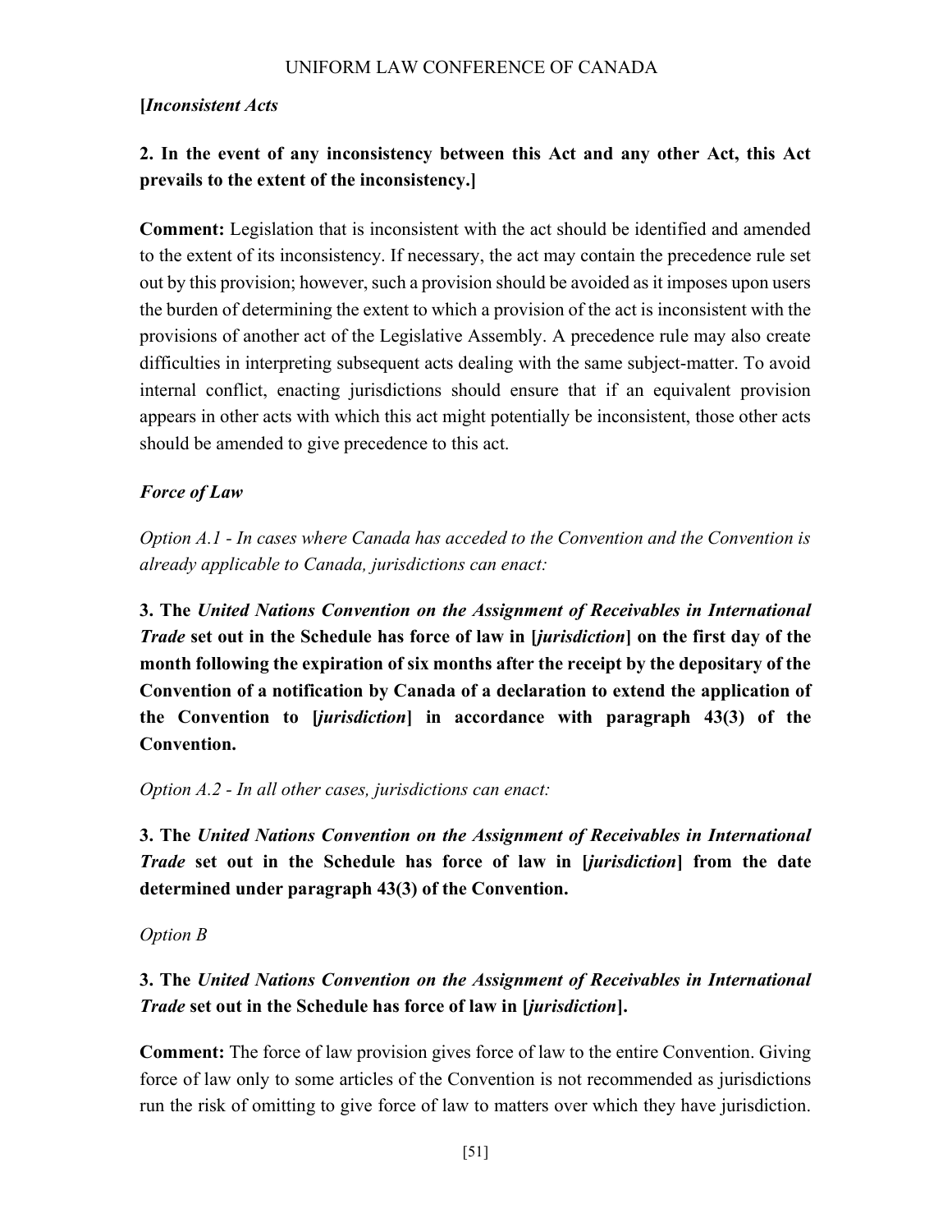**[*Inconsistent Acts***

**2. In the event of any inconsistency between this Act and any other Act, this Act prevails to the extent of the inconsistency.]**

**Comment:** Legislation that is inconsistent with the act should be identified and amended to the extent of its inconsistency. If necessary, the act may contain the precedence rule set out by this provision; however, such a provision should be avoided as it imposes upon users the burden of determining the extent to which a provision of the act is inconsistent with the provisions of another act of the Legislative Assembly. A precedence rule may also create difficulties in interpreting subsequent acts dealing with the same subject-matter. To avoid internal conflict, enacting jurisdictions should ensure that if an equivalent provision appears in other acts with which this act might potentially be inconsistent, those other acts should be amended to give precedence to this act.

***Force of Law***

*Option A.1 - In cases where Canada has acceded to the Convention and the Convention is already applicable to Canada, jurisdictions can enact:*

**3. The *United Nations Convention on the Assignment of Receivables in International Trade* set out in the Schedule has force of law in [*jurisdiction*] on the first day of the month following the expiration of six months after the receipt by the depositary of the Convention of a notification by Canada of a declaration to extend the application of the Convention to [*jurisdiction*] in accordance with paragraph 43(3) of the Convention.**

*Option A.2 - In all other cases, jurisdictions can enact:*

**3. The *United Nations Convention on the Assignment of Receivables in International Trade* set out in the Schedule has force of law in [*jurisdiction*] from the date determined under paragraph 43(3) of the Convention.**

*Option B*

**3. The *United Nations Convention on the Assignment of Receivables in International Trade* set out in the Schedule has force of law in [*jurisdiction*].**

**Comment:** The force of law provision gives force of law to the entire Convention. Giving force of law only to some articles of the Convention is not recommended as jurisdictions run the risk of omitting to give force of law to matters over which they have jurisdiction.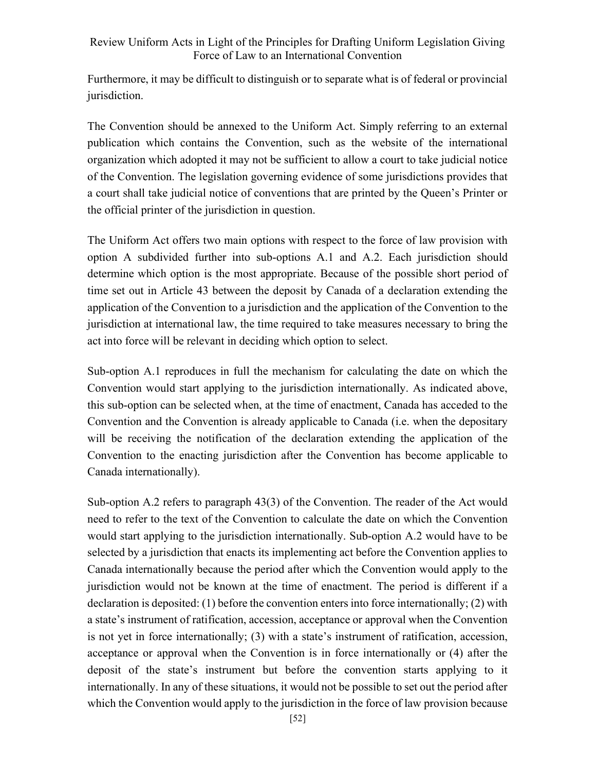Furthermore, it may be difficult to distinguish or to separate what is of federal or provincial jurisdiction.

The Convention should be annexed to the Uniform Act. Simply referring to an external publication which contains the Convention, such as the website of the international organization which adopted it may not be sufficient to allow a court to take judicial notice of the Convention. The legislation governing evidence of some jurisdictions provides that a court shall take judicial notice of conventions that are printed by the Queen's Printer or the official printer of the jurisdiction in question.

The Uniform Act offers two main options with respect to the force of law provision with option A subdivided further into sub-options A.1 and A.2. Each jurisdiction should determine which option is the most appropriate. Because of the possible short period of time set out in Article 43 between the deposit by Canada of a declaration extending the application of the Convention to a jurisdiction and the application of the Convention to the jurisdiction at international law, the time required to take measures necessary to bring the act into force will be relevant in deciding which option to select.

Sub-option A.1 reproduces in full the mechanism for calculating the date on which the Convention would start applying to the jurisdiction internationally. As indicated above, this sub-option can be selected when, at the time of enactment, Canada has acceded to the Convention and the Convention is already applicable to Canada (i.e. when the depositary will be receiving the notification of the declaration extending the application of the Convention to the enacting jurisdiction after the Convention has become applicable to Canada internationally).

Sub-option A.2 refers to paragraph 43(3) of the Convention. The reader of the Act would need to refer to the text of the Convention to calculate the date on which the Convention would start applying to the jurisdiction internationally. Sub-option A.2 would have to be selected by a jurisdiction that enacts its implementing act before the Convention applies to Canada internationally because the period after which the Convention would apply to the jurisdiction would not be known at the time of enactment. The period is different if a declaration is deposited: (1) before the convention enters into force internationally; (2) with a state's instrument of ratification, accession, acceptance or approval when the Convention is not yet in force internationally; (3) with a state's instrument of ratification, accession, acceptance or approval when the Convention is in force internationally or (4) after the deposit of the state's instrument but before the convention starts applying to it internationally. In any of these situations, it would not be possible to set out the period after which the Convention would apply to the jurisdiction in the force of law provision because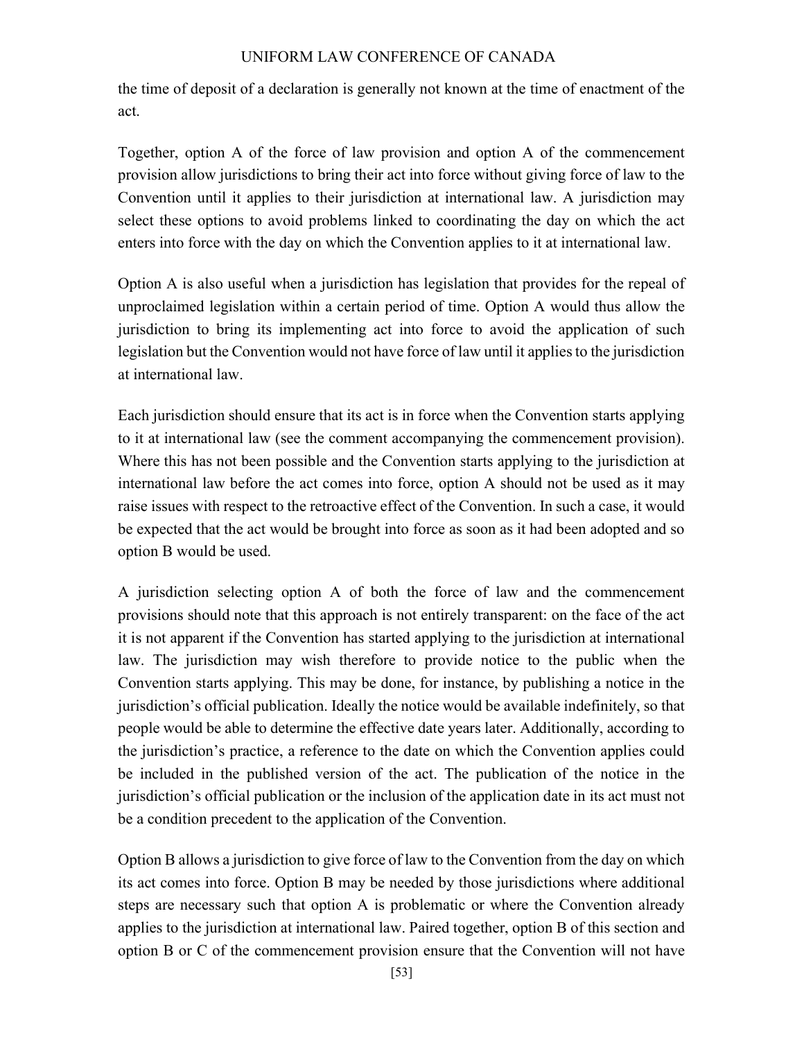the time of deposit of a declaration is generally not known at the time of enactment of the act.

Together, option A of the force of law provision and option A of the commencement provision allow jurisdictions to bring their act into force without giving force of law to the Convention until it applies to their jurisdiction at international law. A jurisdiction may select these options to avoid problems linked to coordinating the day on which the act enters into force with the day on which the Convention applies to it at international law.

Option A is also useful when a jurisdiction has legislation that provides for the repeal of unproclaimed legislation within a certain period of time. Option A would thus allow the jurisdiction to bring its implementing act into force to avoid the application of such legislation but the Convention would not have force of law until it applies to the jurisdiction at international law.

Each jurisdiction should ensure that its act is in force when the Convention starts applying to it at international law (see the comment accompanying the commencement provision). Where this has not been possible and the Convention starts applying to the jurisdiction at international law before the act comes into force, option A should not be used as it may raise issues with respect to the retroactive effect of the Convention. In such a case, it would be expected that the act would be brought into force as soon as it had been adopted and so option B would be used.

A jurisdiction selecting option A of both the force of law and the commencement provisions should note that this approach is not entirely transparent: on the face of the act it is not apparent if the Convention has started applying to the jurisdiction at international law. The jurisdiction may wish therefore to provide notice to the public when the Convention starts applying. This may be done, for instance, by publishing a notice in the jurisdiction's official publication. Ideally the notice would be available indefinitely, so that people would be able to determine the effective date years later. Additionally, according to the jurisdiction's practice, a reference to the date on which the Convention applies could be included in the published version of the act. The publication of the notice in the jurisdiction's official publication or the inclusion of the application date in its act must not be a condition precedent to the application of the Convention.

Option B allows a jurisdiction to give force of law to the Convention from the day on which its act comes into force. Option B may be needed by those jurisdictions where additional steps are necessary such that option A is problematic or where the Convention already applies to the jurisdiction at international law. Paired together, option B of this section and option B or C of the commencement provision ensure that the Convention will not have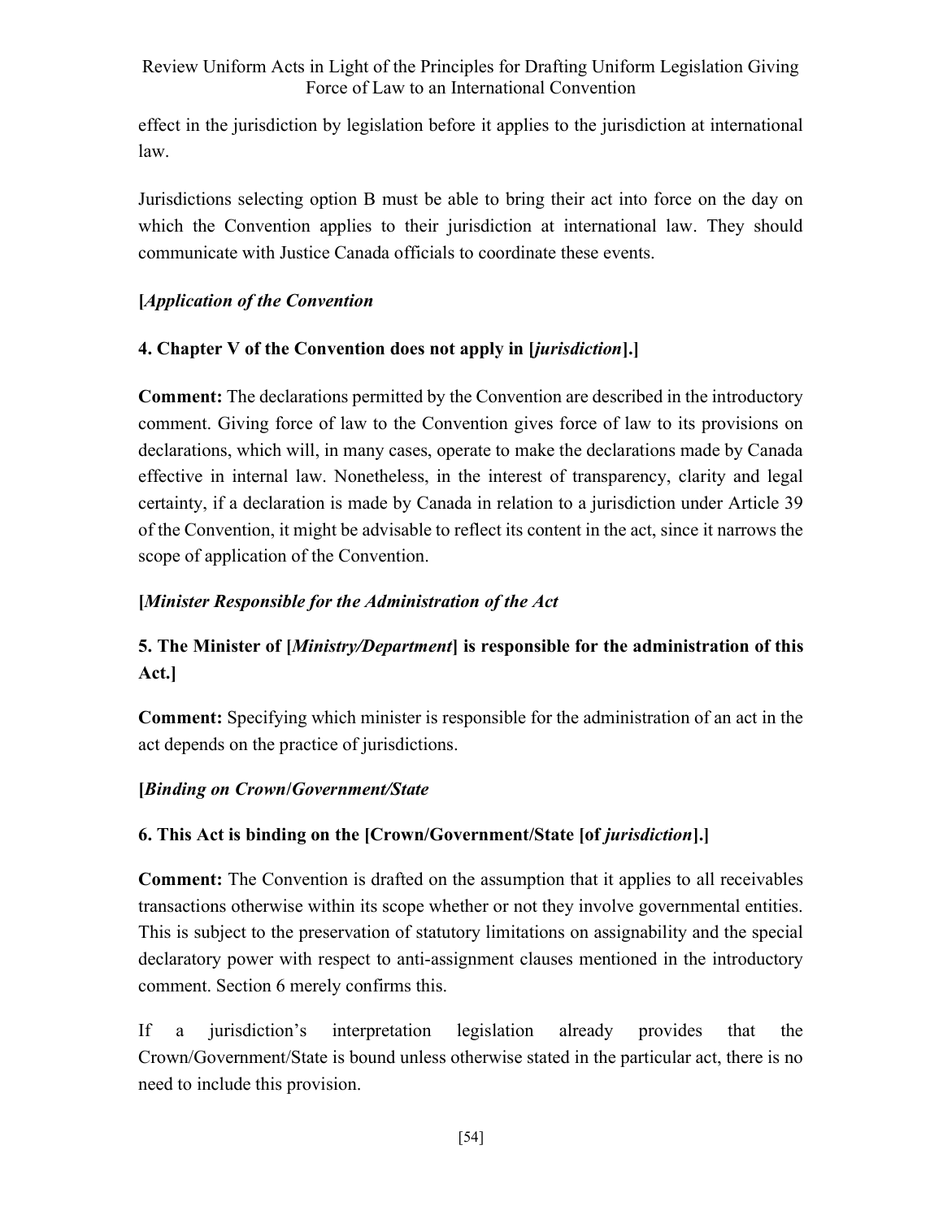effect in the jurisdiction by legislation before it applies to the jurisdiction at international law.

Jurisdictions selecting option B must be able to bring their act into force on the day on which the Convention applies to their jurisdiction at international law. They should communicate with Justice Canada officials to coordinate these events.

**[*Application of the Convention***

**4. Chapter V of the Convention does not apply in [*jurisdiction*].]**

**Comment:** The declarations permitted by the Convention are described in the introductory comment. Giving force of law to the Convention gives force of law to its provisions on declarations, which will, in many cases, operate to make the declarations made by Canada effective in internal law. Nonetheless, in the interest of transparency, clarity and legal certainty, if a declaration is made by Canada in relation to a jurisdiction under Article 39 of the Convention, it might be advisable to reflect its content in the act, since it narrows the scope of application of the Convention.

**[*Minister Responsible for the Administration of the Act***

**5. The Minister of [*Ministry/Department*] is responsible for the administration of this Act.]**

**Comment:** Specifying which minister is responsible for the administration of an act in the act depends on the practice of jurisdictions.

**[*Binding on Crown/Government/State***

**6. This Act is binding on the [Crown/Government/State [of *jurisdiction*].]**

**Comment:** The Convention is drafted on the assumption that it applies to all receivables transactions otherwise within its scope whether or not they involve governmental entities. This is subject to the preservation of statutory limitations on assignability and the special declaratory power with respect to anti-assignment clauses mentioned in the introductory comment. Section 6 merely confirms this.

If a jurisdiction's interpretation legislation already provides that the Crown/Government/State is bound unless otherwise stated in the particular act, there is no need to include this provision.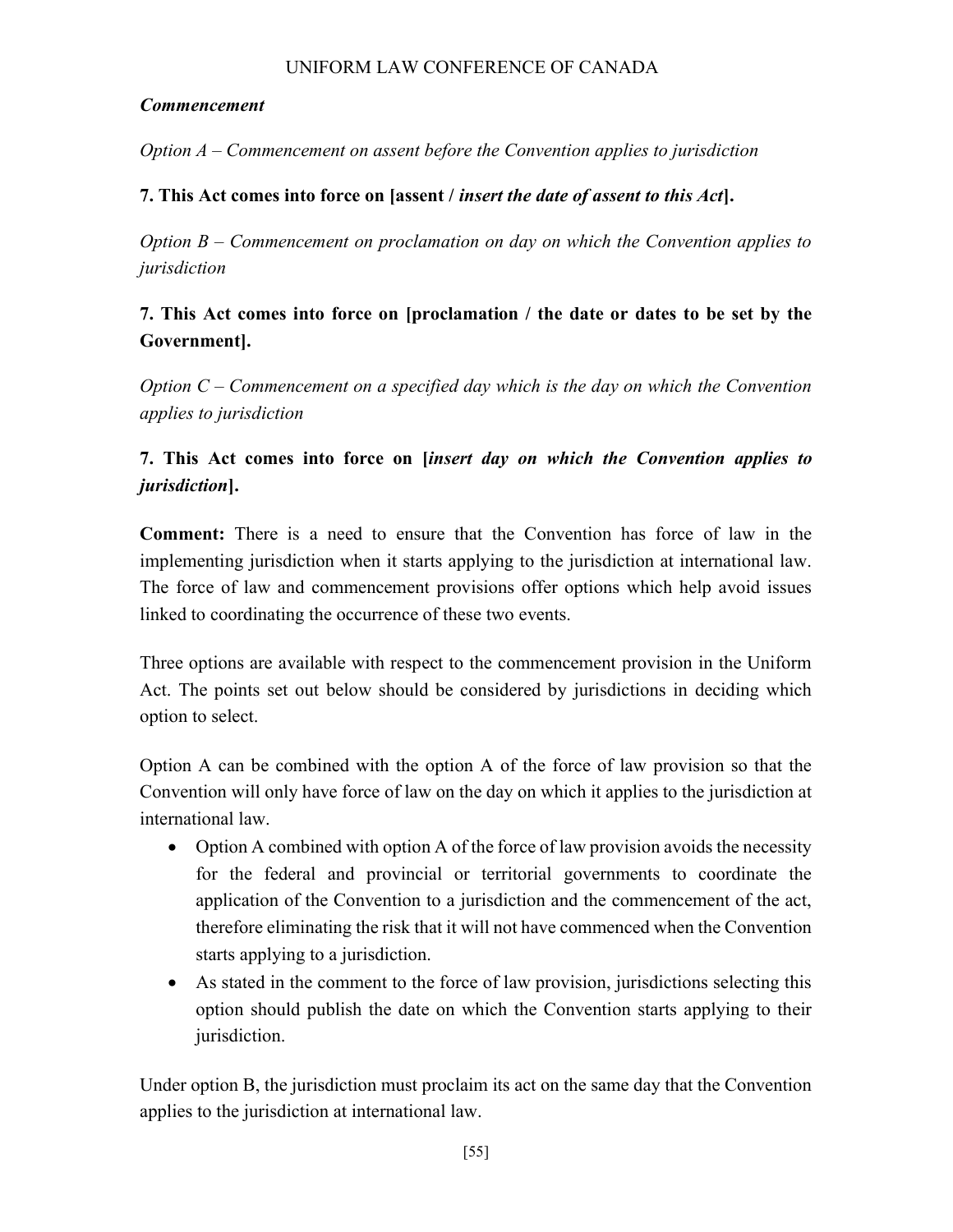***Commencement***

*Option A – Commencement on assent before the Convention applies to jurisdiction*

**7. This Act comes into force on [assent / *insert the date of assent to this Act*].**

*Option B – Commencement on proclamation on day on which the Convention applies to jurisdiction*

**7. This Act comes into force on [proclamation / the date or dates to be set by the Government].**

*Option C – Commencement on a specified day which is the day on which the Convention applies to jurisdiction*

**7. This Act comes into force on [*insert day on which the Convention applies to jurisdiction*].**

**Comment:** There is a need to ensure that the Convention has force of law in the implementing jurisdiction when it starts applying to the jurisdiction at international law. The force of law and commencement provisions offer options which help avoid issues linked to coordinating the occurrence of these two events.

Three options are available with respect to the commencement provision in the Uniform Act. The points set out below should be considered by jurisdictions in deciding which option to select.

Option A can be combined with the option A of the force of law provision so that the Convention will only have force of law on the day on which it applies to the jurisdiction at international law.

- Option A combined with option A of the force of law provision avoids the necessity for the federal and provincial or territorial governments to coordinate the application of the Convention to a jurisdiction and the commencement of the act, therefore eliminating the risk that it will not have commenced when the Convention starts applying to a jurisdiction.
- As stated in the comment to the force of law provision, jurisdictions selecting this option should publish the date on which the Convention starts applying to their jurisdiction.

Under option B, the jurisdiction must proclaim its act on the same day that the Convention applies to the jurisdiction at international law.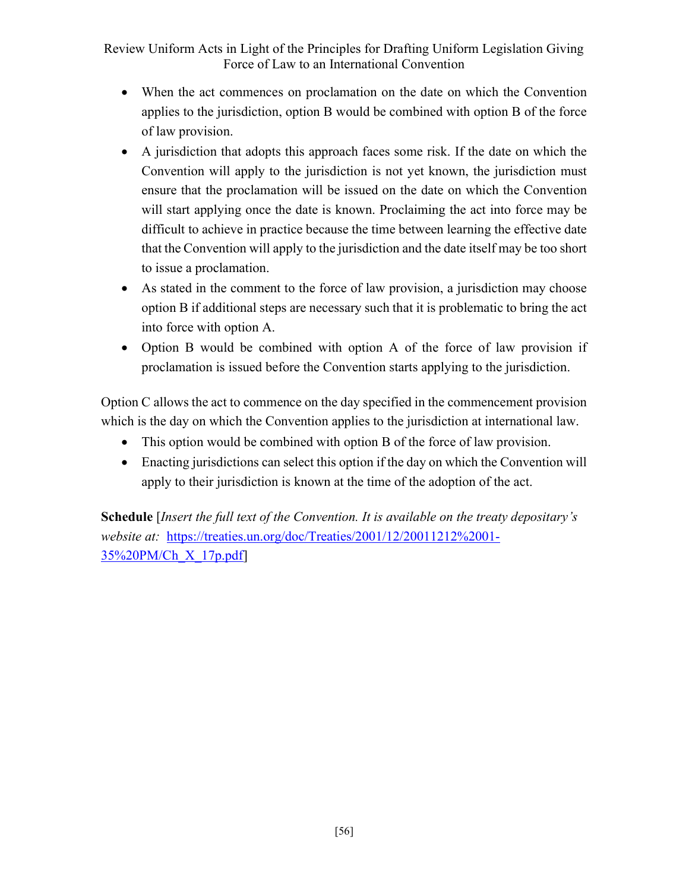- When the act commences on proclamation on the date on which the Convention applies to the jurisdiction, option B would be combined with option B of the force of law provision.
- A jurisdiction that adopts this approach faces some risk. If the date on which the Convention will apply to the jurisdiction is not yet known, the jurisdiction must ensure that the proclamation will be issued on the date on which the Convention will start applying once the date is known. Proclaiming the act into force may be difficult to achieve in practice because the time between learning the effective date that the Convention will apply to the jurisdiction and the date itself may be too short to issue a proclamation.
- As stated in the comment to the force of law provision, a jurisdiction may choose option B if additional steps are necessary such that it is problematic to bring the act into force with option A.
- Option B would be combined with option A of the force of law provision if proclamation is issued before the Convention starts applying to the jurisdiction.

Option C allows the act to commence on the day specified in the commencement provision which is the day on which the Convention applies to the jurisdiction at international law.

- This option would be combined with option B of the force of law provision.
- Enacting jurisdictions can select this option if the day on which the Convention will apply to their jurisdiction is known at the time of the adoption of the act.

**Schedule** [*Insert the full text of the Convention. It is available on the treaty depositary's website at:* [https://treaties.un.org/doc/Treaties/2001/12/20011212%2001-35%20PM/Ch_X_17p.pdf](https://treaties.un.org/doc/Treaties/2001/12/20011212%2001-35%20PM/Ch_X_17p.pdf)]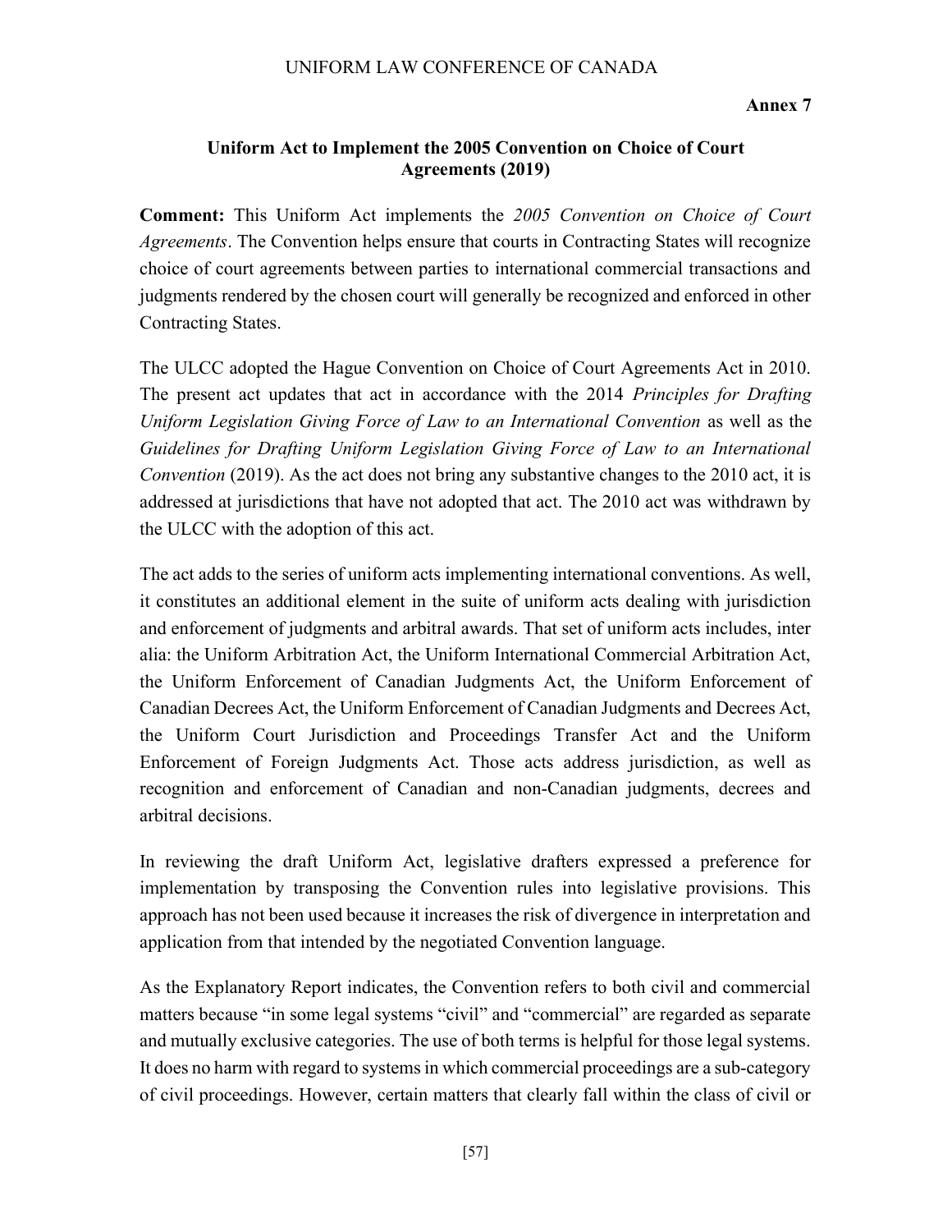**Annex 7**

## Uniform Act to Implement the 2005 Convention on Choice of Court Agreements (2019)

**Comment:** This Uniform Act implements the *2005 Convention on Choice of Court Agreements*. The Convention helps ensure that courts in Contracting States will recognize choice of court agreements between parties to international commercial transactions and judgments rendered by the chosen court will generally be recognized and enforced in other Contracting States.

The ULCC adopted the Hague Convention on Choice of Court Agreements Act in 2010. The present act updates that act in accordance with the 2014 *Principles for Drafting Uniform Legislation Giving Force of Law to an International Convention* as well as the *Guidelines for Drafting Uniform Legislation Giving Force of Law to an International Convention* (2019). As the act does not bring any substantive changes to the 2010 act, it is addressed at jurisdictions that have not adopted that act. The 2010 act was withdrawn by the ULCC with the adoption of this act.

The act adds to the series of uniform acts implementing international conventions. As well, it constitutes an additional element in the suite of uniform acts dealing with jurisdiction and enforcement of judgments and arbitral awards. That set of uniform acts includes, inter alia: the Uniform Arbitration Act, the Uniform International Commercial Arbitration Act, the Uniform Enforcement of Canadian Judgments Act, the Uniform Enforcement of Canadian Decrees Act, the Uniform Enforcement of Canadian Judgments and Decrees Act, the Uniform Court Jurisdiction and Proceedings Transfer Act and the Uniform Enforcement of Foreign Judgments Act. Those acts address jurisdiction, as well as recognition and enforcement of Canadian and non-Canadian judgments, decrees and arbitral decisions.

In reviewing the draft Uniform Act, legislative drafters expressed a preference for implementation by transposing the Convention rules into legislative provisions. This approach has not been used because it increases the risk of divergence in interpretation and application from that intended by the negotiated Convention language.

As the Explanatory Report indicates, the Convention refers to both civil and commercial matters because "in some legal systems "civil" and "commercial" are regarded as separate and mutually exclusive categories. The use of both terms is helpful for those legal systems. It does no harm with regard to systems in which commercial proceedings are a sub-category of civil proceedings. However, certain matters that clearly fall within the class of civil or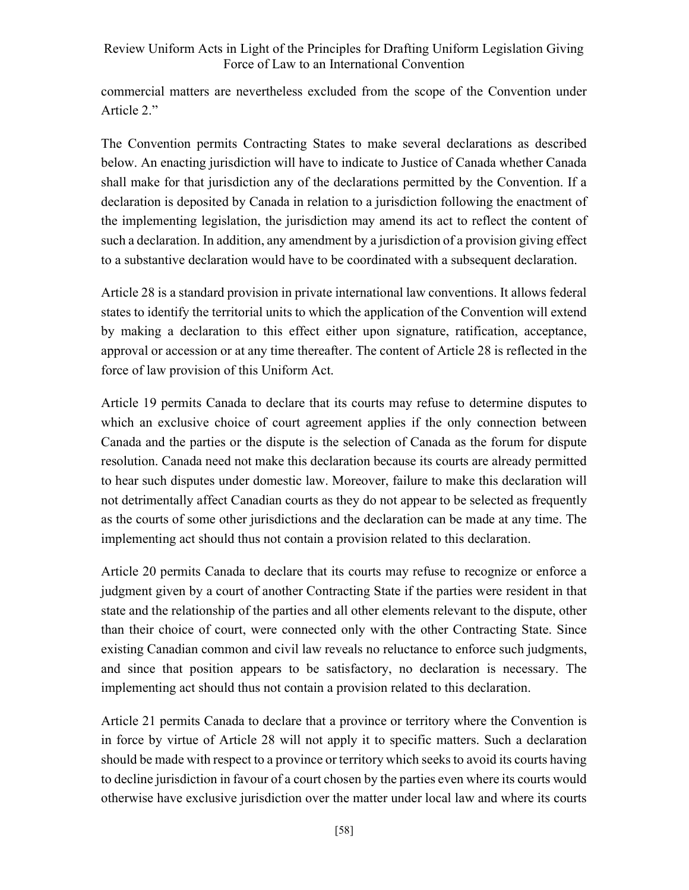commercial matters are nevertheless excluded from the scope of the Convention under Article 2."

The Convention permits Contracting States to make several declarations as described below. An enacting jurisdiction will have to indicate to Justice of Canada whether Canada shall make for that jurisdiction any of the declarations permitted by the Convention. If a declaration is deposited by Canada in relation to a jurisdiction following the enactment of the implementing legislation, the jurisdiction may amend its act to reflect the content of such a declaration. In addition, any amendment by a jurisdiction of a provision giving effect to a substantive declaration would have to be coordinated with a subsequent declaration.

Article 28 is a standard provision in private international law conventions. It allows federal states to identify the territorial units to which the application of the Convention will extend by making a declaration to this effect either upon signature, ratification, acceptance, approval or accession or at any time thereafter. The content of Article 28 is reflected in the force of law provision of this Uniform Act.

Article 19 permits Canada to declare that its courts may refuse to determine disputes to which an exclusive choice of court agreement applies if the only connection between Canada and the parties or the dispute is the selection of Canada as the forum for dispute resolution. Canada need not make this declaration because its courts are already permitted to hear such disputes under domestic law. Moreover, failure to make this declaration will not detrimentally affect Canadian courts as they do not appear to be selected as frequently as the courts of some other jurisdictions and the declaration can be made at any time. The implementing act should thus not contain a provision related to this declaration.

Article 20 permits Canada to declare that its courts may refuse to recognize or enforce a judgment given by a court of another Contracting State if the parties were resident in that state and the relationship of the parties and all other elements relevant to the dispute, other than their choice of court, were connected only with the other Contracting State. Since existing Canadian common and civil law reveals no reluctance to enforce such judgments, and since that position appears to be satisfactory, no declaration is necessary. The implementing act should thus not contain a provision related to this declaration.

Article 21 permits Canada to declare that a province or territory where the Convention is in force by virtue of Article 28 will not apply it to specific matters. Such a declaration should be made with respect to a province or territory which seeks to avoid its courts having to decline jurisdiction in favour of a court chosen by the parties even where its courts would otherwise have exclusive jurisdiction over the matter under local law and where its courts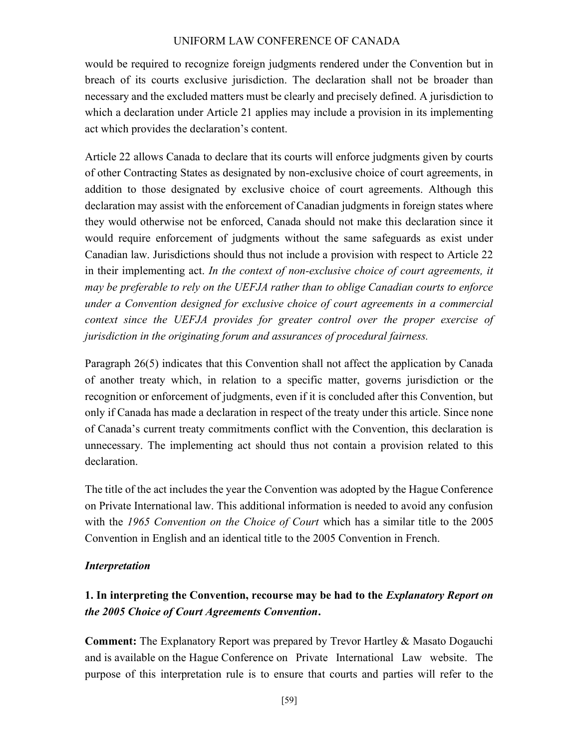would be required to recognize foreign judgments rendered under the Convention but in breach of its courts exclusive jurisdiction. The declaration shall not be broader than necessary and the excluded matters must be clearly and precisely defined. A jurisdiction to which a declaration under Article 21 applies may include a provision in its implementing act which provides the declaration's content.

Article 22 allows Canada to declare that its courts will enforce judgments given by courts of other Contracting States as designated by non-exclusive choice of court agreements, in addition to those designated by exclusive choice of court agreements. Although this declaration may assist with the enforcement of Canadian judgments in foreign states where they would otherwise not be enforced, Canada should not make this declaration since it would require enforcement of judgments without the same safeguards as exist under Canadian law. Jurisdictions should thus not include a provision with respect to Article 22 in their implementing act. *In the context of non-exclusive choice of court agreements, it may be preferable to rely on the UEFJA rather than to oblige Canadian courts to enforce under a Convention designed for exclusive choice of court agreements in a commercial context since the UEFJA provides for greater control over the proper exercise of jurisdiction in the originating forum and assurances of procedural fairness.*

Paragraph 26(5) indicates that this Convention shall not affect the application by Canada of another treaty which, in relation to a specific matter, governs jurisdiction or the recognition or enforcement of judgments, even if it is concluded after this Convention, but only if Canada has made a declaration in respect of the treaty under this article. Since none of Canada's current treaty commitments conflict with the Convention, this declaration is unnecessary. The implementing act should thus not contain a provision related to this declaration.

The title of the act includes the year the Convention was adopted by the Hague Conference on Private International law. This additional information is needed to avoid any confusion with the *1965 Convention on the Choice of Court* which has a similar title to the 2005 Convention in English and an identical title to the 2005 Convention in French.

***Interpretation***

**1. In interpreting the Convention, recourse may be had to the *Explanatory Report on the 2005 Choice of Court Agreements Convention*.**

**Comment:** The Explanatory Report was prepared by Trevor Hartley & Masato Dogauchi and is available on the Hague Conference on Private International Law website. The purpose of this interpretation rule is to ensure that courts and parties will refer to the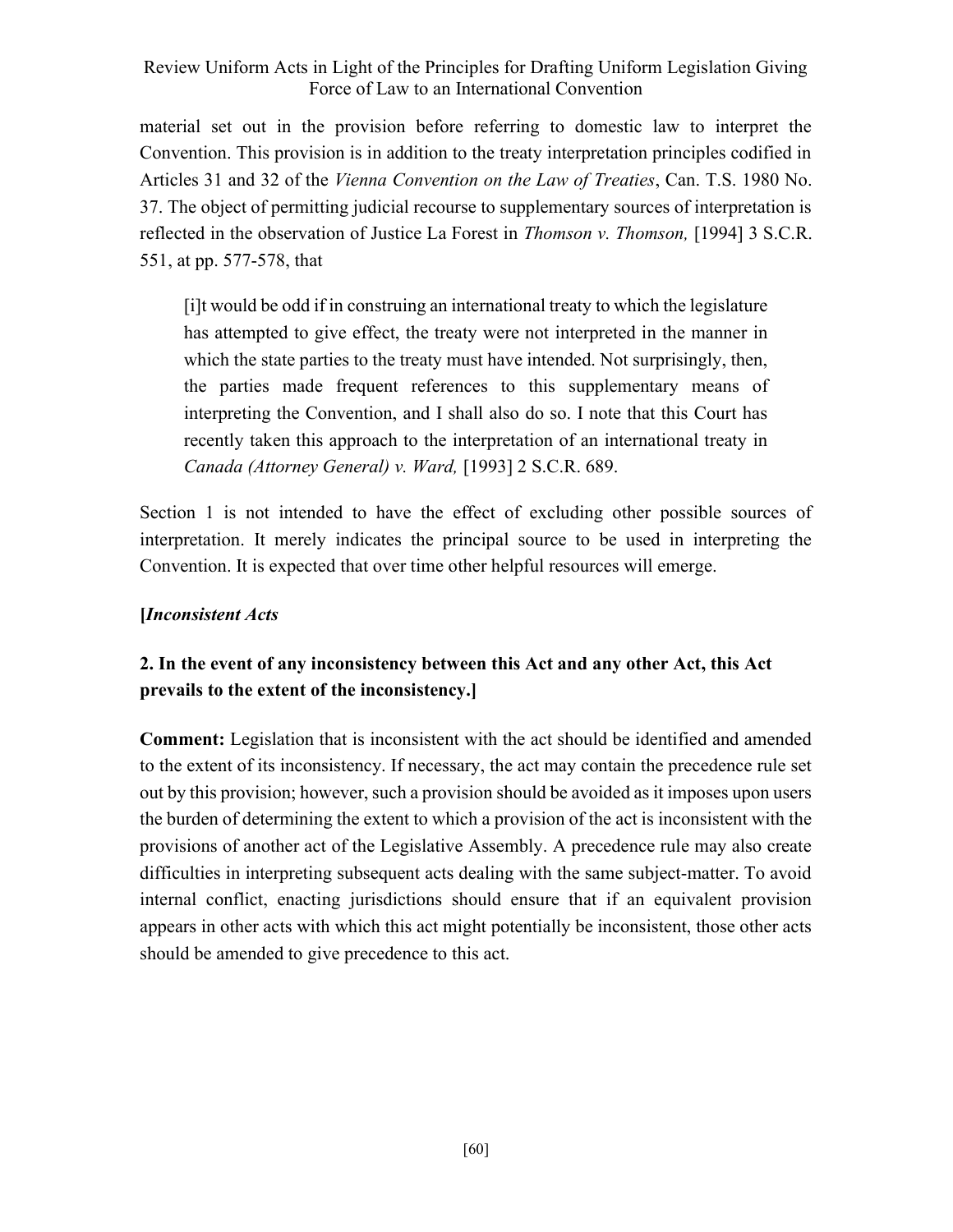material set out in the provision before referring to domestic law to interpret the Convention. This provision is in addition to the treaty interpretation principles codified in Articles 31 and 32 of the *Vienna Convention on the Law of Treaties*, Can. T.S. 1980 No. 37. The object of permitting judicial recourse to supplementary sources of interpretation is reflected in the observation of Justice La Forest in *Thomson v. Thomson,* [1994] 3 S.C.R. 551, at pp. 577-578, that

> [i]t would be odd if in construing an international treaty to which the legislature has attempted to give effect, the treaty were not interpreted in the manner in which the state parties to the treaty must have intended. Not surprisingly, then, the parties made frequent references to this supplementary means of interpreting the Convention, and I shall also do so. I note that this Court has recently taken this approach to the interpretation of an international treaty in *Canada (Attorney General) v. Ward,* [1993] 2 S.C.R. 689.

Section 1 is not intended to have the effect of excluding other possible sources of interpretation. It merely indicates the principal source to be used in interpreting the Convention. It is expected that over time other helpful resources will emerge.

**[*Inconsistent Acts***

**2. In the event of any inconsistency between this Act and any other Act, this Act prevails to the extent of the inconsistency.]**

**Comment:** Legislation that is inconsistent with the act should be identified and amended to the extent of its inconsistency. If necessary, the act may contain the precedence rule set out by this provision; however, such a provision should be avoided as it imposes upon users the burden of determining the extent to which a provision of the act is inconsistent with the provisions of another act of the Legislative Assembly. A precedence rule may also create difficulties in interpreting subsequent acts dealing with the same subject-matter. To avoid internal conflict, enacting jurisdictions should ensure that if an equivalent provision appears in other acts with which this act might potentially be inconsistent, those other acts should be amended to give precedence to this act.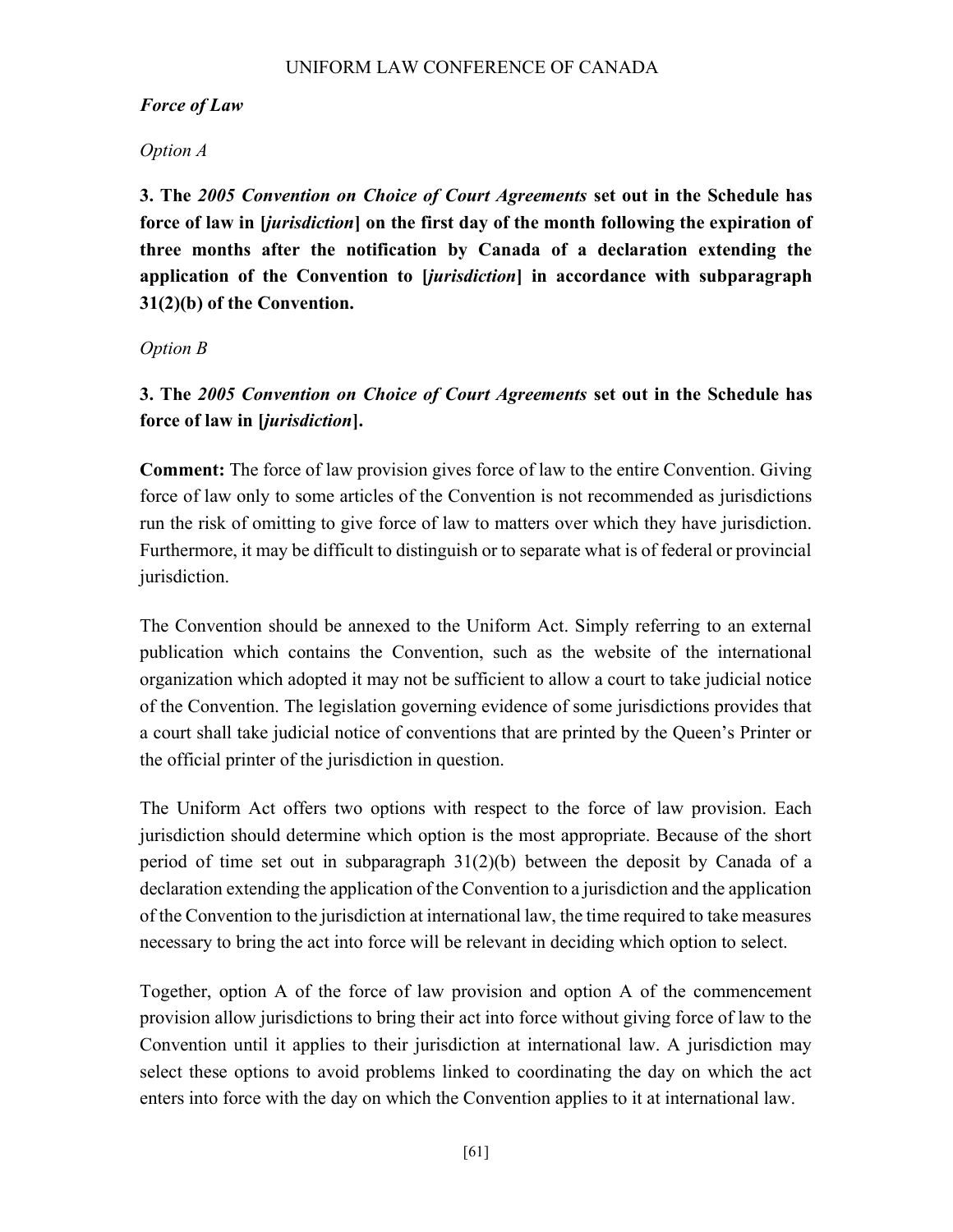***Force of Law***

*Option A*

**3. The *2005 Convention on Choice of Court Agreements* set out in the Schedule has force of law in [*jurisdiction*] on the first day of the month following the expiration of three months after the notification by Canada of a declaration extending the application of the Convention to [*jurisdiction*] in accordance with subparagraph 31(2)(b) of the Convention.**

*Option B*

**3. The *2005 Convention on Choice of Court Agreements* set out in the Schedule has force of law in [*jurisdiction*].**

**Comment:** The force of law provision gives force of law to the entire Convention. Giving force of law only to some articles of the Convention is not recommended as jurisdictions run the risk of omitting to give force of law to matters over which they have jurisdiction. Furthermore, it may be difficult to distinguish or to separate what is of federal or provincial jurisdiction.

The Convention should be annexed to the Uniform Act. Simply referring to an external publication which contains the Convention, such as the website of the international organization which adopted it may not be sufficient to allow a court to take judicial notice of the Convention. The legislation governing evidence of some jurisdictions provides that a court shall take judicial notice of conventions that are printed by the Queen's Printer or the official printer of the jurisdiction in question.

The Uniform Act offers two options with respect to the force of law provision. Each jurisdiction should determine which option is the most appropriate. Because of the short period of time set out in subparagraph 31(2)(b) between the deposit by Canada of a declaration extending the application of the Convention to a jurisdiction and the application of the Convention to the jurisdiction at international law, the time required to take measures necessary to bring the act into force will be relevant in deciding which option to select.

Together, option A of the force of law provision and option A of the commencement provision allow jurisdictions to bring their act into force without giving force of law to the Convention until it applies to their jurisdiction at international law. A jurisdiction may select these options to avoid problems linked to coordinating the day on which the act enters into force with the day on which the Convention applies to it at international law.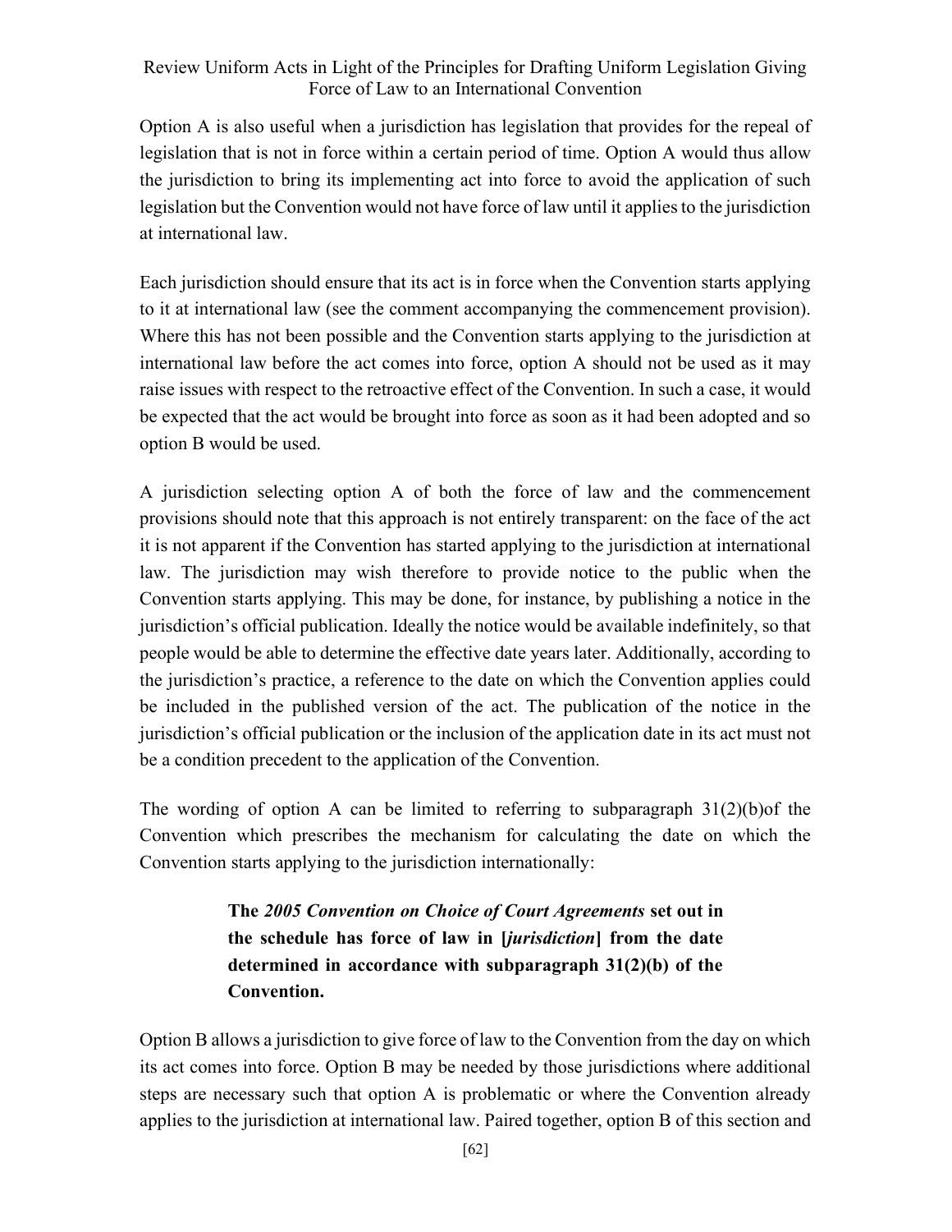Option A is also useful when a jurisdiction has legislation that provides for the repeal of legislation that is not in force within a certain period of time. Option A would thus allow the jurisdiction to bring its implementing act into force to avoid the application of such legislation but the Convention would not have force of law until it applies to the jurisdiction at international law.

Each jurisdiction should ensure that its act is in force when the Convention starts applying to it at international law (see the comment accompanying the commencement provision). Where this has not been possible and the Convention starts applying to the jurisdiction at international law before the act comes into force, option A should not be used as it may raise issues with respect to the retroactive effect of the Convention. In such a case, it would be expected that the act would be brought into force as soon as it had been adopted and so option B would be used.

A jurisdiction selecting option A of both the force of law and the commencement provisions should note that this approach is not entirely transparent: on the face of the act it is not apparent if the Convention has started applying to the jurisdiction at international law. The jurisdiction may wish therefore to provide notice to the public when the Convention starts applying. This may be done, for instance, by publishing a notice in the jurisdiction's official publication. Ideally the notice would be available indefinitely, so that people would be able to determine the effective date years later. Additionally, according to the jurisdiction's practice, a reference to the date on which the Convention applies could be included in the published version of the act. The publication of the notice in the jurisdiction's official publication or the inclusion of the application date in its act must not be a condition precedent to the application of the Convention.

The wording of option A can be limited to referring to subparagraph 31(2)(b)of the Convention which prescribes the mechanism for calculating the date on which the Convention starts applying to the jurisdiction internationally:

> **The *2005 Convention on Choice of Court Agreements* set out in the schedule has force of law in [*jurisdiction*] from the date determined in accordance with subparagraph 31(2)(b) of the Convention.**

Option B allows a jurisdiction to give force of law to the Convention from the day on which its act comes into force. Option B may be needed by those jurisdictions where additional steps are necessary such that option A is problematic or where the Convention already applies to the jurisdiction at international law. Paired together, option B of this section and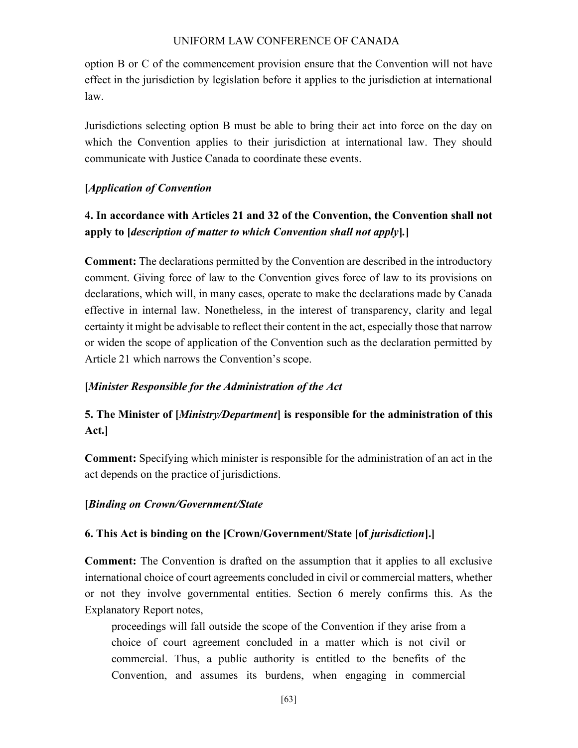option B or C of the commencement provision ensure that the Convention will not have effect in the jurisdiction by legislation before it applies to the jurisdiction at international law.

Jurisdictions selecting option B must be able to bring their act into force on the day on which the Convention applies to their jurisdiction at international law. They should communicate with Justice Canada to coordinate these events.

**[*Application of Convention***

**4. In accordance with Articles 21 and 32 of the Convention, the Convention shall not apply to [*description of matter to which Convention shall not apply*].]**

**Comment:** The declarations permitted by the Convention are described in the introductory comment. Giving force of law to the Convention gives force of law to its provisions on declarations, which will, in many cases, operate to make the declarations made by Canada effective in internal law. Nonetheless, in the interest of transparency, clarity and legal certainty it might be advisable to reflect their content in the act, especially those that narrow or widen the scope of application of the Convention such as the declaration permitted by Article 21 which narrows the Convention's scope.

**[*Minister Responsible for the Administration of the Act***

**5. The Minister of [*Ministry/Department*] is responsible for the administration of this Act.]**

**Comment:** Specifying which minister is responsible for the administration of an act in the act depends on the practice of jurisdictions.

**[*Binding on Crown/Government/State***

**6. This Act is binding on the [Crown/Government/State [of *jurisdiction*].]**

**Comment:** The Convention is drafted on the assumption that it applies to all exclusive international choice of court agreements concluded in civil or commercial matters, whether or not they involve governmental entities. Section 6 merely confirms this. As the Explanatory Report notes,

> proceedings will fall outside the scope of the Convention if they arise from a choice of court agreement concluded in a matter which is not civil or commercial. Thus, a public authority is entitled to the benefits of the Convention, and assumes its burdens, when engaging in commercial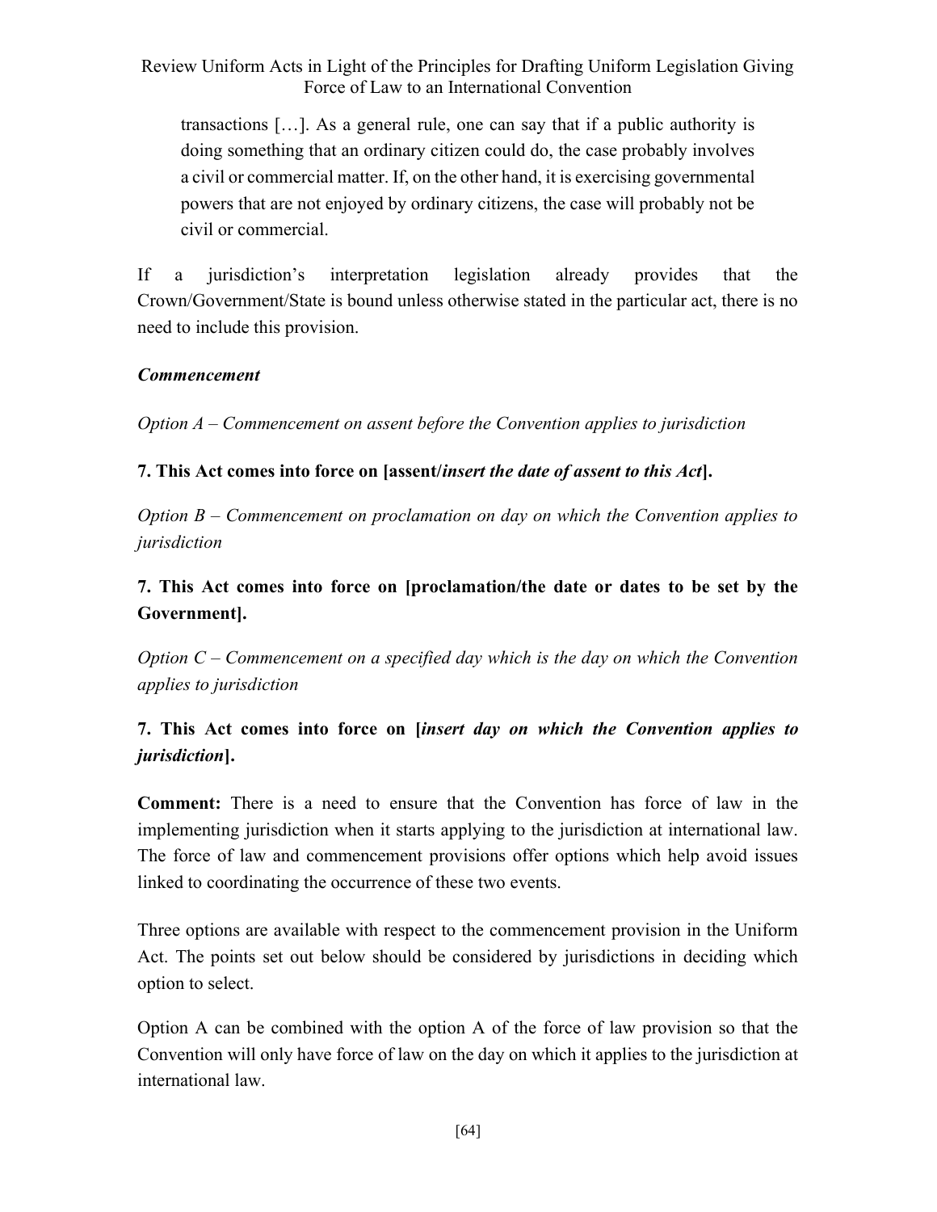> transactions […]. As a general rule, one can say that if a public authority is doing something that an ordinary citizen could do, the case probably involves a civil or commercial matter. If, on the other hand, it is exercising governmental powers that are not enjoyed by ordinary citizens, the case will probably not be civil or commercial.

If a jurisdiction's interpretation legislation already provides that the Crown/Government/State is bound unless otherwise stated in the particular act, there is no need to include this provision.

***Commencement***

*Option A – Commencement on assent before the Convention applies to jurisdiction*

**7. This Act comes into force on [assent/*insert the date of assent to this Act*].**

*Option B – Commencement on proclamation on day on which the Convention applies to jurisdiction*

**7. This Act comes into force on [proclamation/the date or dates to be set by the Government].**

*Option C – Commencement on a specified day which is the day on which the Convention applies to jurisdiction*

**7. This Act comes into force on [*insert day on which the Convention applies to jurisdiction*].**

**Comment:** There is a need to ensure that the Convention has force of law in the implementing jurisdiction when it starts applying to the jurisdiction at international law. The force of law and commencement provisions offer options which help avoid issues linked to coordinating the occurrence of these two events.

Three options are available with respect to the commencement provision in the Uniform Act. The points set out below should be considered by jurisdictions in deciding which option to select.

Option A can be combined with the option A of the force of law provision so that the Convention will only have force of law on the day on which it applies to the jurisdiction at international law.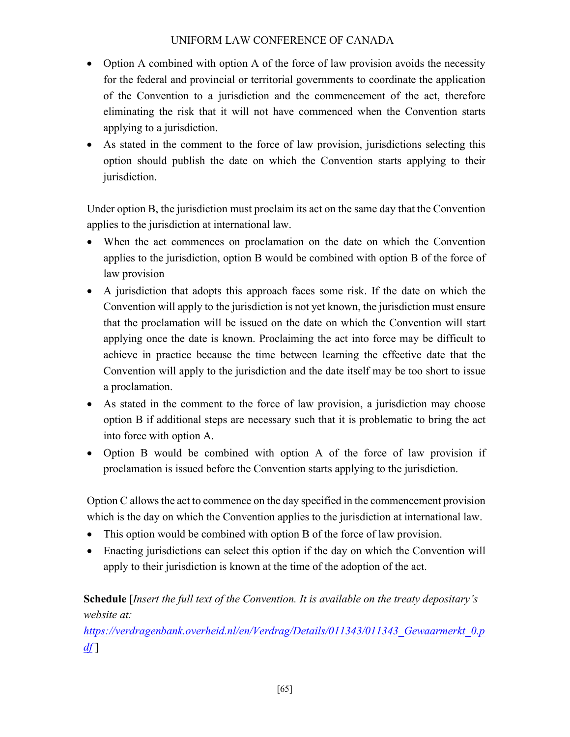- Option A combined with option A of the force of law provision avoids the necessity for the federal and provincial or territorial governments to coordinate the application of the Convention to a jurisdiction and the commencement of the act, therefore eliminating the risk that it will not have commenced when the Convention starts applying to a jurisdiction.
- As stated in the comment to the force of law provision, jurisdictions selecting this option should publish the date on which the Convention starts applying to their jurisdiction.

Under option B, the jurisdiction must proclaim its act on the same day that the Convention applies to the jurisdiction at international law.

- When the act commences on proclamation on the date on which the Convention applies to the jurisdiction, option B would be combined with option B of the force of law provision
- A jurisdiction that adopts this approach faces some risk. If the date on which the Convention will apply to the jurisdiction is not yet known, the jurisdiction must ensure that the proclamation will be issued on the date on which the Convention will start applying once the date is known. Proclaiming the act into force may be difficult to achieve in practice because the time between learning the effective date that the Convention will apply to the jurisdiction and the date itself may be too short to issue a proclamation.
- As stated in the comment to the force of law provision, a jurisdiction may choose option B if additional steps are necessary such that it is problematic to bring the act into force with option A.
- Option B would be combined with option A of the force of law provision if proclamation is issued before the Convention starts applying to the jurisdiction.

Option C allows the act to commence on the day specified in the commencement provision which is the day on which the Convention applies to the jurisdiction at international law.

- This option would be combined with option B of the force of law provision.
- Enacting jurisdictions can select this option if the day on which the Convention will apply to their jurisdiction is known at the time of the adoption of the act.

**Schedule** [*Insert the full text of the Convention. It is available on the treaty depositary's website at: https://verdragenbank.overheid.nl/en/Verdrag/Details/011343/011343_Gewaarmerkt_0.pdf* ]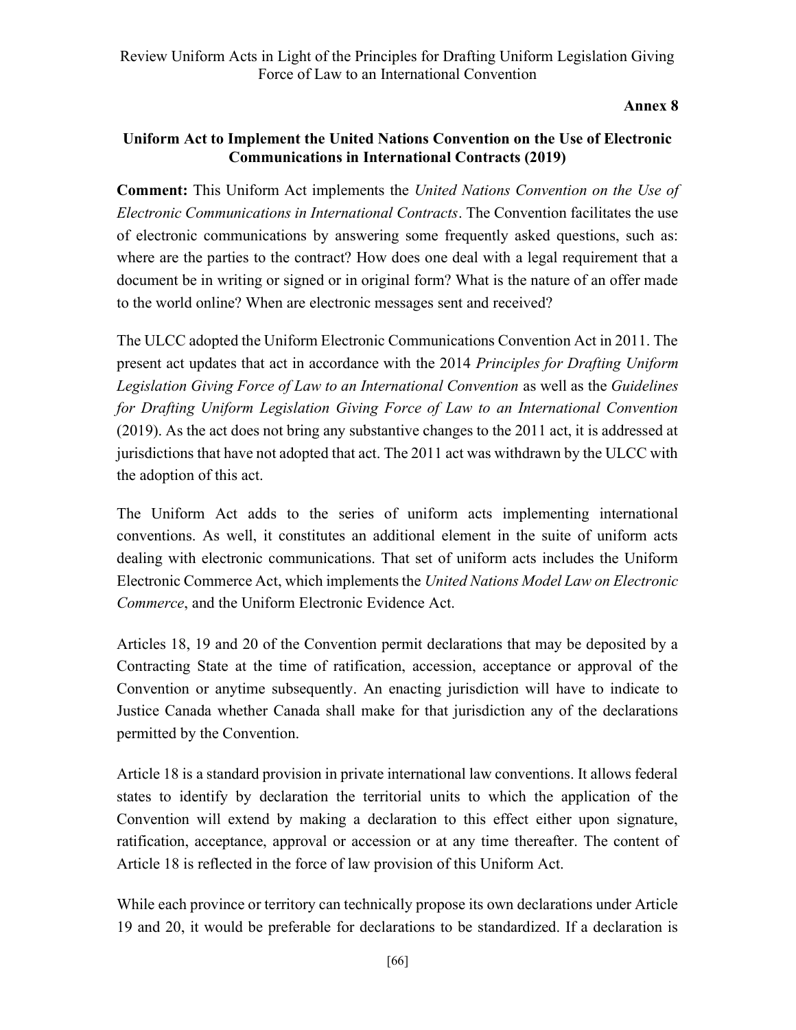**Annex 8**

## Uniform Act to Implement the United Nations Convention on the Use of Electronic Communications in International Contracts (2019)

**Comment:** This Uniform Act implements the *United Nations Convention on the Use of Electronic Communications in International Contracts*. The Convention facilitates the use of electronic communications by answering some frequently asked questions, such as: where are the parties to the contract? How does one deal with a legal requirement that a document be in writing or signed or in original form? What is the nature of an offer made to the world online? When are electronic messages sent and received?

The ULCC adopted the Uniform Electronic Communications Convention Act in 2011. The present act updates that act in accordance with the 2014 *Principles for Drafting Uniform Legislation Giving Force of Law to an International Convention* as well as the *Guidelines for Drafting Uniform Legislation Giving Force of Law to an International Convention* (2019). As the act does not bring any substantive changes to the 2011 act, it is addressed at jurisdictions that have not adopted that act. The 2011 act was withdrawn by the ULCC with the adoption of this act.

The Uniform Act adds to the series of uniform acts implementing international conventions. As well, it constitutes an additional element in the suite of uniform acts dealing with electronic communications. That set of uniform acts includes the Uniform Electronic Commerce Act, which implements the *United Nations Model Law on Electronic Commerce*, and the Uniform Electronic Evidence Act.

Articles 18, 19 and 20 of the Convention permit declarations that may be deposited by a Contracting State at the time of ratification, accession, acceptance or approval of the Convention or anytime subsequently. An enacting jurisdiction will have to indicate to Justice Canada whether Canada shall make for that jurisdiction any of the declarations permitted by the Convention.

Article 18 is a standard provision in private international law conventions. It allows federal states to identify by declaration the territorial units to which the application of the Convention will extend by making a declaration to this effect either upon signature, ratification, acceptance, approval or accession or at any time thereafter. The content of Article 18 is reflected in the force of law provision of this Uniform Act.

While each province or territory can technically propose its own declarations under Article 19 and 20, it would be preferable for declarations to be standardized. If a declaration is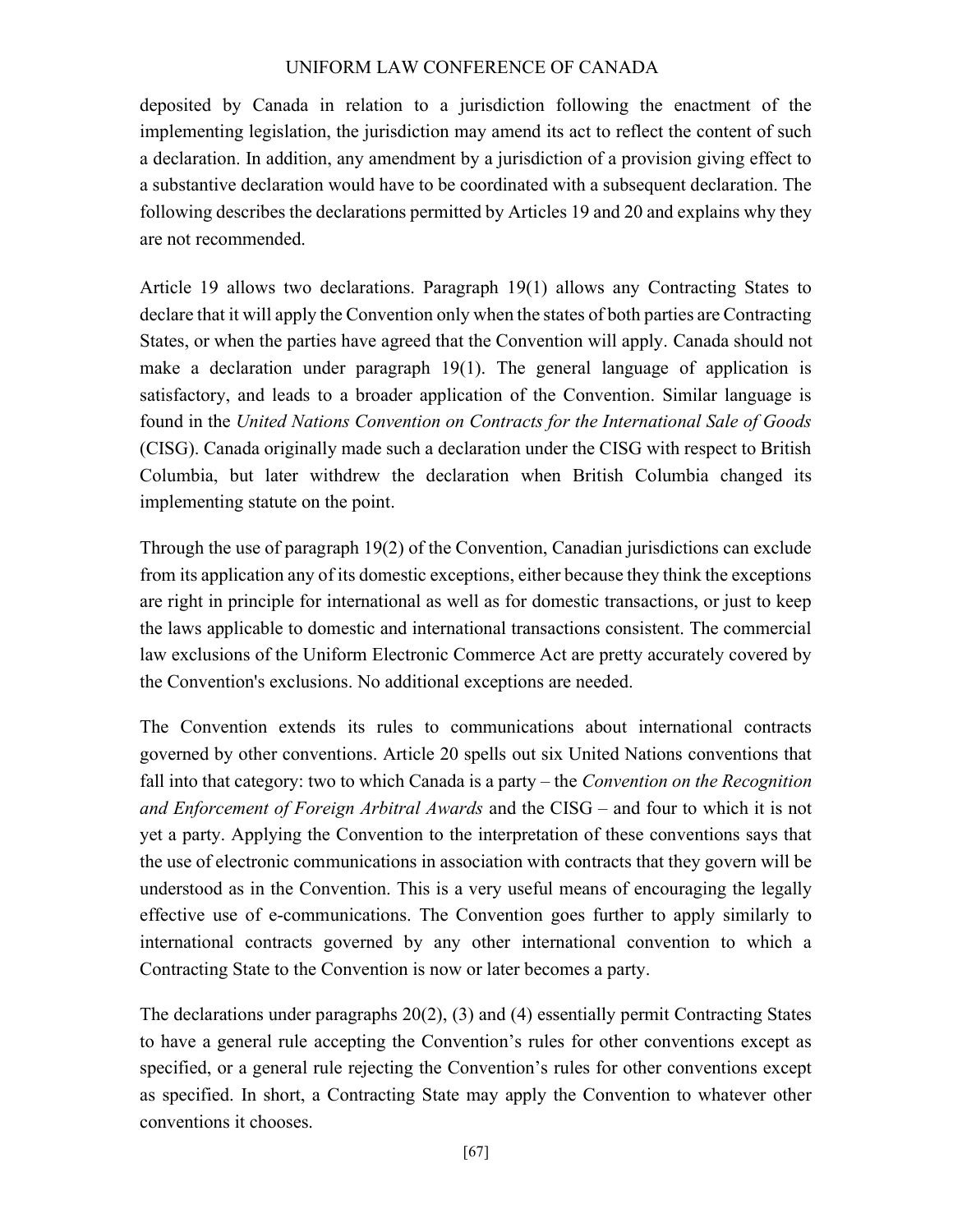deposited by Canada in relation to a jurisdiction following the enactment of the implementing legislation, the jurisdiction may amend its act to reflect the content of such a declaration. In addition, any amendment by a jurisdiction of a provision giving effect to a substantive declaration would have to be coordinated with a subsequent declaration. The following describes the declarations permitted by Articles 19 and 20 and explains why they are not recommended.

Article 19 allows two declarations. Paragraph 19(1) allows any Contracting States to declare that it will apply the Convention only when the states of both parties are Contracting States, or when the parties have agreed that the Convention will apply. Canada should not make a declaration under paragraph 19(1). The general language of application is satisfactory, and leads to a broader application of the Convention. Similar language is found in the *United Nations Convention on Contracts for the International Sale of Goods* (CISG). Canada originally made such a declaration under the CISG with respect to British Columbia, but later withdrew the declaration when British Columbia changed its implementing statute on the point.

Through the use of paragraph 19(2) of the Convention, Canadian jurisdictions can exclude from its application any of its domestic exceptions, either because they think the exceptions are right in principle for international as well as for domestic transactions, or just to keep the laws applicable to domestic and international transactions consistent. The commercial law exclusions of the Uniform Electronic Commerce Act are pretty accurately covered by the Convention's exclusions. No additional exceptions are needed.

The Convention extends its rules to communications about international contracts governed by other conventions. Article 20 spells out six United Nations conventions that fall into that category: two to which Canada is a party – the *Convention on the Recognition and Enforcement of Foreign Arbitral Awards* and the CISG – and four to which it is not yet a party. Applying the Convention to the interpretation of these conventions says that the use of electronic communications in association with contracts that they govern will be understood as in the Convention. This is a very useful means of encouraging the legally effective use of e-communications. The Convention goes further to apply similarly to international contracts governed by any other international convention to which a Contracting State to the Convention is now or later becomes a party.

The declarations under paragraphs 20(2), (3) and (4) essentially permit Contracting States to have a general rule accepting the Convention's rules for other conventions except as specified, or a general rule rejecting the Convention's rules for other conventions except as specified. In short, a Contracting State may apply the Convention to whatever other conventions it chooses.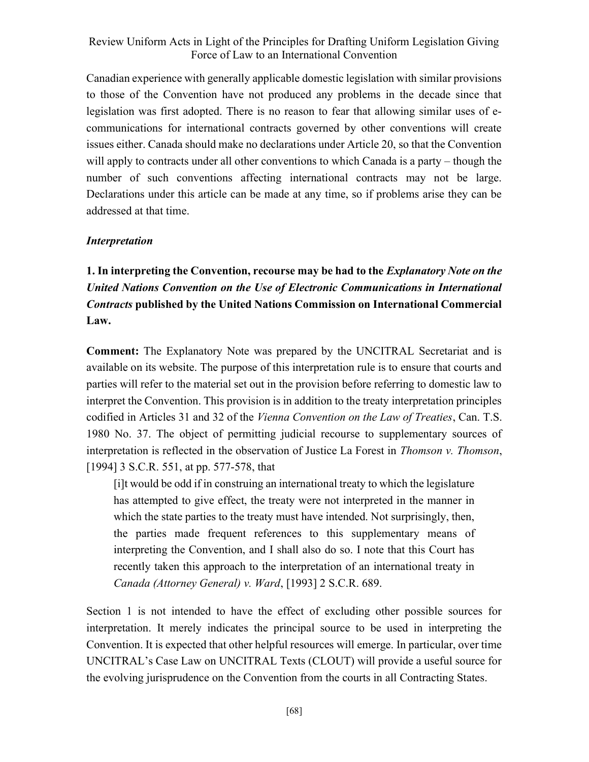Canadian experience with generally applicable domestic legislation with similar provisions to those of the Convention have not produced any problems in the decade since that legislation was first adopted. There is no reason to fear that allowing similar uses of e-communications for international contracts governed by other conventions will create issues either. Canada should make no declarations under Article 20, so that the Convention will apply to contracts under all other conventions to which Canada is a party – though the number of such conventions affecting international contracts may not be large. Declarations under this article can be made at any time, so if problems arise they can be addressed at that time.

***Interpretation***

**1. In interpreting the Convention, recourse may be had to the *Explanatory Note on the United Nations Convention on the Use of Electronic Communications in International Contracts* published by the United Nations Commission on International Commercial Law.**

**Comment:** The Explanatory Note was prepared by the UNCITRAL Secretariat and is available on its website. The purpose of this interpretation rule is to ensure that courts and parties will refer to the material set out in the provision before referring to domestic law to interpret the Convention. This provision is in addition to the treaty interpretation principles codified in Articles 31 and 32 of the *Vienna Convention on the Law of Treaties*, Can. T.S. 1980 No. 37. The object of permitting judicial recourse to supplementary sources of interpretation is reflected in the observation of Justice La Forest in *Thomson v. Thomson*, [1994] 3 S.C.R. 551, at pp. 577-578, that

> [i]t would be odd if in construing an international treaty to which the legislature has attempted to give effect, the treaty were not interpreted in the manner in which the state parties to the treaty must have intended. Not surprisingly, then, the parties made frequent references to this supplementary means of interpreting the Convention, and I shall also do so. I note that this Court has recently taken this approach to the interpretation of an international treaty in *Canada (Attorney General) v. Ward*, [1993] 2 S.C.R. 689.

Section 1 is not intended to have the effect of excluding other possible sources for interpretation. It merely indicates the principal source to be used in interpreting the Convention. It is expected that other helpful resources will emerge. In particular, over time UNCITRAL's Case Law on UNCITRAL Texts (CLOUT) will provide a useful source for the evolving jurisprudence on the Convention from the courts in all Contracting States.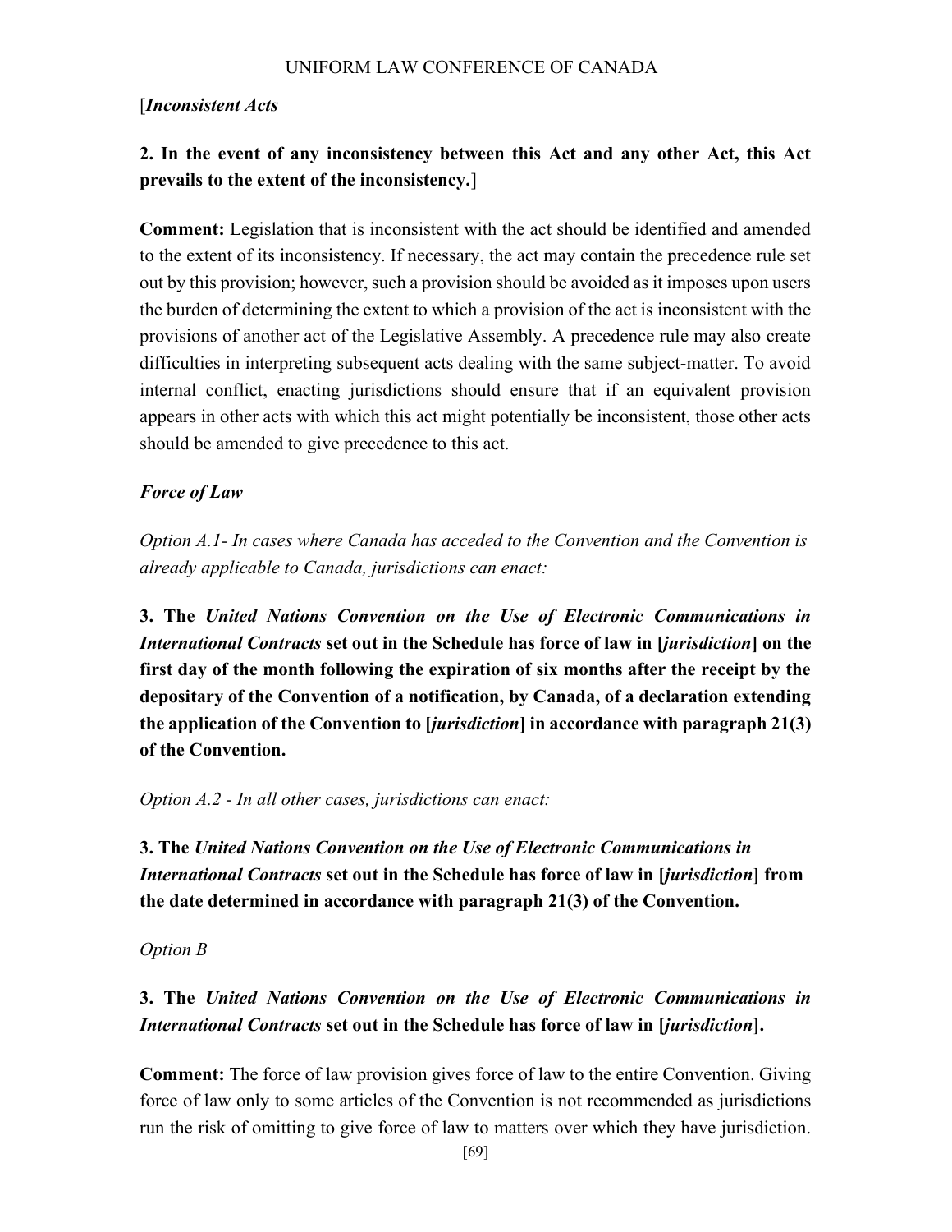[***Inconsistent Acts***

**2. In the event of any inconsistency between this Act and any other Act, this Act prevails to the extent of the inconsistency.**]

**Comment:** Legislation that is inconsistent with the act should be identified and amended to the extent of its inconsistency. If necessary, the act may contain the precedence rule set out by this provision; however, such a provision should be avoided as it imposes upon users the burden of determining the extent to which a provision of the act is inconsistent with the provisions of another act of the Legislative Assembly. A precedence rule may also create difficulties in interpreting subsequent acts dealing with the same subject-matter. To avoid internal conflict, enacting jurisdictions should ensure that if an equivalent provision appears in other acts with which this act might potentially be inconsistent, those other acts should be amended to give precedence to this act.

***Force of Law***

*Option A.1- In cases where Canada has acceded to the Convention and the Convention is already applicable to Canada, jurisdictions can enact:*

**3. The *United Nations Convention on the Use of Electronic Communications in International Contracts* set out in the Schedule has force of law in [*jurisdiction*] on the first day of the month following the expiration of six months after the receipt by the depositary of the Convention of a notification, by Canada, of a declaration extending the application of the Convention to [*jurisdiction*] in accordance with paragraph 21(3) of the Convention.**

*Option A.2 - In all other cases, jurisdictions can enact:*

**3. The *United Nations Convention on the Use of Electronic Communications in International Contracts* set out in the Schedule has force of law in [*jurisdiction*] from the date determined in accordance with paragraph 21(3) of the Convention.**

*Option B*

**3. The *United Nations Convention on the Use of Electronic Communications in International Contracts* set out in the Schedule has force of law in [*jurisdiction*].**

**Comment:** The force of law provision gives force of law to the entire Convention. Giving force of law only to some articles of the Convention is not recommended as jurisdictions run the risk of omitting to give force of law to matters over which they have jurisdiction.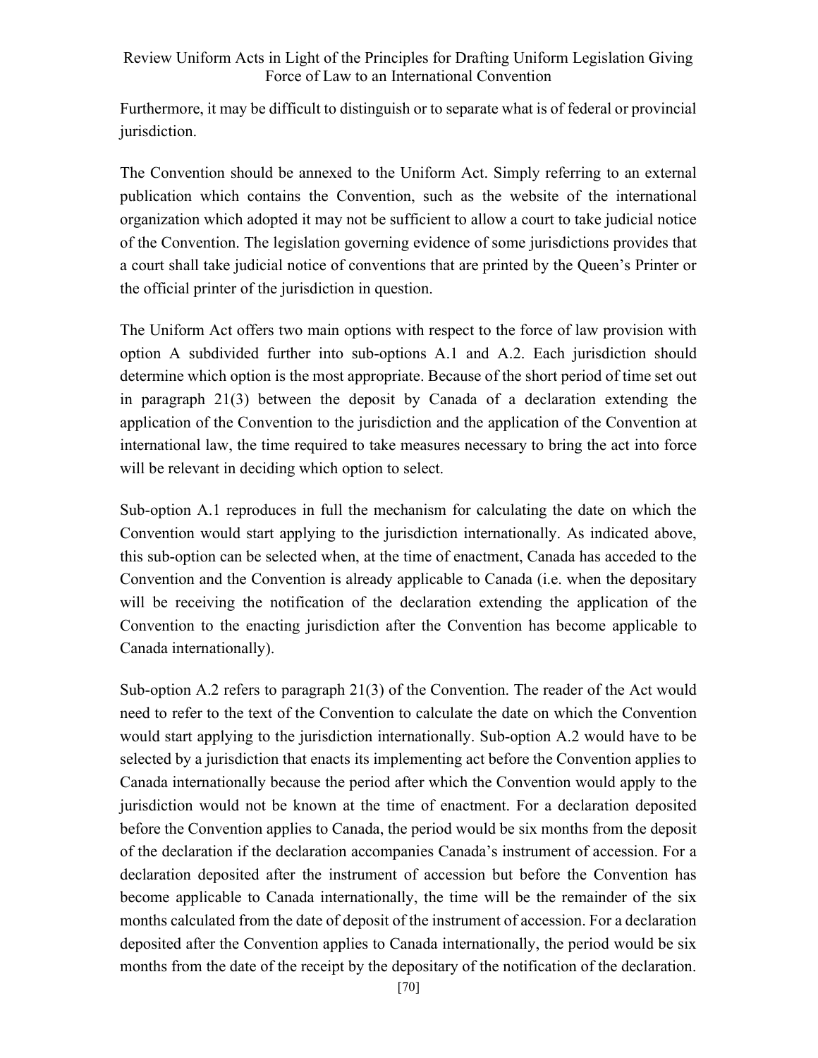Furthermore, it may be difficult to distinguish or to separate what is of federal or provincial jurisdiction.

The Convention should be annexed to the Uniform Act. Simply referring to an external publication which contains the Convention, such as the website of the international organization which adopted it may not be sufficient to allow a court to take judicial notice of the Convention. The legislation governing evidence of some jurisdictions provides that a court shall take judicial notice of conventions that are printed by the Queen's Printer or the official printer of the jurisdiction in question.

The Uniform Act offers two main options with respect to the force of law provision with option A subdivided further into sub-options A.1 and A.2. Each jurisdiction should determine which option is the most appropriate. Because of the short period of time set out in paragraph 21(3) between the deposit by Canada of a declaration extending the application of the Convention to the jurisdiction and the application of the Convention at international law, the time required to take measures necessary to bring the act into force will be relevant in deciding which option to select.

Sub-option A.1 reproduces in full the mechanism for calculating the date on which the Convention would start applying to the jurisdiction internationally. As indicated above, this sub-option can be selected when, at the time of enactment, Canada has acceded to the Convention and the Convention is already applicable to Canada (i.e. when the depositary will be receiving the notification of the declaration extending the application of the Convention to the enacting jurisdiction after the Convention has become applicable to Canada internationally).

Sub-option A.2 refers to paragraph 21(3) of the Convention. The reader of the Act would need to refer to the text of the Convention to calculate the date on which the Convention would start applying to the jurisdiction internationally. Sub-option A.2 would have to be selected by a jurisdiction that enacts its implementing act before the Convention applies to Canada internationally because the period after which the Convention would apply to the jurisdiction would not be known at the time of enactment. For a declaration deposited before the Convention applies to Canada, the period would be six months from the deposit of the declaration if the declaration accompanies Canada's instrument of accession. For a declaration deposited after the instrument of accession but before the Convention has become applicable to Canada internationally, the time will be the remainder of the six months calculated from the date of deposit of the instrument of accession. For a declaration deposited after the Convention applies to Canada internationally, the period would be six months from the date of the receipt by the depositary of the notification of the declaration.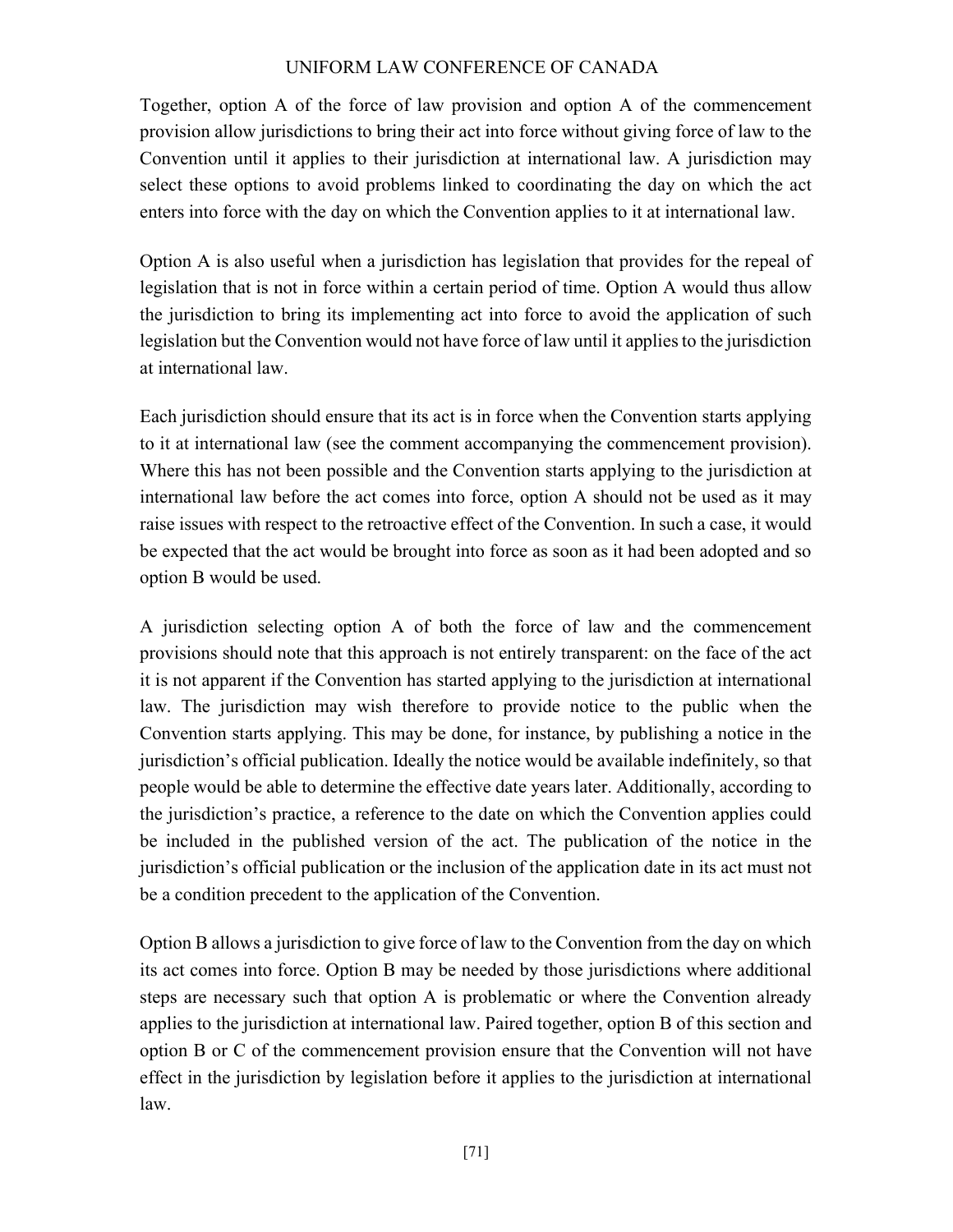Together, option A of the force of law provision and option A of the commencement provision allow jurisdictions to bring their act into force without giving force of law to the Convention until it applies to their jurisdiction at international law. A jurisdiction may select these options to avoid problems linked to coordinating the day on which the act enters into force with the day on which the Convention applies to it at international law.

Option A is also useful when a jurisdiction has legislation that provides for the repeal of legislation that is not in force within a certain period of time. Option A would thus allow the jurisdiction to bring its implementing act into force to avoid the application of such legislation but the Convention would not have force of law until it applies to the jurisdiction at international law.

Each jurisdiction should ensure that its act is in force when the Convention starts applying to it at international law (see the comment accompanying the commencement provision). Where this has not been possible and the Convention starts applying to the jurisdiction at international law before the act comes into force, option A should not be used as it may raise issues with respect to the retroactive effect of the Convention. In such a case, it would be expected that the act would be brought into force as soon as it had been adopted and so option B would be used.

A jurisdiction selecting option A of both the force of law and the commencement provisions should note that this approach is not entirely transparent: on the face of the act it is not apparent if the Convention has started applying to the jurisdiction at international law. The jurisdiction may wish therefore to provide notice to the public when the Convention starts applying. This may be done, for instance, by publishing a notice in the jurisdiction's official publication. Ideally the notice would be available indefinitely, so that people would be able to determine the effective date years later. Additionally, according to the jurisdiction's practice, a reference to the date on which the Convention applies could be included in the published version of the act. The publication of the notice in the jurisdiction's official publication or the inclusion of the application date in its act must not be a condition precedent to the application of the Convention.

Option B allows a jurisdiction to give force of law to the Convention from the day on which its act comes into force. Option B may be needed by those jurisdictions where additional steps are necessary such that option A is problematic or where the Convention already applies to the jurisdiction at international law. Paired together, option B of this section and option B or C of the commencement provision ensure that the Convention will not have effect in the jurisdiction by legislation before it applies to the jurisdiction at international law.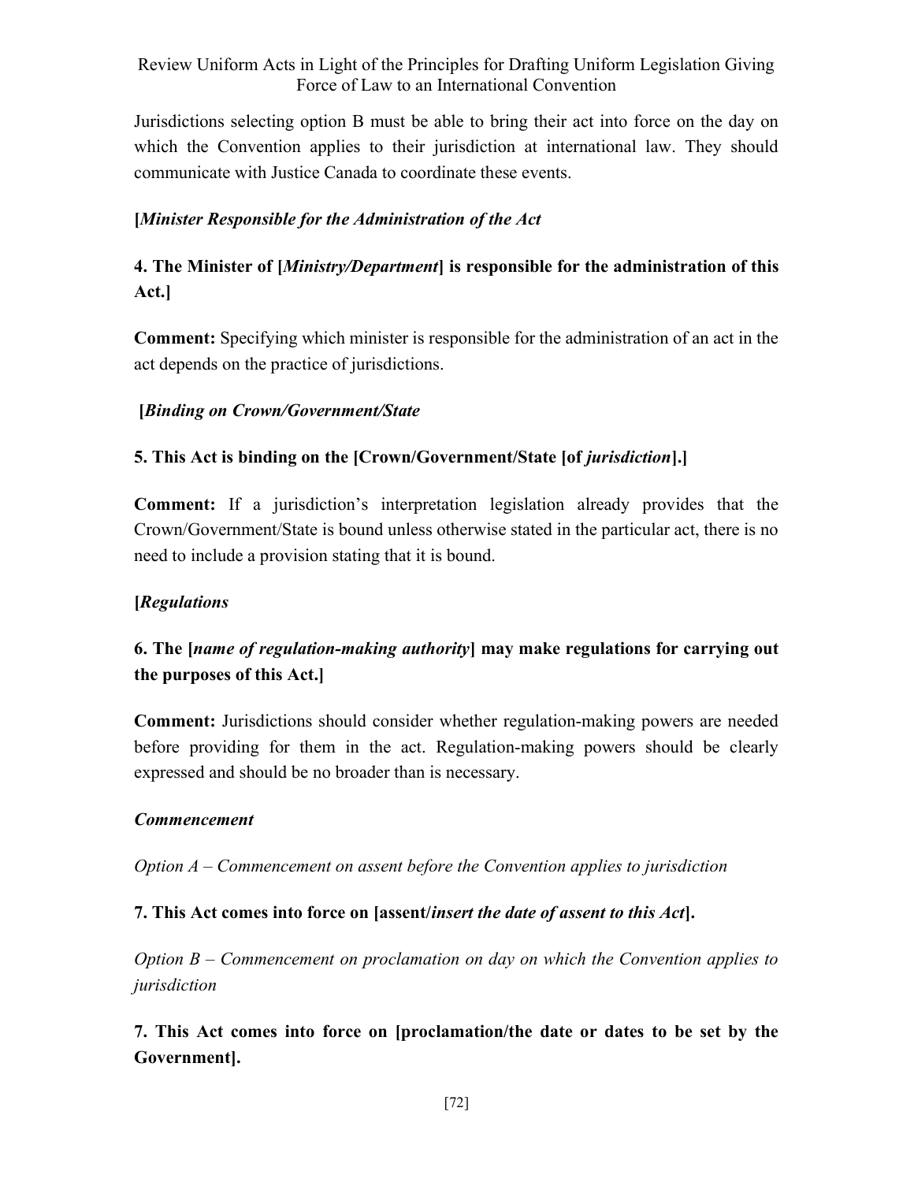Jurisdictions selecting option B must be able to bring their act into force on the day on which the Convention applies to their jurisdiction at international law. They should communicate with Justice Canada to coordinate these events.

**[*Minister Responsible for the Administration of the Act***

**4. The Minister of [*Ministry/Department*] is responsible for the administration of this Act.]**

**Comment:** Specifying which minister is responsible for the administration of an act in the act depends on the practice of jurisdictions.

**[*Binding on Crown/Government/State***

**5. This Act is binding on the [Crown/Government/State [of *jurisdiction*].]**

**Comment:** If a jurisdiction's interpretation legislation already provides that the Crown/Government/State is bound unless otherwise stated in the particular act, there is no need to include a provision stating that it is bound.

**[*Regulations***

**6. The [*name of regulation-making authority*] may make regulations for carrying out the purposes of this Act.]**

**Comment:** Jurisdictions should consider whether regulation-making powers are needed before providing for them in the act. Regulation-making powers should be clearly expressed and should be no broader than is necessary.

***Commencement***

*Option A – Commencement on assent before the Convention applies to jurisdiction*

**7. This Act comes into force on [assent/*insert the date of assent to this Act*].**

*Option B – Commencement on proclamation on day on which the Convention applies to jurisdiction*

**7. This Act comes into force on [proclamation/the date or dates to be set by the Government].**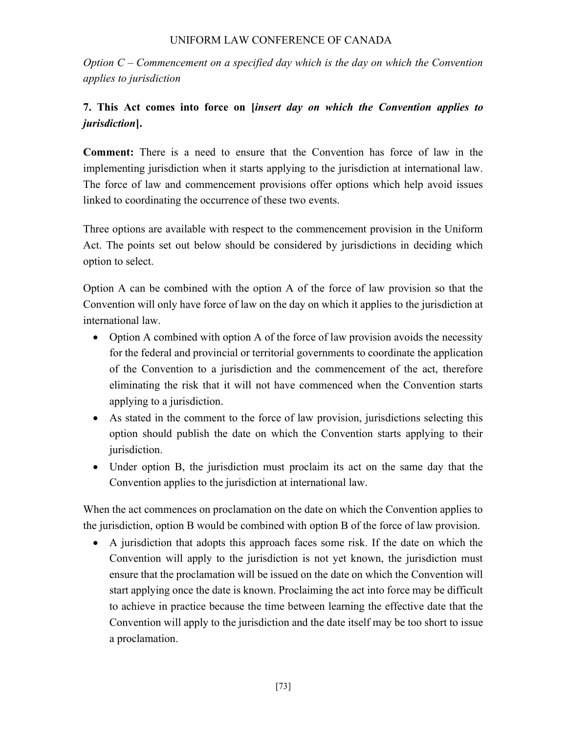*Option C – Commencement on a specified day which is the day on which the Convention applies to jurisdiction*

**7. This Act comes into force on [*insert day on which the Convention applies to jurisdiction*].**

**Comment:** There is a need to ensure that the Convention has force of law in the implementing jurisdiction when it starts applying to the jurisdiction at international law. The force of law and commencement provisions offer options which help avoid issues linked to coordinating the occurrence of these two events.

Three options are available with respect to the commencement provision in the Uniform Act. The points set out below should be considered by jurisdictions in deciding which option to select.

Option A can be combined with the option A of the force of law provision so that the Convention will only have force of law on the day on which it applies to the jurisdiction at international law.

- Option A combined with option A of the force of law provision avoids the necessity for the federal and provincial or territorial governments to coordinate the application of the Convention to a jurisdiction and the commencement of the act, therefore eliminating the risk that it will not have commenced when the Convention starts applying to a jurisdiction.
- As stated in the comment to the force of law provision, jurisdictions selecting this option should publish the date on which the Convention starts applying to their jurisdiction.
- Under option B, the jurisdiction must proclaim its act on the same day that the Convention applies to the jurisdiction at international law.

When the act commences on proclamation on the date on which the Convention applies to the jurisdiction, option B would be combined with option B of the force of law provision.

- A jurisdiction that adopts this approach faces some risk. If the date on which the Convention will apply to the jurisdiction is not yet known, the jurisdiction must ensure that the proclamation will be issued on the date on which the Convention will start applying once the date is known. Proclaiming the act into force may be difficult to achieve in practice because the time between learning the effective date that the Convention will apply to the jurisdiction and the date itself may be too short to issue a proclamation.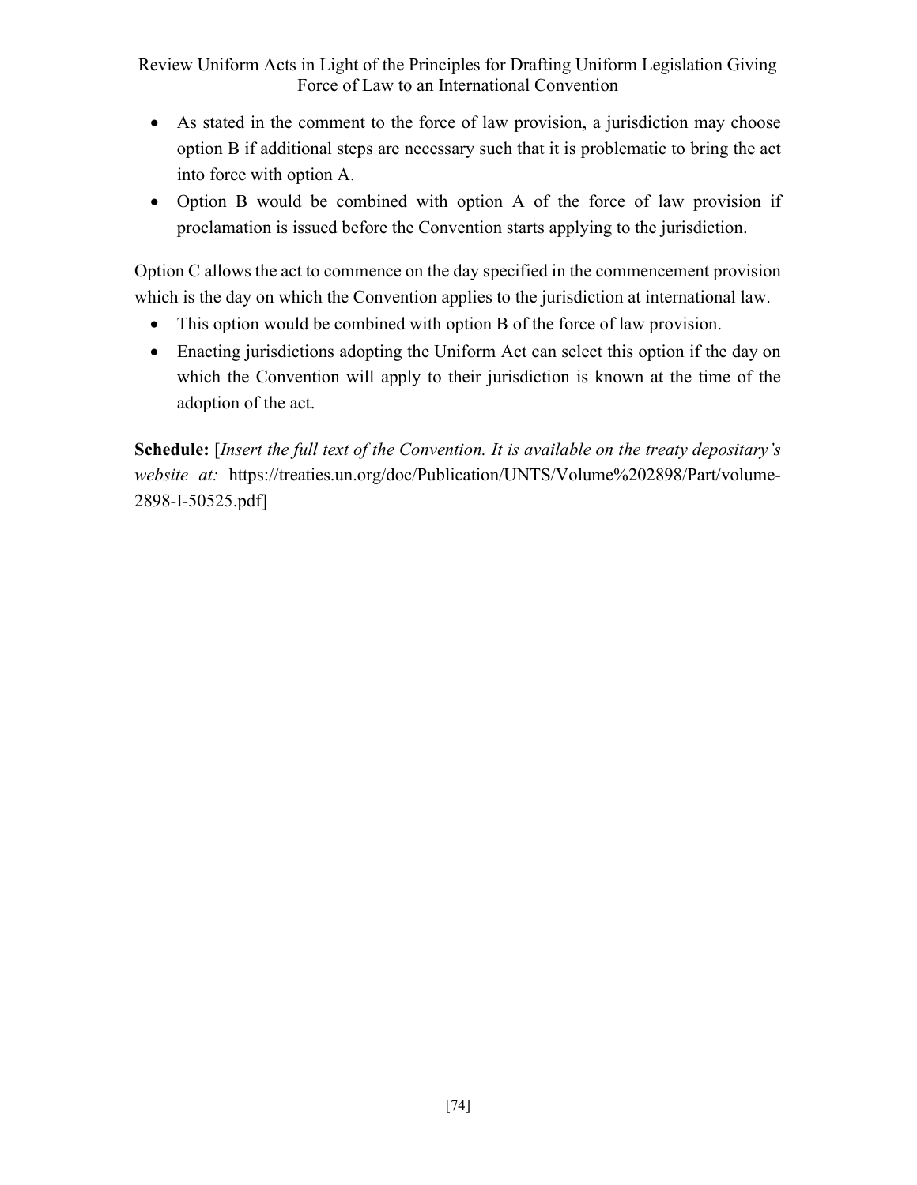- As stated in the comment to the force of law provision, a jurisdiction may choose option B if additional steps are necessary such that it is problematic to bring the act into force with option A.
- Option B would be combined with option A of the force of law provision if proclamation is issued before the Convention starts applying to the jurisdiction.

Option C allows the act to commence on the day specified in the commencement provision which is the day on which the Convention applies to the jurisdiction at international law.

- This option would be combined with option B of the force of law provision.
- Enacting jurisdictions adopting the Uniform Act can select this option if the day on which the Convention will apply to their jurisdiction is known at the time of the adoption of the act.

**Schedule:** [*Insert the full text of the Convention. It is available on the treaty depositary's website at:* https://treaties.un.org/doc/Publication/UNTS/Volume%202898/Part/volume-2898-I-50525.pdf]